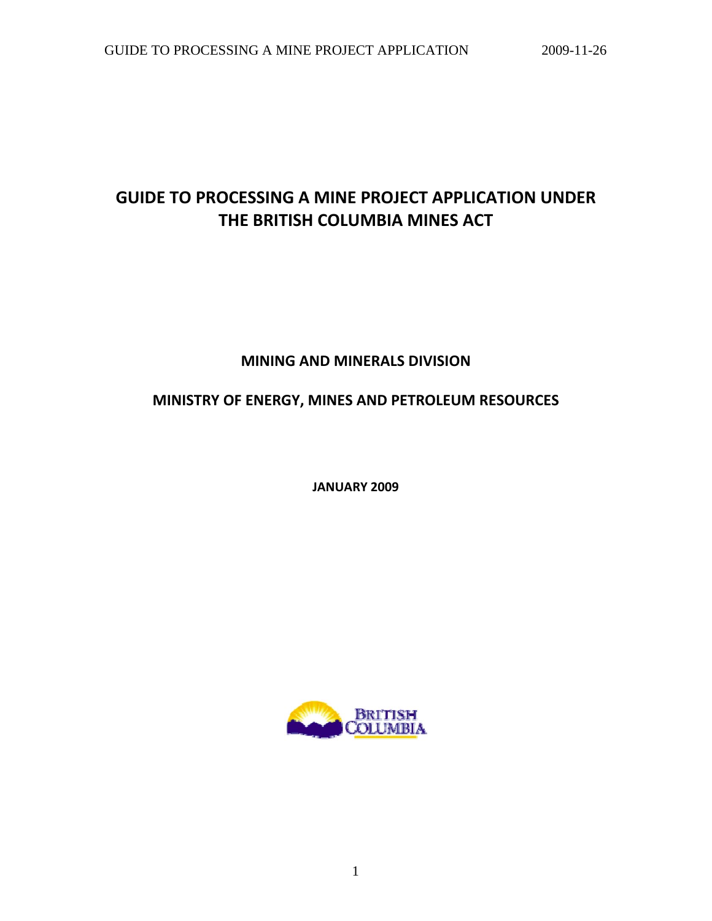# GUIDE TO PROCESSING A MINE PROJECT APPLICATION UNDER THE BRITISH COLUMBIA MINES ACT

**MINING AND MINERALS DIVISION**

**MINISTRY OF ENERGY, MINES AND PETROLEUM RESOURCES**

**JANUARY 2009**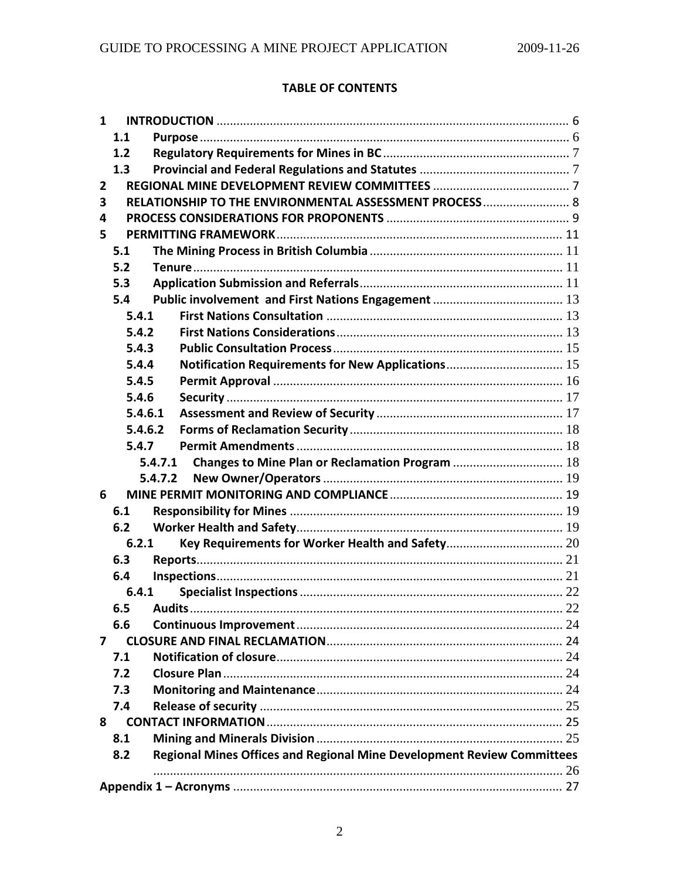**TABLE OF CONTENTS**

| | | |
|---|---|---|
| **1** | **INTRODUCTION** | 6 |
| **1.1** | **Purpose** | 6 |
| **1.2** | **Regulatory Requirements for Mines in BC** | 7 |
| **1.3** | **Provincial and Federal Regulations and Statutes** | 7 |
| **2** | **REGIONAL MINE DEVELOPMENT REVIEW COMMITTEES** | 7 |
| **3** | **RELATIONSHIP TO THE ENVIRONMENTAL ASSESSMENT PROCESS** | 8 |
| **4** | **PROCESS CONSIDERATIONS FOR PROPONENTS** | 9 |
| **5** | **PERMITTING FRAMEWORK** | 11 |
| **5.1** | **The Mining Process in British Columbia** | 11 |
| **5.2** | **Tenure** | 11 |
| **5.3** | **Application Submission and Referrals** | 11 |
| **5.4** | **Public involvement and First Nations Engagement** | 13 |
| **5.4.1** | **First Nations Consultation** | 13 |
| **5.4.2** | **First Nations Considerations** | 13 |
| **5.4.3** | **Public Consultation Process** | 15 |
| **5.4.4** | **Notification Requirements for New Applications** | 15 |
| **5.4.5** | **Permit Approval** | 16 |
| **5.4.6** | **Security** | 17 |
| **5.4.6.1** | **Assessment and Review of Security** | 17 |
| **5.4.6.2** | **Forms of Reclamation Security** | 18 |
| **5.4.7** | **Permit Amendments** | 18 |
| **5.4.7.1** | **Changes to Mine Plan or Reclamation Program** | 18 |
| **5.4.7.2** | **New Owner/Operators** | 19 |
| **6** | **MINE PERMIT MONITORING AND COMPLIANCE** | 19 |
| **6.1** | **Responsibility for Mines** | 19 |
| **6.2** | **Worker Health and Safety** | 19 |
| **6.2.1** | **Key Requirements for Worker Health and Safety** | 20 |
| **6.3** | **Reports** | 21 |
| **6.4** | **Inspections** | 21 |
| **6.4.1** | **Specialist Inspections** | 22 |
| **6.5** | **Audits** | 22 |
| **6.6** | **Continuous Improvement** | 24 |
| **7** | **CLOSURE AND FINAL RECLAMATION** | 24 |
| **7.1** | **Notification of closure** | 24 |
| **7.2** | **Closure Plan** | 24 |
| **7.3** | **Monitoring and Maintenance** | 24 |
| **7.4** | **Release of security** | 25 |
| **8** | **CONTACT INFORMATION** | 25 |
| **8.1** | **Mining and Minerals Division** | 25 |
| **8.2** | **Regional Mines Offices and Regional Mine Development Review Committees** | 26 |
| | **Appendix 1 – Acronyms** | 27 |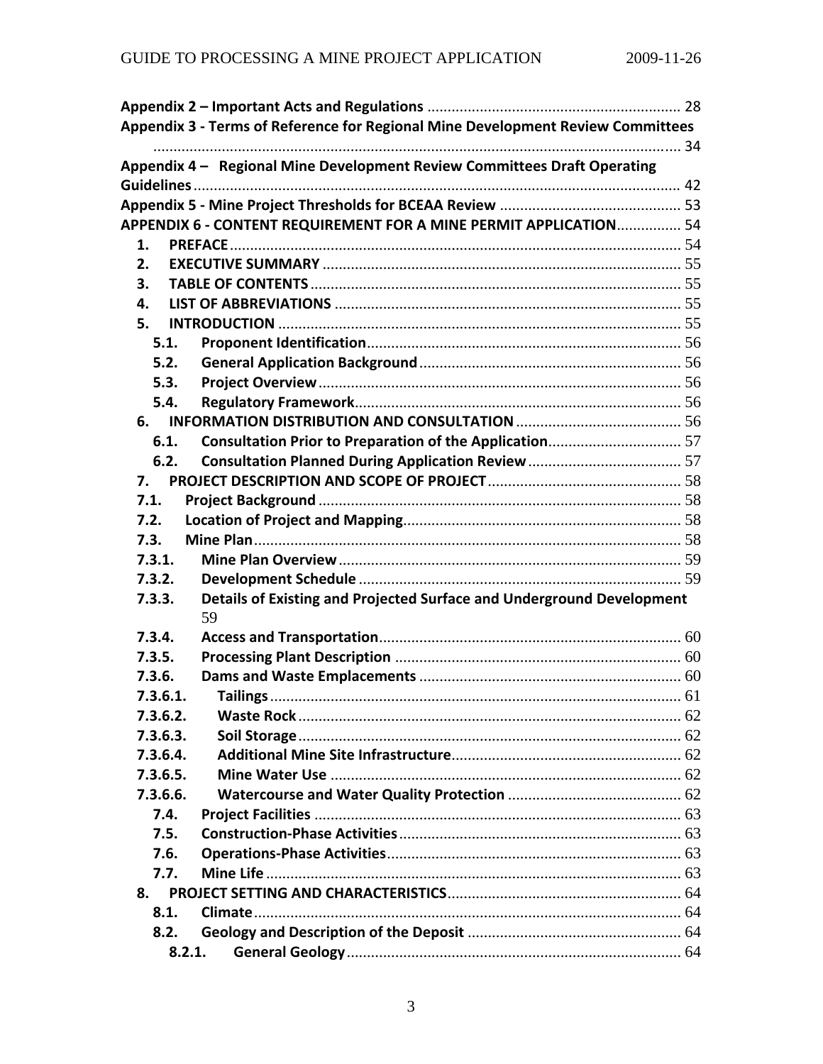**Appendix 2 – Important Acts and Regulations** ............................................................. 28

**Appendix 3 - Terms of Reference for Regional Mine Development Review Committees** ................................................................................................................................ 34

**Appendix 4 – Regional Mine Development Review Committees Draft Operating Guidelines** ........................................................................................................................ 42

**Appendix 5 - Mine Project Thresholds for BCEAA Review** ............................................ 53

**APPENDIX 6 - CONTENT REQUIREMENT FOR A MINE PERMIT APPLICATION** ................ 54

- **1. PREFACE** ............................................................................................................... 54
- **2. EXECUTIVE SUMMARY** ......................................................................................... 55
- **3. TABLE OF CONTENTS** ............................................................................................ 55
- **4. LIST OF ABBREVIATIONS** ...................................................................................... 55
- **5. INTRODUCTION** .................................................................................................... 55
  - **5.1. Proponent Identification** ............................................................................... 56
  - **5.2. General Application Background** .................................................................. 56
  - **5.3. Project Overview** ........................................................................................... 56
  - **5.4. Regulatory Framework** ................................................................................. 56
- **6. INFORMATION DISTRIBUTION AND CONSULTATION** ......................................... 56
  - **6.1. Consultation Prior to Preparation of the Application** ................................. 57
  - **6.2. Consultation Planned During Application Review** ...................................... 57
- **7. PROJECT DESCRIPTION AND SCOPE OF PROJECT** ................................................ 58
  - **7.1. Project Background** ........................................................................................ 58
  - **7.2. Location of Project and Mapping** .................................................................... 58
  - **7.3. Mine Plan** ......................................................................................................... 58
  - **7.3.1. Mine Plan Overview** .................................................................................... 59
  - **7.3.2. Development Schedule** ............................................................................... 59
  - **7.3.3. Details of Existing and Projected Surface and Underground Development** 59
  - **7.3.4. Access and Transportation** .......................................................................... 60
  - **7.3.5. Processing Plant Description** ...................................................................... 60
  - **7.3.6. Dams and Waste Emplacements** ................................................................ 60
  - **7.3.6.1. Tailings** ..................................................................................................... 61
  - **7.3.6.2. Waste Rock** ............................................................................................... 62
  - **7.3.6.3. Soil Storage** .............................................................................................. 62
  - **7.3.6.4. Additional Mine Site Infrastructure** ......................................................... 62
  - **7.3.6.5. Mine Water Use** ....................................................................................... 62
  - **7.3.6.6. Watercourse and Water Quality Protection** ........................................... 62
  - **7.4. Project Facilities** ............................................................................................. 63
  - **7.5. Construction-Phase Activities** ........................................................................ 63
  - **7.6. Operations-Phase Activities** ........................................................................... 63
  - **7.7. Mine Life** ......................................................................................................... 63
- **8. PROJECT SETTING AND CHARACTERISTICS** ......................................................... 64
  - **8.1. Climate** ............................................................................................................ 64
  - **8.2. Geology and Description of the Deposit** ....................................................... 64
    - **8.2.1. General Geology** ........................................................................................ 64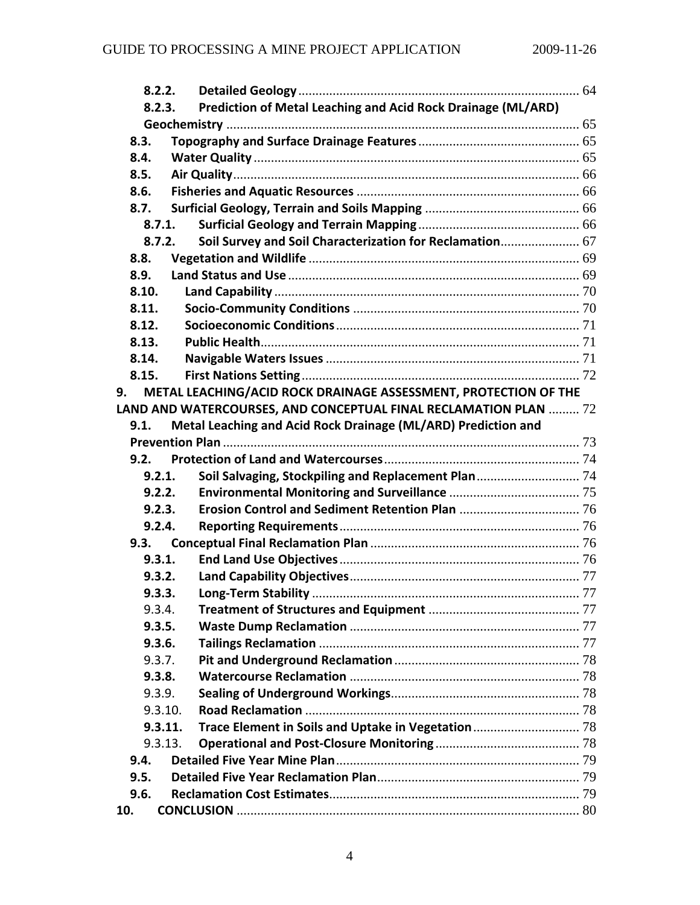8.2.2. **Detailed Geology** ........ 64

8.2.3. **Prediction of Metal Leaching and Acid Rock Drainage (ML/ARD) Geochemistry** ........ 65

8.3. **Topography and Surface Drainage Features** ........ 65

8.4. **Water Quality** ........ 65

8.5. **Air Quality** ........ 66

8.6. **Fisheries and Aquatic Resources** ........ 66

8.7. **Surficial Geology, Terrain and Soils Mapping** ........ 66

8.7.1. **Surficial Geology and Terrain Mapping** ........ 66

8.7.2. **Soil Survey and Soil Characterization for Reclamation** ........ 67

8.8. **Vegetation and Wildlife** ........ 69

8.9. **Land Status and Use** ........ 69

8.10. **Land Capability** ........ 70

8.11. **Socio-Community Conditions** ........ 70

8.12. **Socioeconomic Conditions** ........ 71

8.13. **Public Health** ........ 71

8.14. **Navigable Waters Issues** ........ 71

8.15. **First Nations Setting** ........ 72

9. **METAL LEACHING/ACID ROCK DRAINAGE ASSESSMENT, PROTECTION OF THE LAND AND WATERCOURSES, AND CONCEPTUAL FINAL RECLAMATION PLAN** ........ 72

9.1. **Metal Leaching and Acid Rock Drainage (ML/ARD) Prediction and Prevention Plan** ........ 73

9.2. **Protection of Land and Watercourses** ........ 74

9.2.1. **Soil Salvaging, Stockpiling and Replacement Plan** ........ 74

9.2.2. **Environmental Monitoring and Surveillance** ........ 75

9.2.3. **Erosion Control and Sediment Retention Plan** ........ 76

9.2.4. **Reporting Requirements** ........ 76

9.3. **Conceptual Final Reclamation Plan** ........ 76

9.3.1. **End Land Use Objectives** ........ 76

9.3.2. **Land Capability Objectives** ........ 77

9.3.3. **Long-Term Stability** ........ 77

9.3.4. **Treatment of Structures and Equipment** ........ 77

9.3.5. **Waste Dump Reclamation** ........ 77

9.3.6. **Tailings Reclamation** ........ 77

9.3.7. **Pit and Underground Reclamation** ........ 78

9.3.8. **Watercourse Reclamation** ........ 78

9.3.9. **Sealing of Underground Workings** ........ 78

9.3.10. **Road Reclamation** ........ 78

9.3.11. **Trace Element in Soils and Uptake in Vegetation** ........ 78

9.3.13. **Operational and Post-Closure Monitoring** ........ 78

9.4. **Detailed Five Year Mine Plan** ........ 79

9.5. **Detailed Five Year Reclamation Plan** ........ 79

9.6. **Reclamation Cost Estimates** ........ 79

10. **CONCLUSION** ........ 80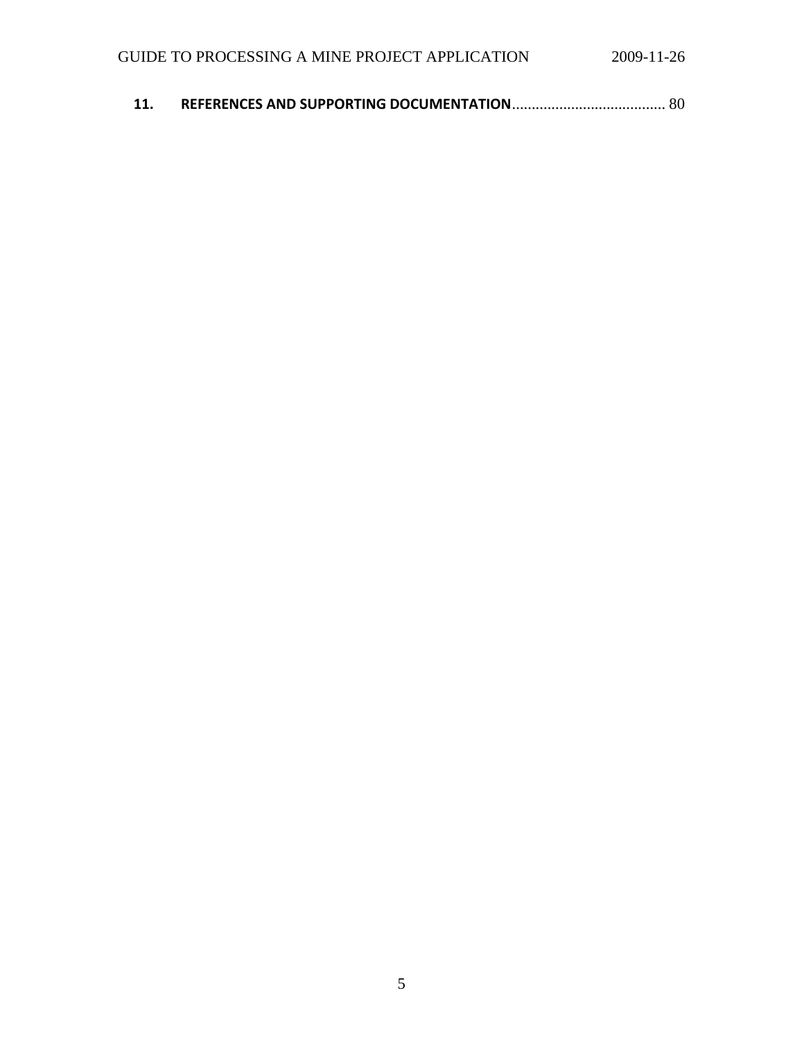**11. REFERENCES AND SUPPORTING DOCUMENTATION** ....................................... 80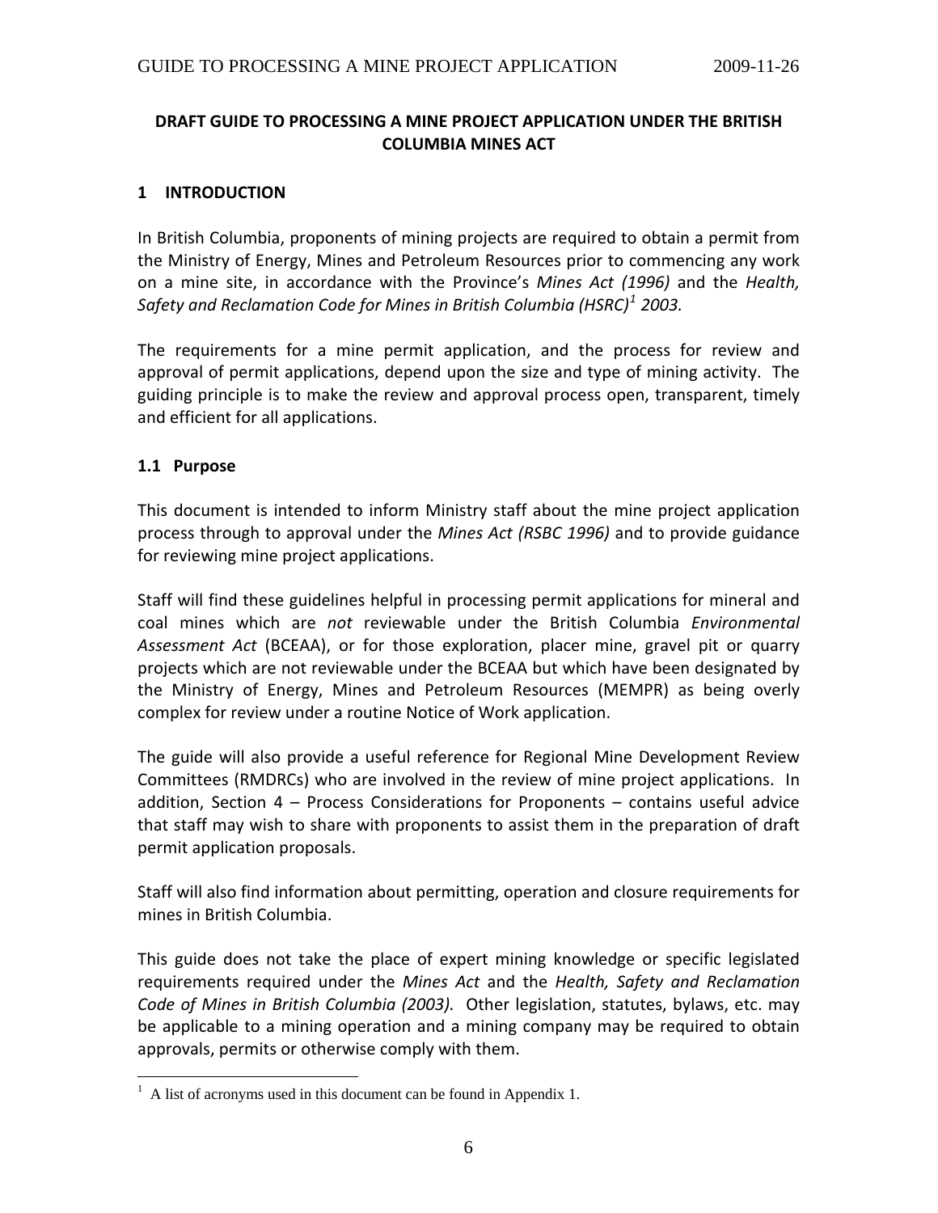**DRAFT GUIDE TO PROCESSING A MINE PROJECT APPLICATION UNDER THE BRITISH COLUMBIA MINES ACT**

## 1 INTRODUCTION

In British Columbia, proponents of mining projects are required to obtain a permit from the Ministry of Energy, Mines and Petroleum Resources prior to commencing any work on a mine site, in accordance with the Province's *Mines Act (1996)* and the *Health, Safety and Reclamation Code for Mines in British Columbia (HSRC)*[1] *2003.*

The requirements for a mine permit application, and the process for review and approval of permit applications, depend upon the size and type of mining activity. The guiding principle is to make the review and approval process open, transparent, timely and efficient for all applications.

### 1.1 Purpose

This document is intended to inform Ministry staff about the mine project application process through to approval under the *Mines Act (RSBC 1996)* and to provide guidance for reviewing mine project applications.

Staff will find these guidelines helpful in processing permit applications for mineral and coal mines which are *not* reviewable under the British Columbia *Environmental Assessment Act* (BCEAA), or for those exploration, placer mine, gravel pit or quarry projects which are not reviewable under the BCEAA but which have been designated by the Ministry of Energy, Mines and Petroleum Resources (MEMPR) as being overly complex for review under a routine Notice of Work application.

The guide will also provide a useful reference for Regional Mine Development Review Committees (RMDRCs) who are involved in the review of mine project applications. In addition, Section 4 – Process Considerations for Proponents – contains useful advice that staff may wish to share with proponents to assist them in the preparation of draft permit application proposals.

Staff will also find information about permitting, operation and closure requirements for mines in British Columbia.

This guide does not take the place of expert mining knowledge or specific legislated requirements required under the *Mines Act* and the *Health, Safety and Reclamation Code of Mines in British Columbia (2003).* Other legislation, statutes, bylaws, etc. may be applicable to a mining operation and a mining company may be required to obtain approvals, permits or otherwise comply with them.

[1] A list of acronyms used in this document can be found in Appendix 1.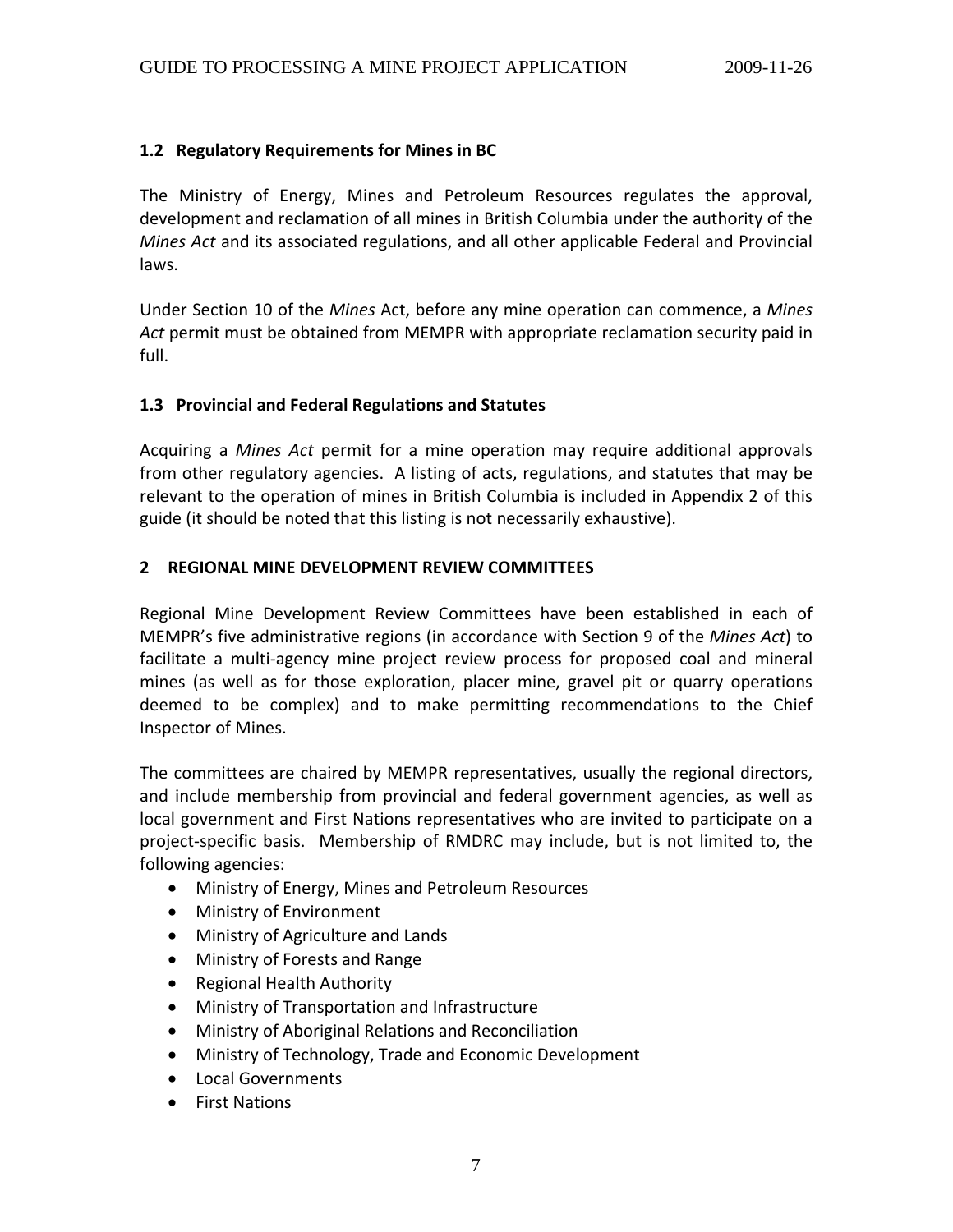### 1.2 Regulatory Requirements for Mines in BC

The Ministry of Energy, Mines and Petroleum Resources regulates the approval, development and reclamation of all mines in British Columbia under the authority of the *Mines Act* and its associated regulations, and all other applicable Federal and Provincial laws.

Under Section 10 of the *Mines* Act, before any mine operation can commence, a *Mines Act* permit must be obtained from MEMPR with appropriate reclamation security paid in full.

### 1.3 Provincial and Federal Regulations and Statutes

Acquiring a *Mines Act* permit for a mine operation may require additional approvals from other regulatory agencies. A listing of acts, regulations, and statutes that may be relevant to the operation of mines in British Columbia is included in Appendix 2 of this guide (it should be noted that this listing is not necessarily exhaustive).

## 2 REGIONAL MINE DEVELOPMENT REVIEW COMMITTEES

Regional Mine Development Review Committees have been established in each of MEMPR's five administrative regions (in accordance with Section 9 of the *Mines Act*) to facilitate a multi-agency mine project review process for proposed coal and mineral mines (as well as for those exploration, placer mine, gravel pit or quarry operations deemed to be complex) and to make permitting recommendations to the Chief Inspector of Mines.

The committees are chaired by MEMPR representatives, usually the regional directors, and include membership from provincial and federal government agencies, as well as local government and First Nations representatives who are invited to participate on a project-specific basis. Membership of RMDRC may include, but is not limited to, the following agencies:

- Ministry of Energy, Mines and Petroleum Resources
- Ministry of Environment
- Ministry of Agriculture and Lands
- Ministry of Forests and Range
- Regional Health Authority
- Ministry of Transportation and Infrastructure
- Ministry of Aboriginal Relations and Reconciliation
- Ministry of Technology, Trade and Economic Development
- Local Governments
- First Nations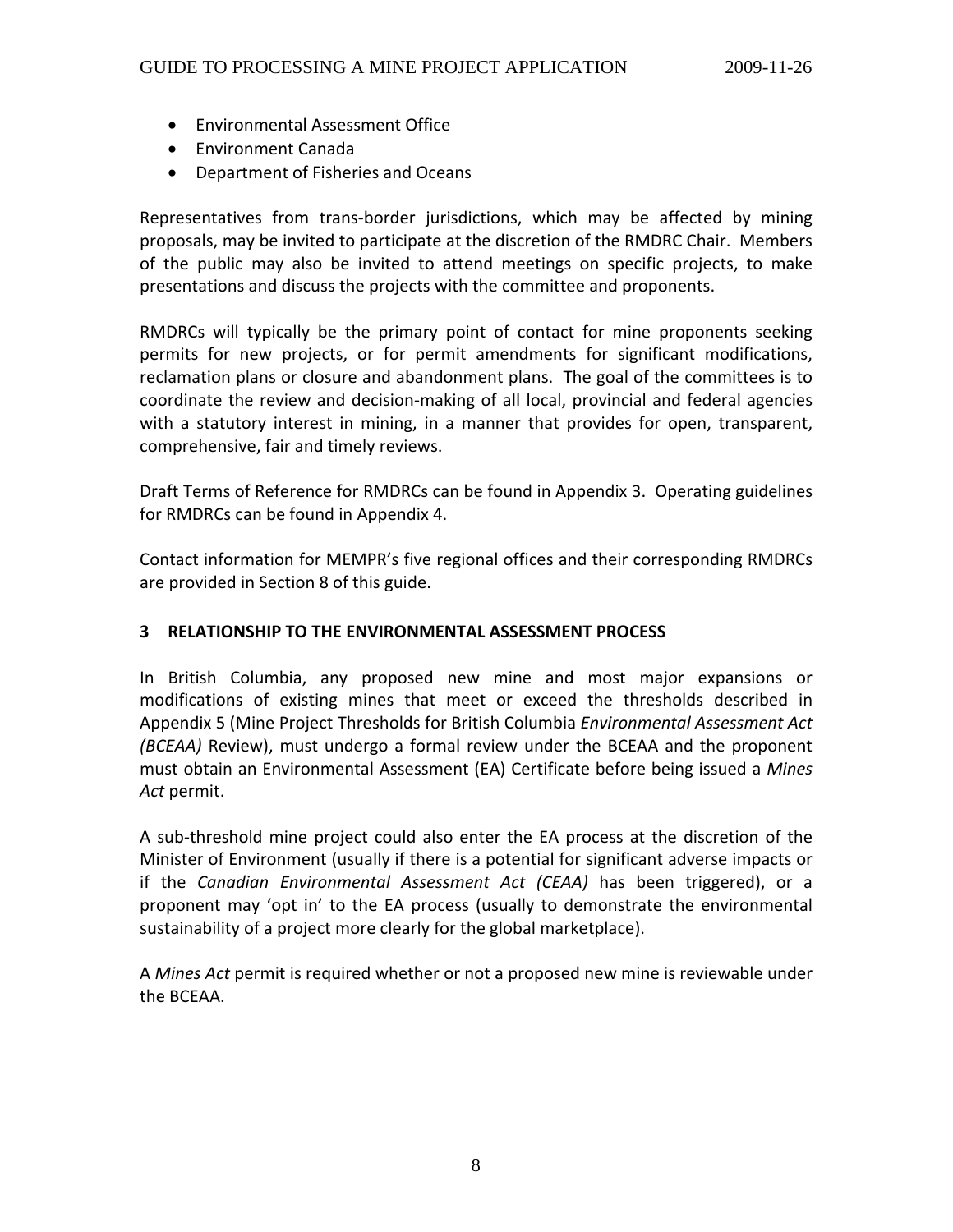- Environmental Assessment Office
- Environment Canada
- Department of Fisheries and Oceans

Representatives from trans-border jurisdictions, which may be affected by mining proposals, may be invited to participate at the discretion of the RMDRC Chair. Members of the public may also be invited to attend meetings on specific projects, to make presentations and discuss the projects with the committee and proponents.

RMDRCs will typically be the primary point of contact for mine proponents seeking permits for new projects, or for permit amendments for significant modifications, reclamation plans or closure and abandonment plans. The goal of the committees is to coordinate the review and decision-making of all local, provincial and federal agencies with a statutory interest in mining, in a manner that provides for open, transparent, comprehensive, fair and timely reviews.

Draft Terms of Reference for RMDRCs can be found in Appendix 3. Operating guidelines for RMDRCs can be found in Appendix 4.

Contact information for MEMPR's five regional offices and their corresponding RMDRCs are provided in Section 8 of this guide.

## 3 RELATIONSHIP TO THE ENVIRONMENTAL ASSESSMENT PROCESS

In British Columbia, any proposed new mine and most major expansions or modifications of existing mines that meet or exceed the thresholds described in Appendix 5 (Mine Project Thresholds for British Columbia *Environmental Assessment Act (BCEAA)* Review), must undergo a formal review under the BCEAA and the proponent must obtain an Environmental Assessment (EA) Certificate before being issued a *Mines Act* permit.

A sub-threshold mine project could also enter the EA process at the discretion of the Minister of Environment (usually if there is a potential for significant adverse impacts or if the *Canadian Environmental Assessment Act (CEAA)* has been triggered), or a proponent may 'opt in' to the EA process (usually to demonstrate the environmental sustainability of a project more clearly for the global marketplace).

A *Mines Act* permit is required whether or not a proposed new mine is reviewable under the BCEAA.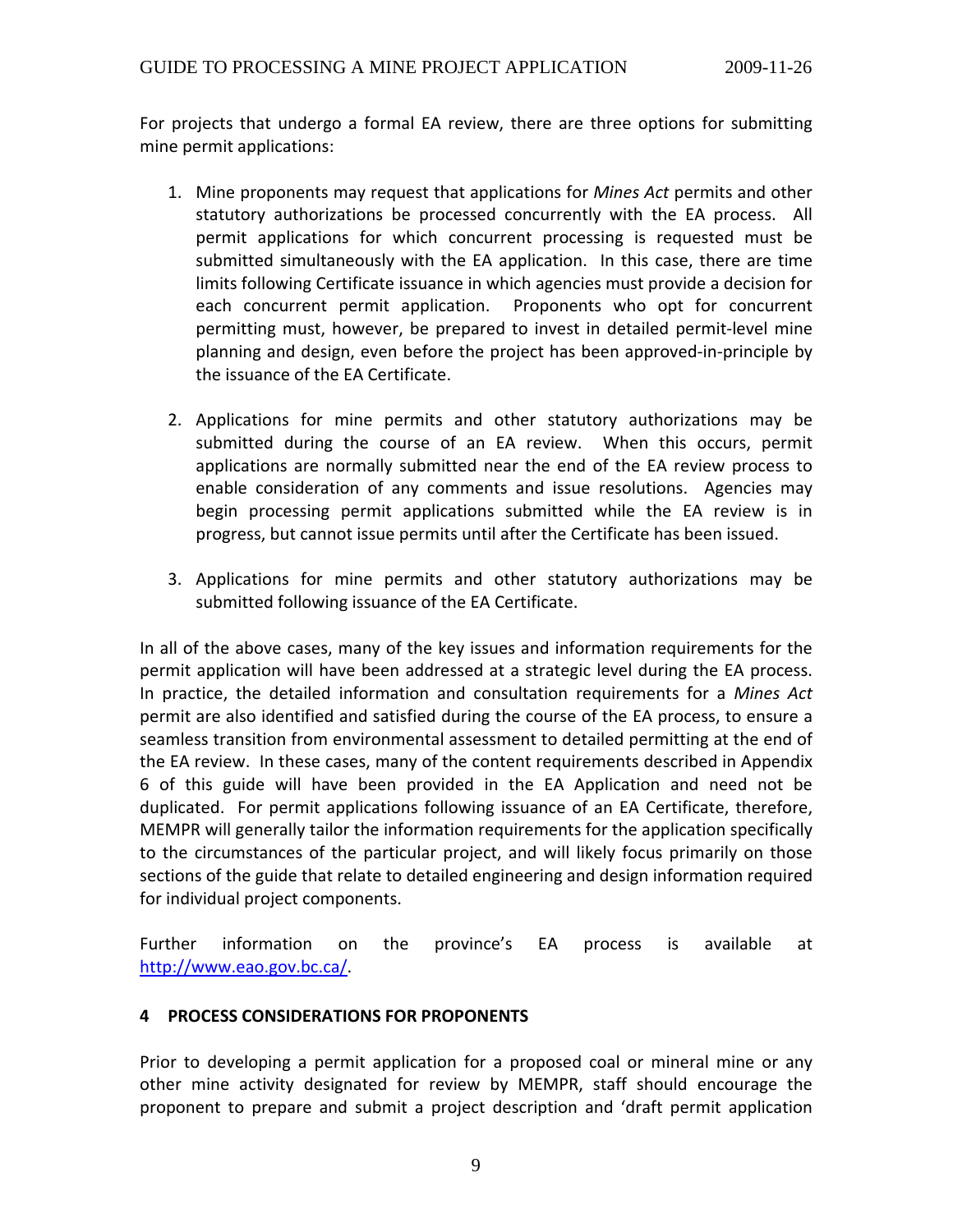For projects that undergo a formal EA review, there are three options for submitting mine permit applications:

1. Mine proponents may request that applications for *Mines Act* permits and other statutory authorizations be processed concurrently with the EA process. All permit applications for which concurrent processing is requested must be submitted simultaneously with the EA application. In this case, there are time limits following Certificate issuance in which agencies must provide a decision for each concurrent permit application. Proponents who opt for concurrent permitting must, however, be prepared to invest in detailed permit-level mine planning and design, even before the project has been approved-in-principle by the issuance of the EA Certificate.

2. Applications for mine permits and other statutory authorizations may be submitted during the course of an EA review. When this occurs, permit applications are normally submitted near the end of the EA review process to enable consideration of any comments and issue resolutions. Agencies may begin processing permit applications submitted while the EA review is in progress, but cannot issue permits until after the Certificate has been issued.

3. Applications for mine permits and other statutory authorizations may be submitted following issuance of the EA Certificate.

In all of the above cases, many of the key issues and information requirements for the permit application will have been addressed at a strategic level during the EA process. In practice, the detailed information and consultation requirements for a *Mines Act* permit are also identified and satisfied during the course of the EA process, to ensure a seamless transition from environmental assessment to detailed permitting at the end of the EA review. In these cases, many of the content requirements described in Appendix 6 of this guide will have been provided in the EA Application and need not be duplicated. For permit applications following issuance of an EA Certificate, therefore, MEMPR will generally tailor the information requirements for the application specifically to the circumstances of the particular project, and will likely focus primarily on those sections of the guide that relate to detailed engineering and design information required for individual project components.

Further information on the province's EA process is available at http://www.eao.gov.bc.ca/.

## 4 PROCESS CONSIDERATIONS FOR PROPONENTS

Prior to developing a permit application for a proposed coal or mineral mine or any other mine activity designated for review by MEMPR, staff should encourage the proponent to prepare and submit a project description and 'draft permit application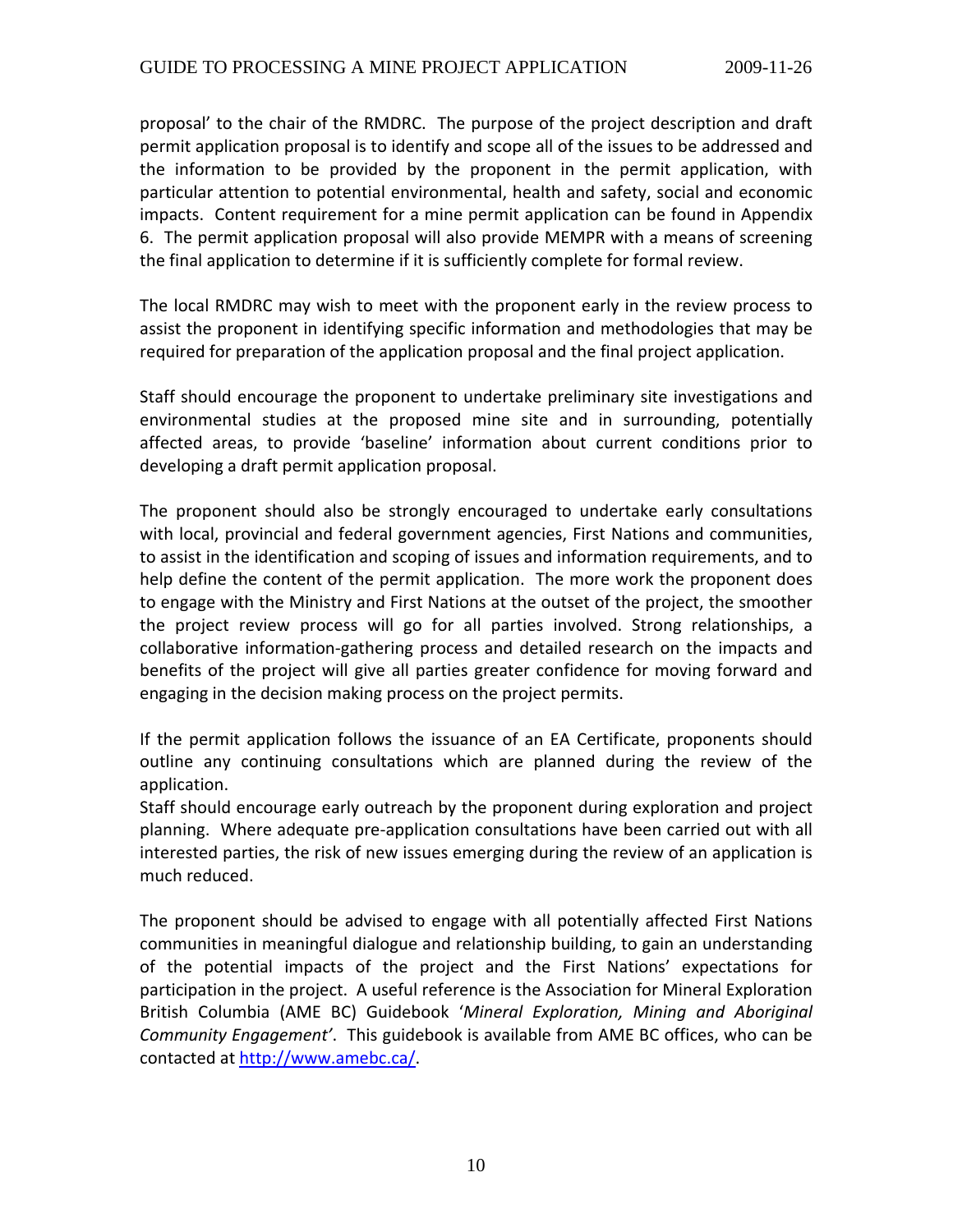proposal' to the chair of the RMDRC. The purpose of the project description and draft permit application proposal is to identify and scope all of the issues to be addressed and the information to be provided by the proponent in the permit application, with particular attention to potential environmental, health and safety, social and economic impacts. Content requirement for a mine permit application can be found in Appendix 6. The permit application proposal will also provide MEMPR with a means of screening the final application to determine if it is sufficiently complete for formal review.

The local RMDRC may wish to meet with the proponent early in the review process to assist the proponent in identifying specific information and methodologies that may be required for preparation of the application proposal and the final project application.

Staff should encourage the proponent to undertake preliminary site investigations and environmental studies at the proposed mine site and in surrounding, potentially affected areas, to provide 'baseline' information about current conditions prior to developing a draft permit application proposal.

The proponent should also be strongly encouraged to undertake early consultations with local, provincial and federal government agencies, First Nations and communities, to assist in the identification and scoping of issues and information requirements, and to help define the content of the permit application. The more work the proponent does to engage with the Ministry and First Nations at the outset of the project, the smoother the project review process will go for all parties involved. Strong relationships, a collaborative information-gathering process and detailed research on the impacts and benefits of the project will give all parties greater confidence for moving forward and engaging in the decision making process on the project permits.

If the permit application follows the issuance of an EA Certificate, proponents should outline any continuing consultations which are planned during the review of the application.

Staff should encourage early outreach by the proponent during exploration and project planning. Where adequate pre-application consultations have been carried out with all interested parties, the risk of new issues emerging during the review of an application is much reduced.

The proponent should be advised to engage with all potentially affected First Nations communities in meaningful dialogue and relationship building, to gain an understanding of the potential impacts of the project and the First Nations' expectations for participation in the project. A useful reference is the Association for Mineral Exploration British Columbia (AME BC) Guidebook '*Mineral Exploration, Mining and Aboriginal Community Engagement'*. This guidebook is available from AME BC offices, who can be contacted at [http://www.amebc.ca/](http://www.amebc.ca/).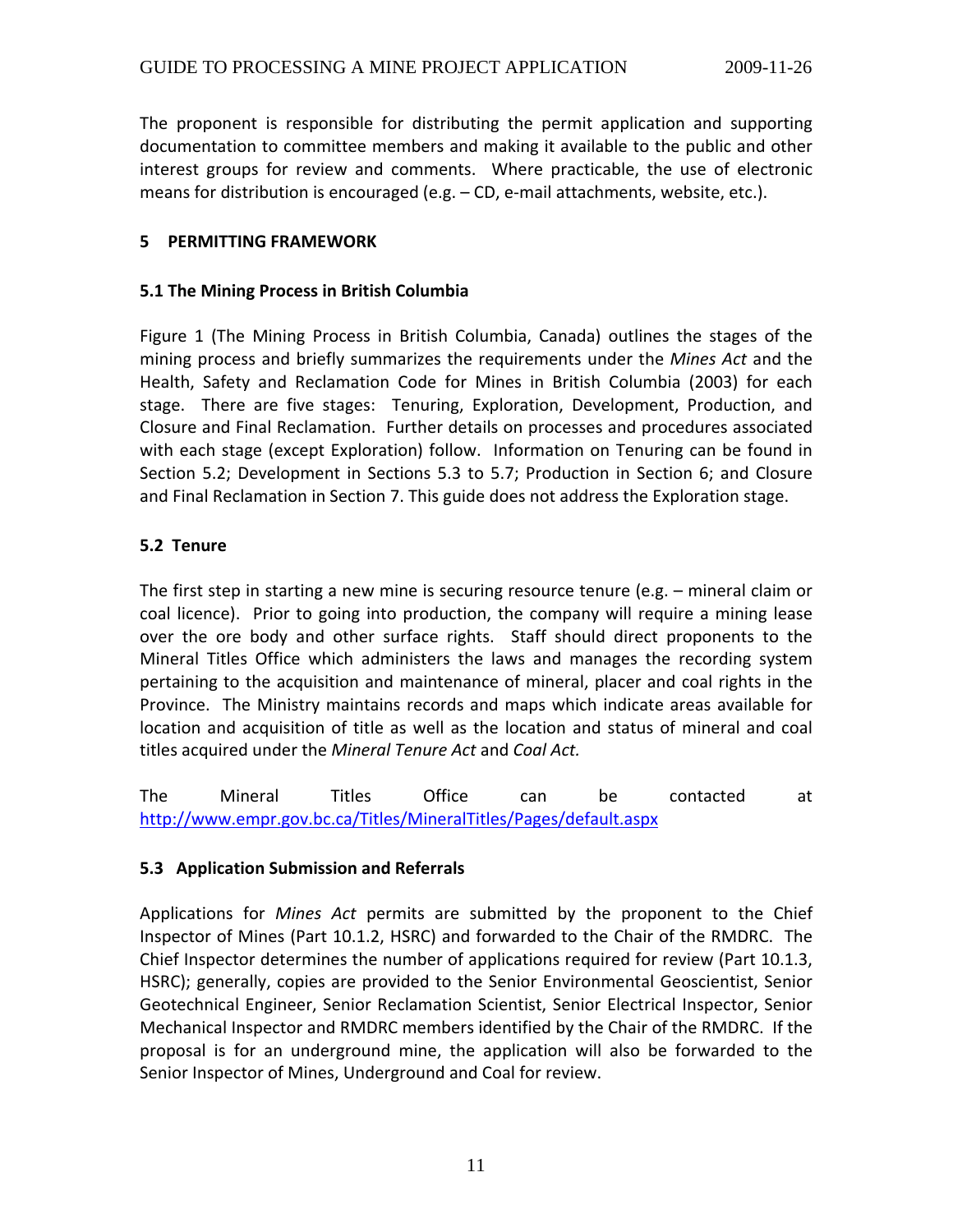The proponent is responsible for distributing the permit application and supporting documentation to committee members and making it available to the public and other interest groups for review and comments. Where practicable, the use of electronic means for distribution is encouraged (e.g. – CD, e-mail attachments, website, etc.).

## 5 PERMITTING FRAMEWORK

### 5.1 The Mining Process in British Columbia

Figure 1 (The Mining Process in British Columbia, Canada) outlines the stages of the mining process and briefly summarizes the requirements under the *Mines Act* and the Health, Safety and Reclamation Code for Mines in British Columbia (2003) for each stage. There are five stages: Tenuring, Exploration, Development, Production, and Closure and Final Reclamation. Further details on processes and procedures associated with each stage (except Exploration) follow. Information on Tenuring can be found in Section 5.2; Development in Sections 5.3 to 5.7; Production in Section 6; and Closure and Final Reclamation in Section 7. This guide does not address the Exploration stage.

### 5.2 Tenure

The first step in starting a new mine is securing resource tenure (e.g. – mineral claim or coal licence). Prior to going into production, the company will require a mining lease over the ore body and other surface rights. Staff should direct proponents to the Mineral Titles Office which administers the laws and manages the recording system pertaining to the acquisition and maintenance of mineral, placer and coal rights in the Province. The Ministry maintains records and maps which indicate areas available for location and acquisition of title as well as the location and status of mineral and coal titles acquired under the *Mineral Tenure Act* and *Coal Act.*

The Mineral Titles Office can be contacted at http://www.empr.gov.bc.ca/Titles/MineralTitles/Pages/default.aspx

### 5.3 Application Submission and Referrals

Applications for *Mines Act* permits are submitted by the proponent to the Chief Inspector of Mines (Part 10.1.2, HSRC) and forwarded to the Chair of the RMDRC. The Chief Inspector determines the number of applications required for review (Part 10.1.3, HSRC); generally, copies are provided to the Senior Environmental Geoscientist, Senior Geotechnical Engineer, Senior Reclamation Scientist, Senior Electrical Inspector, Senior Mechanical Inspector and RMDRC members identified by the Chair of the RMDRC. If the proposal is for an underground mine, the application will also be forwarded to the Senior Inspector of Mines, Underground and Coal for review.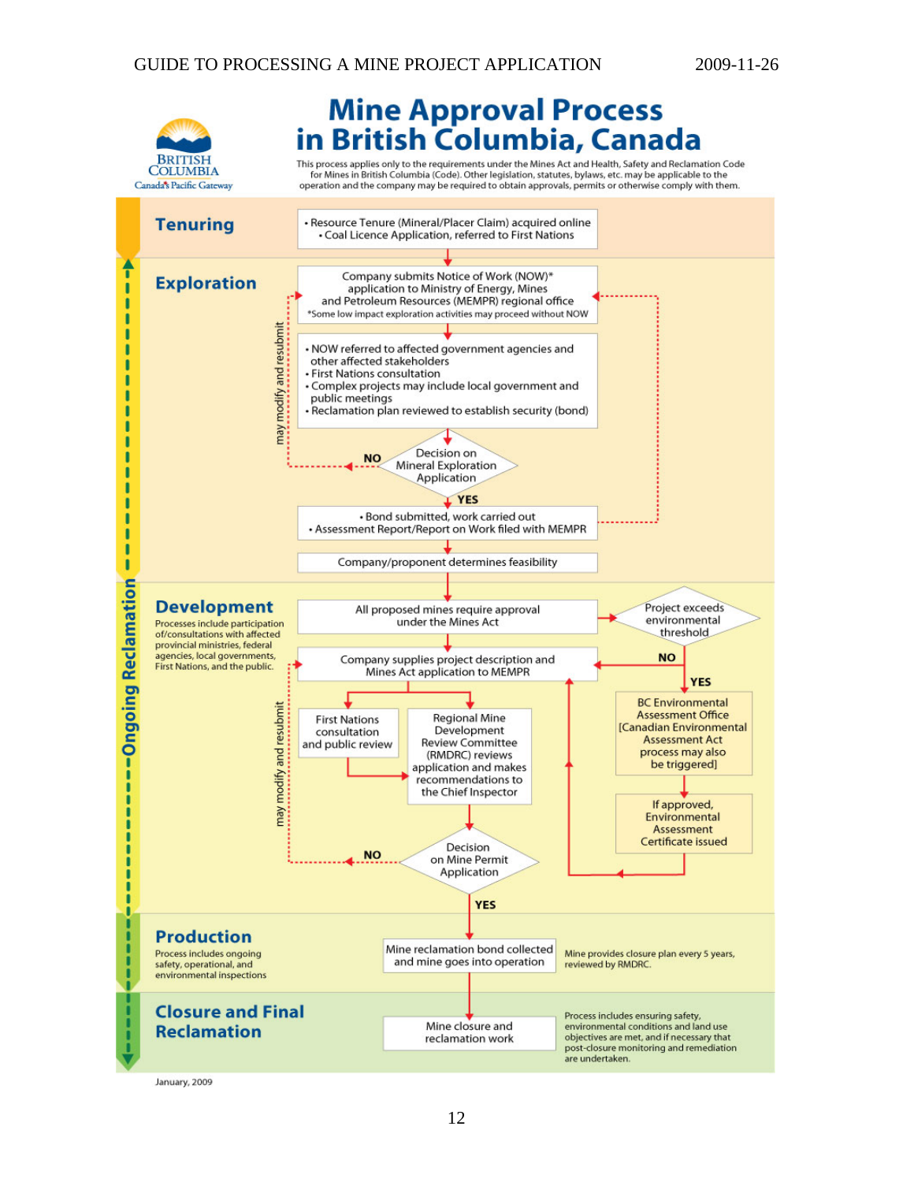# Mine Approval Process in British Columbia, Canada

BRITISH COLUMBIA
Canada's Pacific Gateway

This process applies only to the requirements under the Mines Act and Health, Safety and Reclamation Code for Mines in British Columbia (Code). Other legislation, statutes, bylaws, etc. may be applicable to the operation and the company may be required to obtain approvals, permits or otherwise comply with them.

## Tenuring

- Resource Tenure (Mineral/Placer Claim) acquired online
- Coal Licence Application, referred to First Nations

## Exploration

Company submits Notice of Work (NOW)* application to Ministry of Energy, Mines and Petroleum Resources (MEMPR) regional office

*Some low impact exploration activities may proceed without NOW

- NOW referred to affected government agencies and other affected stakeholders
- First Nations consultation
- Complex projects may include local government and public meetings
- Reclamation plan reviewed to establish security (bond)

Decision on Mineral Exploration Application

NO — may modify and resubmit

YES

- Bond submitted, work carried out
- Assessment Report/Report on Work filed with MEMPR

Company/proponent determines feasibility

## Development

Processes include participation of/consultations with affected provincial ministries, federal agencies, local governments, First Nations, and the public.

All proposed mines require approval under the Mines Act

Project exceeds environmental threshold

NO → Company supplies project description and Mines Act application to MEMPR

YES → BC Environmental Assessment Office [Canadian Environmental Assessment Act process may also be triggered]

If approved, Environmental Assessment Certificate issued

Company supplies project description and Mines Act application to MEMPR

First Nations consultation and public review

Regional Mine Development Review Committee (RMDRC) reviews application and makes recommendations to the Chief Inspector

Decision on Mine Permit Application

NO — may modify and resubmit

YES

## Production

Process includes ongoing safety, operational, and environmental inspections

Mine reclamation bond collected and mine goes into operation

Mine provides closure plan every 5 years, reviewed by RMDRC.

## Closure and Final Reclamation

Mine closure and reclamation work

Process includes ensuring safety, environmental conditions and land use objectives are met, and if necessary that post-closure monitoring and remediation are undertaken.

Ongoing Reclamation

January, 2009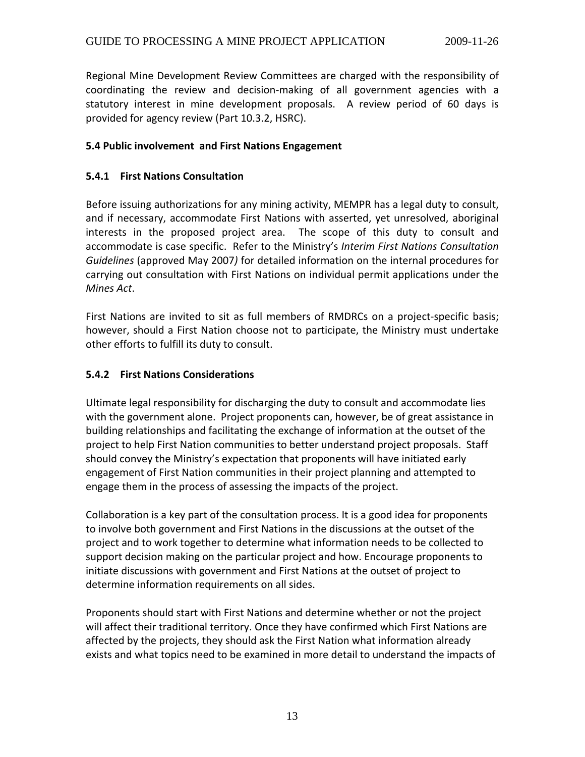Regional Mine Development Review Committees are charged with the responsibility of coordinating the review and decision-making of all government agencies with a statutory interest in mine development proposals. A review period of 60 days is provided for agency review (Part 10.3.2, HSRC).

### 5.4 Public involvement and First Nations Engagement

#### 5.4.1 First Nations Consultation

Before issuing authorizations for any mining activity, MEMPR has a legal duty to consult, and if necessary, accommodate First Nations with asserted, yet unresolved, aboriginal interests in the proposed project area. The scope of this duty to consult and accommodate is case specific. Refer to the Ministry's *Interim First Nations Consultation Guidelines* (approved May 2007) for detailed information on the internal procedures for carrying out consultation with First Nations on individual permit applications under the *Mines Act*.

First Nations are invited to sit as full members of RMDRCs on a project-specific basis; however, should a First Nation choose not to participate, the Ministry must undertake other efforts to fulfill its duty to consult.

#### 5.4.2 First Nations Considerations

Ultimate legal responsibility for discharging the duty to consult and accommodate lies with the government alone. Project proponents can, however, be of great assistance in building relationships and facilitating the exchange of information at the outset of the project to help First Nation communities to better understand project proposals. Staff should convey the Ministry's expectation that proponents will have initiated early engagement of First Nation communities in their project planning and attempted to engage them in the process of assessing the impacts of the project.

Collaboration is a key part of the consultation process. It is a good idea for proponents to involve both government and First Nations in the discussions at the outset of the project and to work together to determine what information needs to be collected to support decision making on the particular project and how. Encourage proponents to initiate discussions with government and First Nations at the outset of project to determine information requirements on all sides.

Proponents should start with First Nations and determine whether or not the project will affect their traditional territory. Once they have confirmed which First Nations are affected by the projects, they should ask the First Nation what information already exists and what topics need to be examined in more detail to understand the impacts of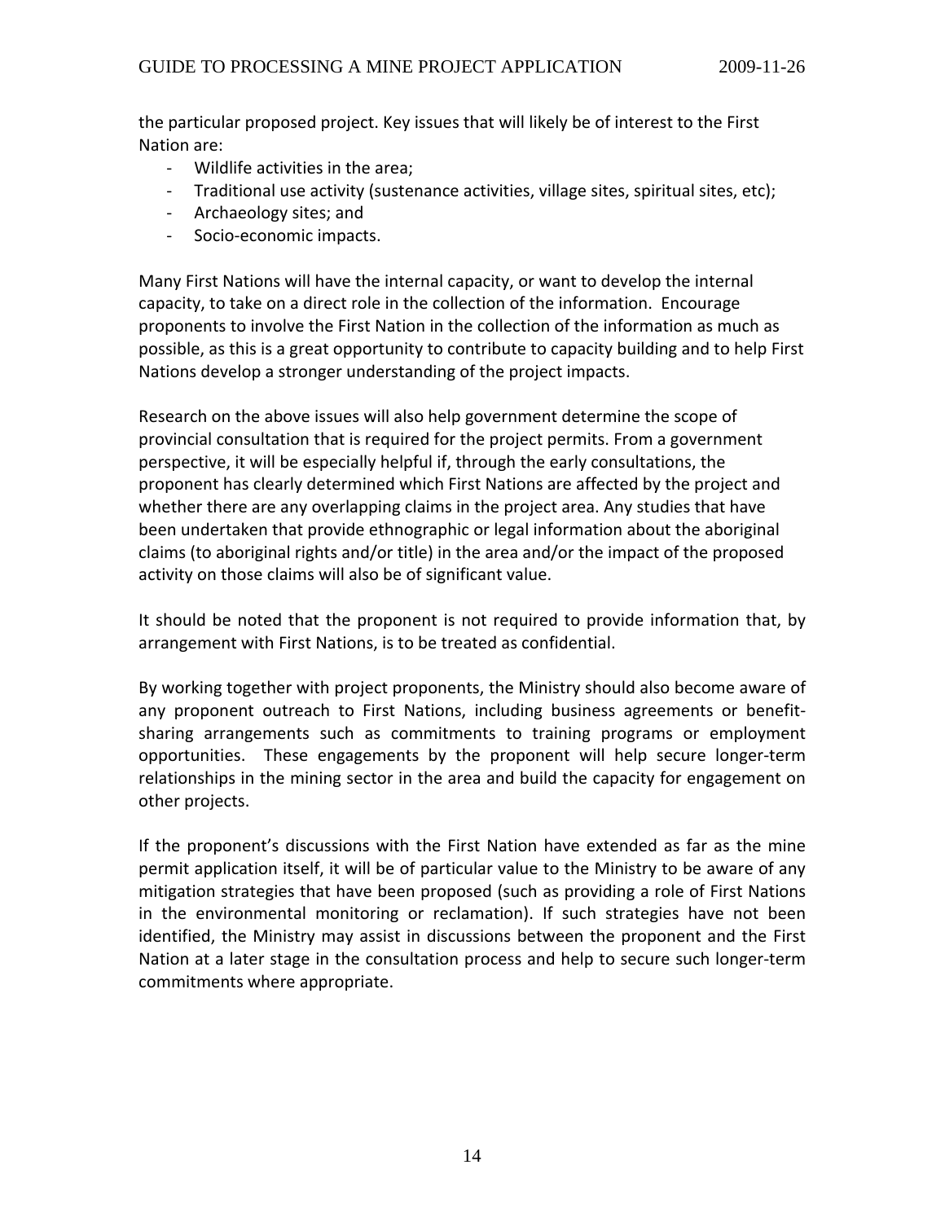the particular proposed project. Key issues that will likely be of interest to the First Nation are:

- Wildlife activities in the area;
- Traditional use activity (sustenance activities, village sites, spiritual sites, etc);
- Archaeology sites; and
- Socio-economic impacts.

Many First Nations will have the internal capacity, or want to develop the internal capacity, to take on a direct role in the collection of the information. Encourage proponents to involve the First Nation in the collection of the information as much as possible, as this is a great opportunity to contribute to capacity building and to help First Nations develop a stronger understanding of the project impacts.

Research on the above issues will also help government determine the scope of provincial consultation that is required for the project permits. From a government perspective, it will be especially helpful if, through the early consultations, the proponent has clearly determined which First Nations are affected by the project and whether there are any overlapping claims in the project area. Any studies that have been undertaken that provide ethnographic or legal information about the aboriginal claims (to aboriginal rights and/or title) in the area and/or the impact of the proposed activity on those claims will also be of significant value.

It should be noted that the proponent is not required to provide information that, by arrangement with First Nations, is to be treated as confidential.

By working together with project proponents, the Ministry should also become aware of any proponent outreach to First Nations, including business agreements or benefit-sharing arrangements such as commitments to training programs or employment opportunities. These engagements by the proponent will help secure longer-term relationships in the mining sector in the area and build the capacity for engagement on other projects.

If the proponent's discussions with the First Nation have extended as far as the mine permit application itself, it will be of particular value to the Ministry to be aware of any mitigation strategies that have been proposed (such as providing a role of First Nations in the environmental monitoring or reclamation). If such strategies have not been identified, the Ministry may assist in discussions between the proponent and the First Nation at a later stage in the consultation process and help to secure such longer-term commitments where appropriate.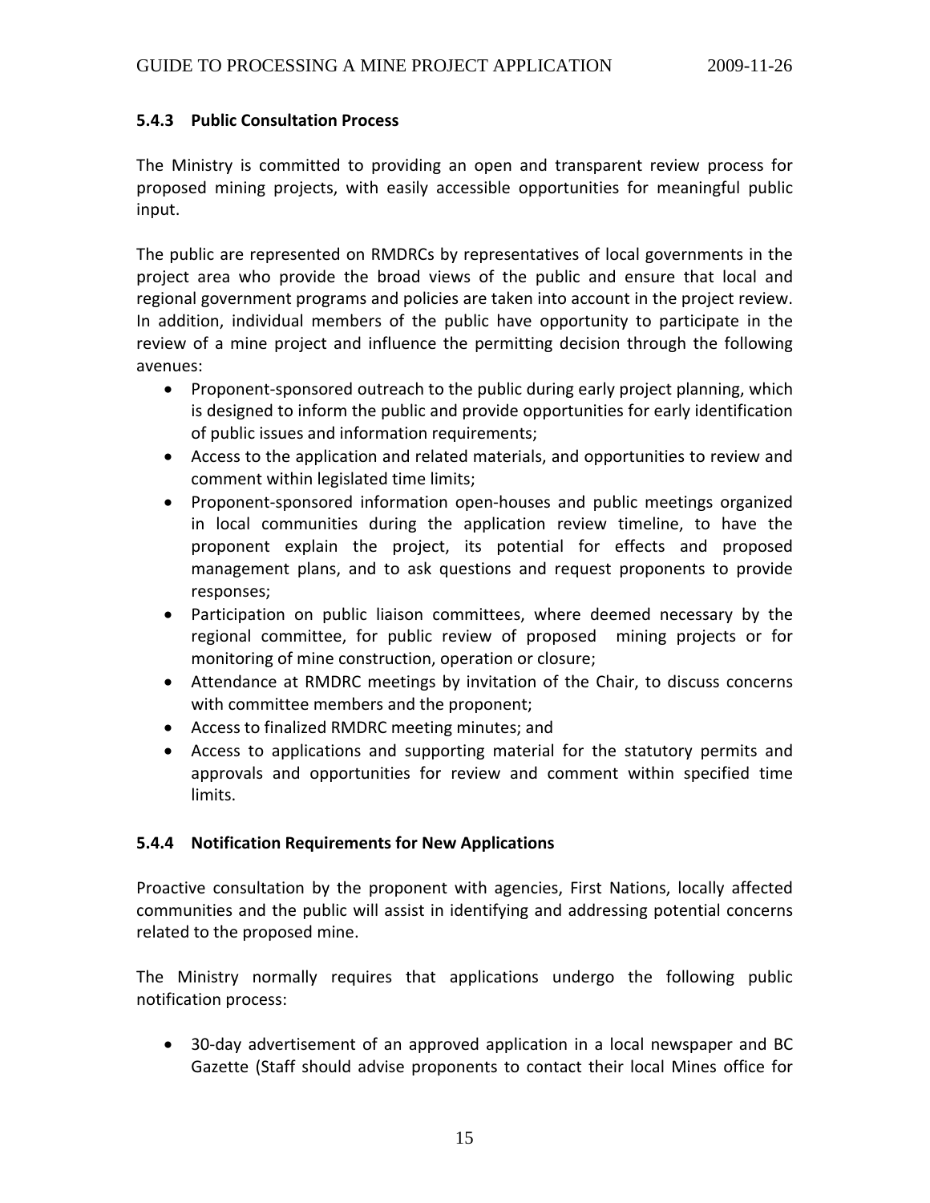### 5.4.3 Public Consultation Process

The Ministry is committed to providing an open and transparent review process for proposed mining projects, with easily accessible opportunities for meaningful public input.

The public are represented on RMDRCs by representatives of local governments in the project area who provide the broad views of the public and ensure that local and regional government programs and policies are taken into account in the project review. In addition, individual members of the public have opportunity to participate in the review of a mine project and influence the permitting decision through the following avenues:

- Proponent-sponsored outreach to the public during early project planning, which is designed to inform the public and provide opportunities for early identification of public issues and information requirements;
- Access to the application and related materials, and opportunities to review and comment within legislated time limits;
- Proponent-sponsored information open-houses and public meetings organized in local communities during the application review timeline, to have the proponent explain the project, its potential for effects and proposed management plans, and to ask questions and request proponents to provide responses;
- Participation on public liaison committees, where deemed necessary by the regional committee, for public review of proposed mining projects or for monitoring of mine construction, operation or closure;
- Attendance at RMDRC meetings by invitation of the Chair, to discuss concerns with committee members and the proponent;
- Access to finalized RMDRC meeting minutes; and
- Access to applications and supporting material for the statutory permits and approvals and opportunities for review and comment within specified time limits.

### 5.4.4 Notification Requirements for New Applications

Proactive consultation by the proponent with agencies, First Nations, locally affected communities and the public will assist in identifying and addressing potential concerns related to the proposed mine.

The Ministry normally requires that applications undergo the following public notification process:

- 30-day advertisement of an approved application in a local newspaper and BC Gazette (Staff should advise proponents to contact their local Mines office for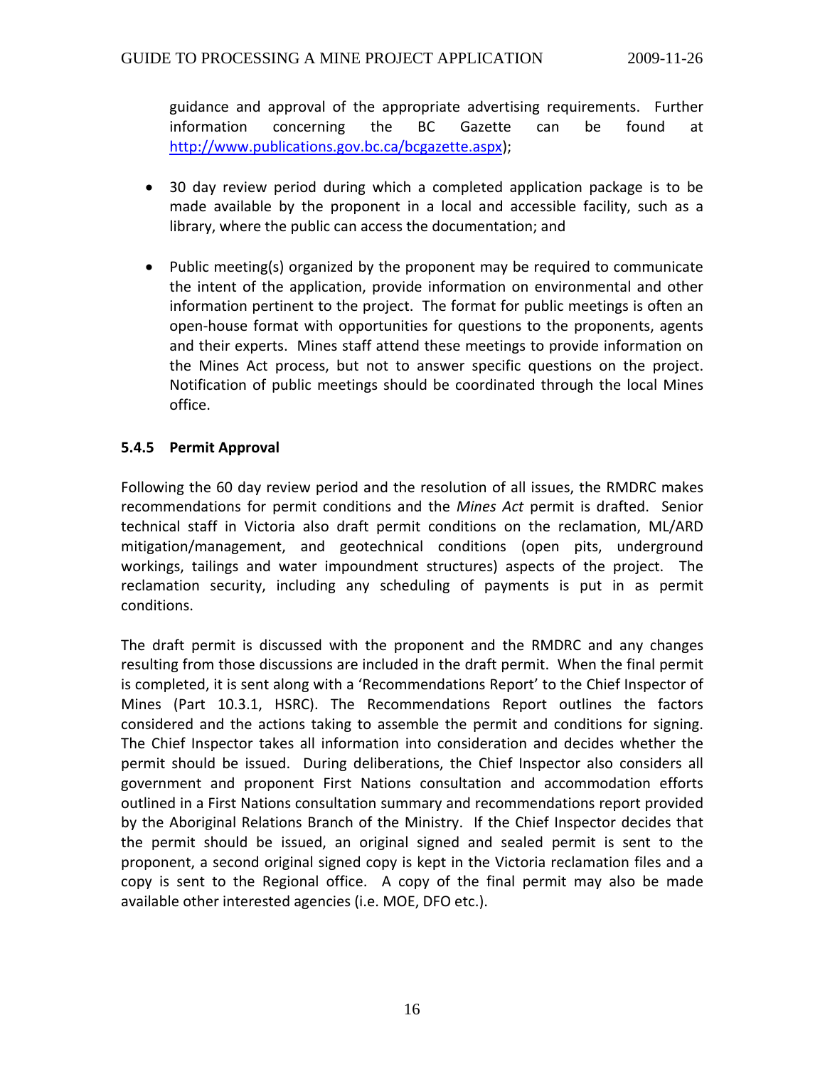guidance and approval of the appropriate advertising requirements. Further information concerning the BC Gazette can be found at http://www.publications.gov.bc.ca/bcgazette.aspx);

- 30 day review period during which a completed application package is to be made available by the proponent in a local and accessible facility, such as a library, where the public can access the documentation; and

- Public meeting(s) organized by the proponent may be required to communicate the intent of the application, provide information on environmental and other information pertinent to the project. The format for public meetings is often an open-house format with opportunities for questions to the proponents, agents and their experts. Mines staff attend these meetings to provide information on the Mines Act process, but not to answer specific questions on the project. Notification of public meetings should be coordinated through the local Mines office.

#### 5.4.5 Permit Approval

Following the 60 day review period and the resolution of all issues, the RMDRC makes recommendations for permit conditions and the *Mines Act* permit is drafted. Senior technical staff in Victoria also draft permit conditions on the reclamation, ML/ARD mitigation/management, and geotechnical conditions (open pits, underground workings, tailings and water impoundment structures) aspects of the project. The reclamation security, including any scheduling of payments is put in as permit conditions.

The draft permit is discussed with the proponent and the RMDRC and any changes resulting from those discussions are included in the draft permit. When the final permit is completed, it is sent along with a 'Recommendations Report' to the Chief Inspector of Mines (Part 10.3.1, HSRC). The Recommendations Report outlines the factors considered and the actions taking to assemble the permit and conditions for signing. The Chief Inspector takes all information into consideration and decides whether the permit should be issued. During deliberations, the Chief Inspector also considers all government and proponent First Nations consultation and accommodation efforts outlined in a First Nations consultation summary and recommendations report provided by the Aboriginal Relations Branch of the Ministry. If the Chief Inspector decides that the permit should be issued, an original signed and sealed permit is sent to the proponent, a second original signed copy is kept in the Victoria reclamation files and a copy is sent to the Regional office. A copy of the final permit may also be made available other interested agencies (i.e. MOE, DFO etc.).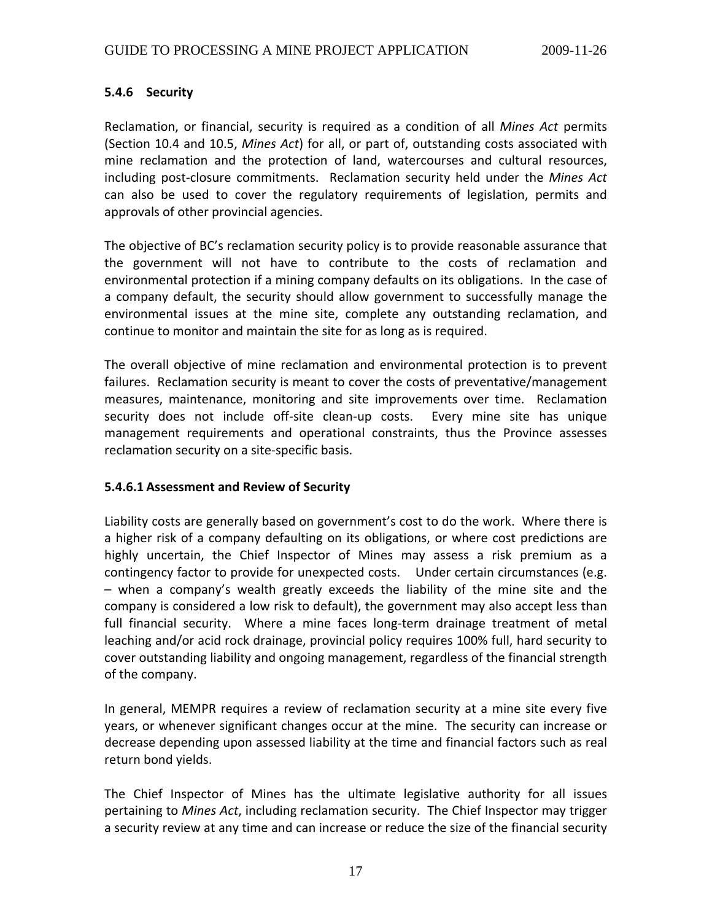### 5.4.6 Security

Reclamation, or financial, security is required as a condition of all *Mines Act* permits (Section 10.4 and 10.5, *Mines Act*) for all, or part of, outstanding costs associated with mine reclamation and the protection of land, watercourses and cultural resources, including post-closure commitments. Reclamation security held under the *Mines Act* can also be used to cover the regulatory requirements of legislation, permits and approvals of other provincial agencies.

The objective of BC's reclamation security policy is to provide reasonable assurance that the government will not have to contribute to the costs of reclamation and environmental protection if a mining company defaults on its obligations. In the case of a company default, the security should allow government to successfully manage the environmental issues at the mine site, complete any outstanding reclamation, and continue to monitor and maintain the site for as long as is required.

The overall objective of mine reclamation and environmental protection is to prevent failures. Reclamation security is meant to cover the costs of preventative/management measures, maintenance, monitoring and site improvements over time. Reclamation security does not include off-site clean-up costs. Every mine site has unique management requirements and operational constraints, thus the Province assesses reclamation security on a site-specific basis.

#### 5.4.6.1 Assessment and Review of Security

Liability costs are generally based on government's cost to do the work. Where there is a higher risk of a company defaulting on its obligations, or where cost predictions are highly uncertain, the Chief Inspector of Mines may assess a risk premium as a contingency factor to provide for unexpected costs. Under certain circumstances (e.g. – when a company's wealth greatly exceeds the liability of the mine site and the company is considered a low risk to default), the government may also accept less than full financial security. Where a mine faces long-term drainage treatment of metal leaching and/or acid rock drainage, provincial policy requires 100% full, hard security to cover outstanding liability and ongoing management, regardless of the financial strength of the company.

In general, MEMPR requires a review of reclamation security at a mine site every five years, or whenever significant changes occur at the mine. The security can increase or decrease depending upon assessed liability at the time and financial factors such as real return bond yields.

The Chief Inspector of Mines has the ultimate legislative authority for all issues pertaining to *Mines Act*, including reclamation security. The Chief Inspector may trigger a security review at any time and can increase or reduce the size of the financial security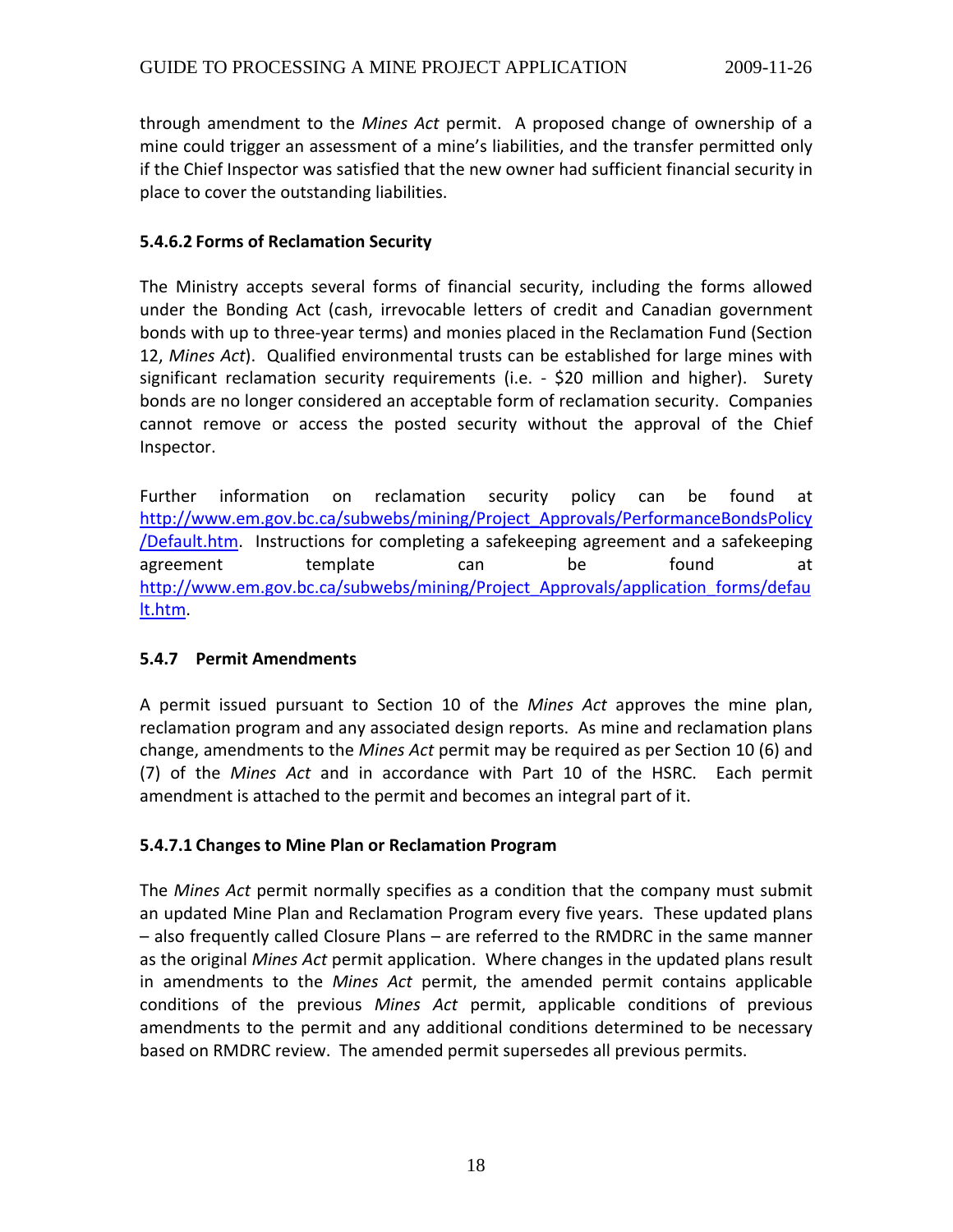through amendment to the *Mines Act* permit. A proposed change of ownership of a mine could trigger an assessment of a mine's liabilities, and the transfer permitted only if the Chief Inspector was satisfied that the new owner had sufficient financial security in place to cover the outstanding liabilities.

#### 5.4.6.2 Forms of Reclamation Security

The Ministry accepts several forms of financial security, including the forms allowed under the Bonding Act (cash, irrevocable letters of credit and Canadian government bonds with up to three-year terms) and monies placed in the Reclamation Fund (Section 12, *Mines Act*). Qualified environmental trusts can be established for large mines with significant reclamation security requirements (i.e. - $20 million and higher). Surety bonds are no longer considered an acceptable form of reclamation security. Companies cannot remove or access the posted security without the approval of the Chief Inspector.

Further information on reclamation security policy can be found at [http://www.em.gov.bc.ca/subwebs/mining/Project_Approvals/PerformanceBondsPolicy/Default.htm](http://www.em.gov.bc.ca/subwebs/mining/Project_Approvals/PerformanceBondsPolicy/Default.htm). Instructions for completing a safekeeping agreement and a safekeeping agreement template can be found at [http://www.em.gov.bc.ca/subwebs/mining/Project_Approvals/application_forms/default.htm](http://www.em.gov.bc.ca/subwebs/mining/Project_Approvals/application_forms/default.htm).

### 5.4.7 Permit Amendments

A permit issued pursuant to Section 10 of the *Mines Act* approves the mine plan, reclamation program and any associated design reports. As mine and reclamation plans change, amendments to the *Mines Act* permit may be required as per Section 10 (6) and (7) of the *Mines Act* and in accordance with Part 10 of the HSRC. Each permit amendment is attached to the permit and becomes an integral part of it.

#### 5.4.7.1 Changes to Mine Plan or Reclamation Program

The *Mines Act* permit normally specifies as a condition that the company must submit an updated Mine Plan and Reclamation Program every five years. These updated plans – also frequently called Closure Plans – are referred to the RMDRC in the same manner as the original *Mines Act* permit application. Where changes in the updated plans result in amendments to the *Mines Act* permit, the amended permit contains applicable conditions of the previous *Mines Act* permit, applicable conditions of previous amendments to the permit and any additional conditions determined to be necessary based on RMDRC review. The amended permit supersedes all previous permits.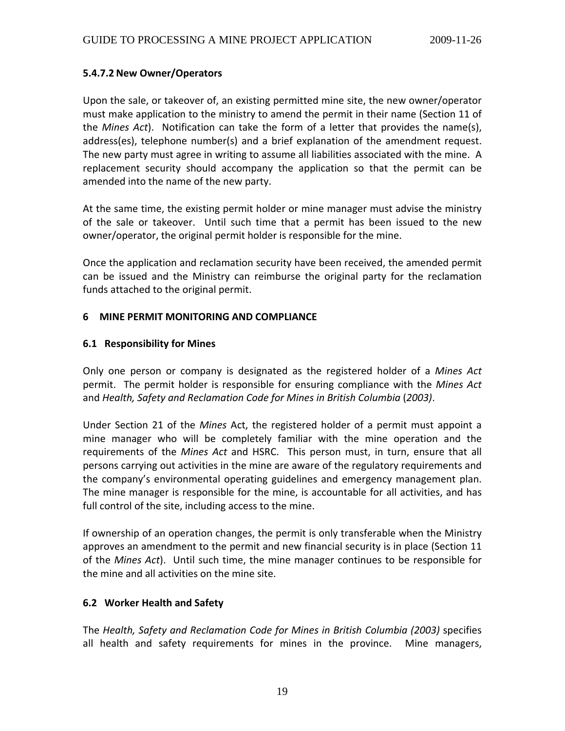#### 5.4.7.2 New Owner/Operators

Upon the sale, or takeover of, an existing permitted mine site, the new owner/operator must make application to the ministry to amend the permit in their name (Section 11 of the *Mines Act*). Notification can take the form of a letter that provides the name(s), address(es), telephone number(s) and a brief explanation of the amendment request. The new party must agree in writing to assume all liabilities associated with the mine. A replacement security should accompany the application so that the permit can be amended into the name of the new party.

At the same time, the existing permit holder or mine manager must advise the ministry of the sale or takeover. Until such time that a permit has been issued to the new owner/operator, the original permit holder is responsible for the mine.

Once the application and reclamation security have been received, the amended permit can be issued and the Ministry can reimburse the original party for the reclamation funds attached to the original permit.

## 6 MINE PERMIT MONITORING AND COMPLIANCE

### 6.1 Responsibility for Mines

Only one person or company is designated as the registered holder of a *Mines Act* permit. The permit holder is responsible for ensuring compliance with the *Mines Act* and *Health, Safety and Reclamation Code for Mines in British Columbia* (*2003)*.

Under Section 21 of the *Mines* Act, the registered holder of a permit must appoint a mine manager who will be completely familiar with the mine operation and the requirements of the *Mines Act* and HSRC. This person must, in turn, ensure that all persons carrying out activities in the mine are aware of the regulatory requirements and the company's environmental operating guidelines and emergency management plan. The mine manager is responsible for the mine, is accountable for all activities, and has full control of the site, including access to the mine.

If ownership of an operation changes, the permit is only transferable when the Ministry approves an amendment to the permit and new financial security is in place (Section 11 of the *Mines Act*). Until such time, the mine manager continues to be responsible for the mine and all activities on the mine site.

### 6.2 Worker Health and Safety

The *Health, Safety and Reclamation Code for Mines in British Columbia (2003)* specifies all health and safety requirements for mines in the province. Mine managers,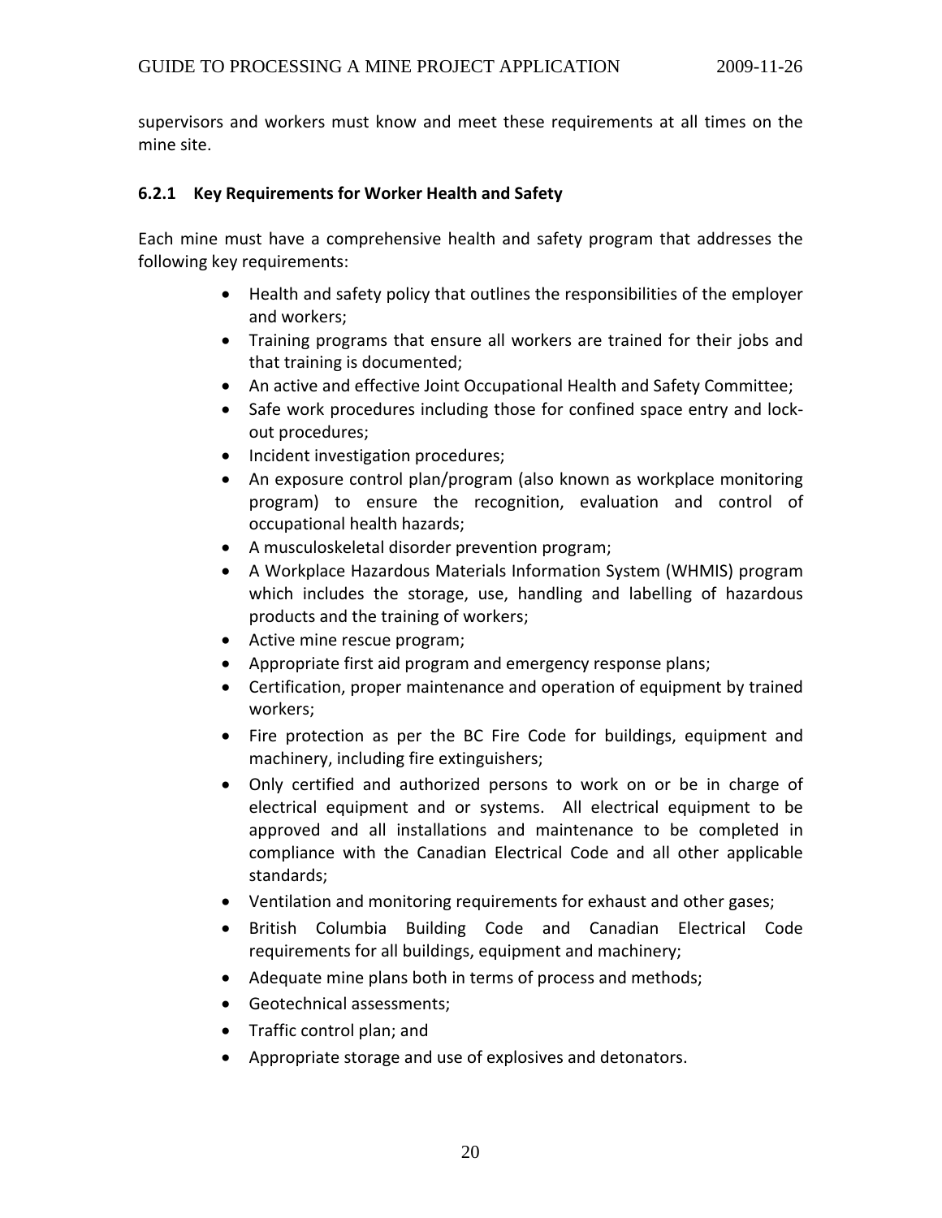supervisors and workers must know and meet these requirements at all times on the mine site.

### 6.2.1 Key Requirements for Worker Health and Safety

Each mine must have a comprehensive health and safety program that addresses the following key requirements:

- Health and safety policy that outlines the responsibilities of the employer and workers;
- Training programs that ensure all workers are trained for their jobs and that training is documented;
- An active and effective Joint Occupational Health and Safety Committee;
- Safe work procedures including those for confined space entry and lock-out procedures;
- Incident investigation procedures;
- An exposure control plan/program (also known as workplace monitoring program) to ensure the recognition, evaluation and control of occupational health hazards;
- A musculoskeletal disorder prevention program;
- A Workplace Hazardous Materials Information System (WHMIS) program which includes the storage, use, handling and labelling of hazardous products and the training of workers;
- Active mine rescue program;
- Appropriate first aid program and emergency response plans;
- Certification, proper maintenance and operation of equipment by trained workers;
- Fire protection as per the BC Fire Code for buildings, equipment and machinery, including fire extinguishers;
- Only certified and authorized persons to work on or be in charge of electrical equipment and or systems. All electrical equipment to be approved and all installations and maintenance to be completed in compliance with the Canadian Electrical Code and all other applicable standards;
- Ventilation and monitoring requirements for exhaust and other gases;
- British Columbia Building Code and Canadian Electrical Code requirements for all buildings, equipment and machinery;
- Adequate mine plans both in terms of process and methods;
- Geotechnical assessments;
- Traffic control plan; and
- Appropriate storage and use of explosives and detonators.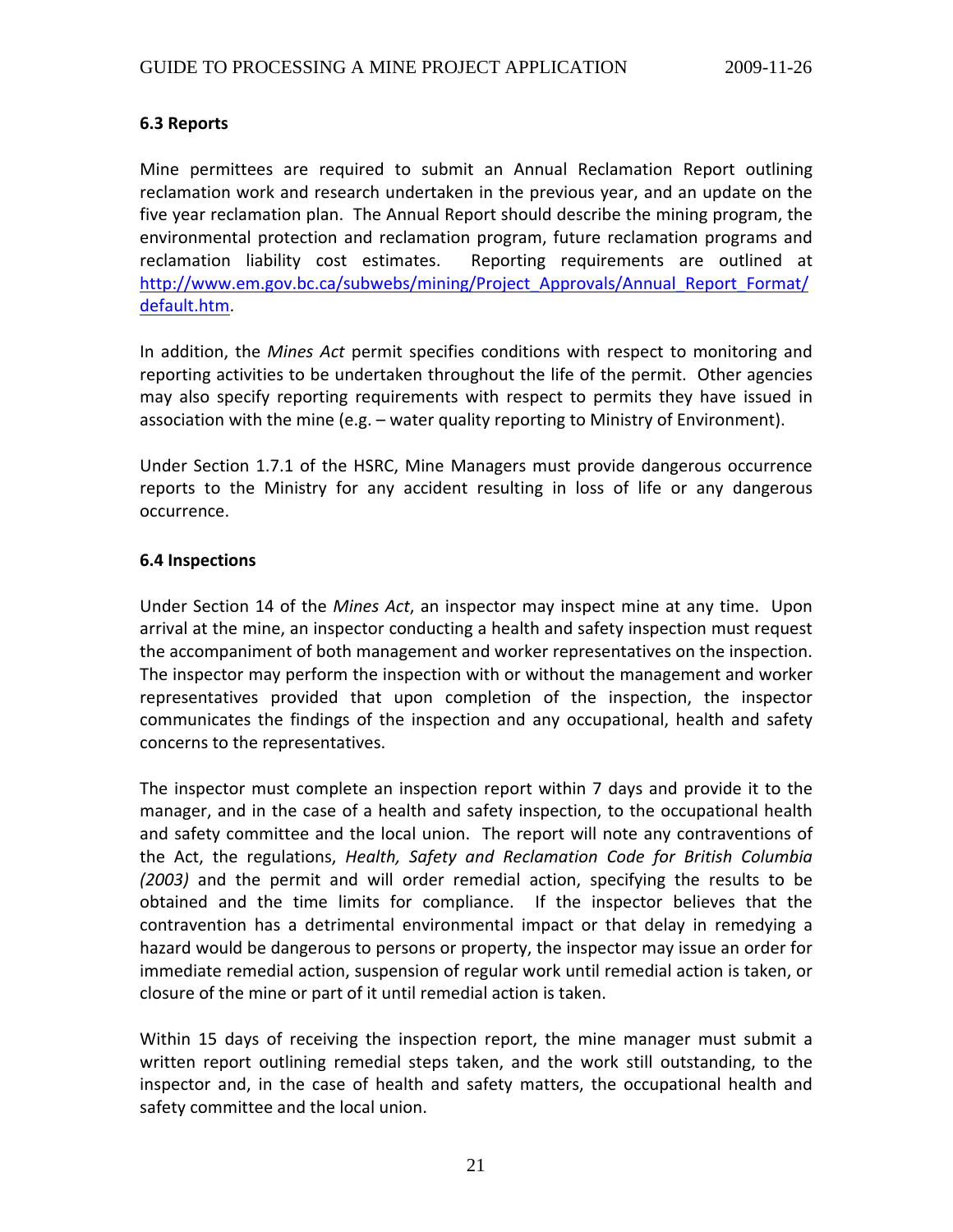### 6.3 Reports

Mine permittees are required to submit an Annual Reclamation Report outlining reclamation work and research undertaken in the previous year, and an update on the five year reclamation plan. The Annual Report should describe the mining program, the environmental protection and reclamation program, future reclamation programs and reclamation liability cost estimates. Reporting requirements are outlined at http://www.em.gov.bc.ca/subwebs/mining/Project_Approvals/Annual_Report_Format/default.htm.

In addition, the *Mines Act* permit specifies conditions with respect to monitoring and reporting activities to be undertaken throughout the life of the permit. Other agencies may also specify reporting requirements with respect to permits they have issued in association with the mine (e.g. – water quality reporting to Ministry of Environment).

Under Section 1.7.1 of the HSRC, Mine Managers must provide dangerous occurrence reports to the Ministry for any accident resulting in loss of life or any dangerous occurrence.

### 6.4 Inspections

Under Section 14 of the *Mines Act*, an inspector may inspect mine at any time. Upon arrival at the mine, an inspector conducting a health and safety inspection must request the accompaniment of both management and worker representatives on the inspection. The inspector may perform the inspection with or without the management and worker representatives provided that upon completion of the inspection, the inspector communicates the findings of the inspection and any occupational, health and safety concerns to the representatives.

The inspector must complete an inspection report within 7 days and provide it to the manager, and in the case of a health and safety inspection, to the occupational health and safety committee and the local union. The report will note any contraventions of the Act, the regulations, *Health, Safety and Reclamation Code for British Columbia (2003)* and the permit and will order remedial action, specifying the results to be obtained and the time limits for compliance. If the inspector believes that the contravention has a detrimental environmental impact or that delay in remedying a hazard would be dangerous to persons or property, the inspector may issue an order for immediate remedial action, suspension of regular work until remedial action is taken, or closure of the mine or part of it until remedial action is taken.

Within 15 days of receiving the inspection report, the mine manager must submit a written report outlining remedial steps taken, and the work still outstanding, to the inspector and, in the case of health and safety matters, the occupational health and safety committee and the local union.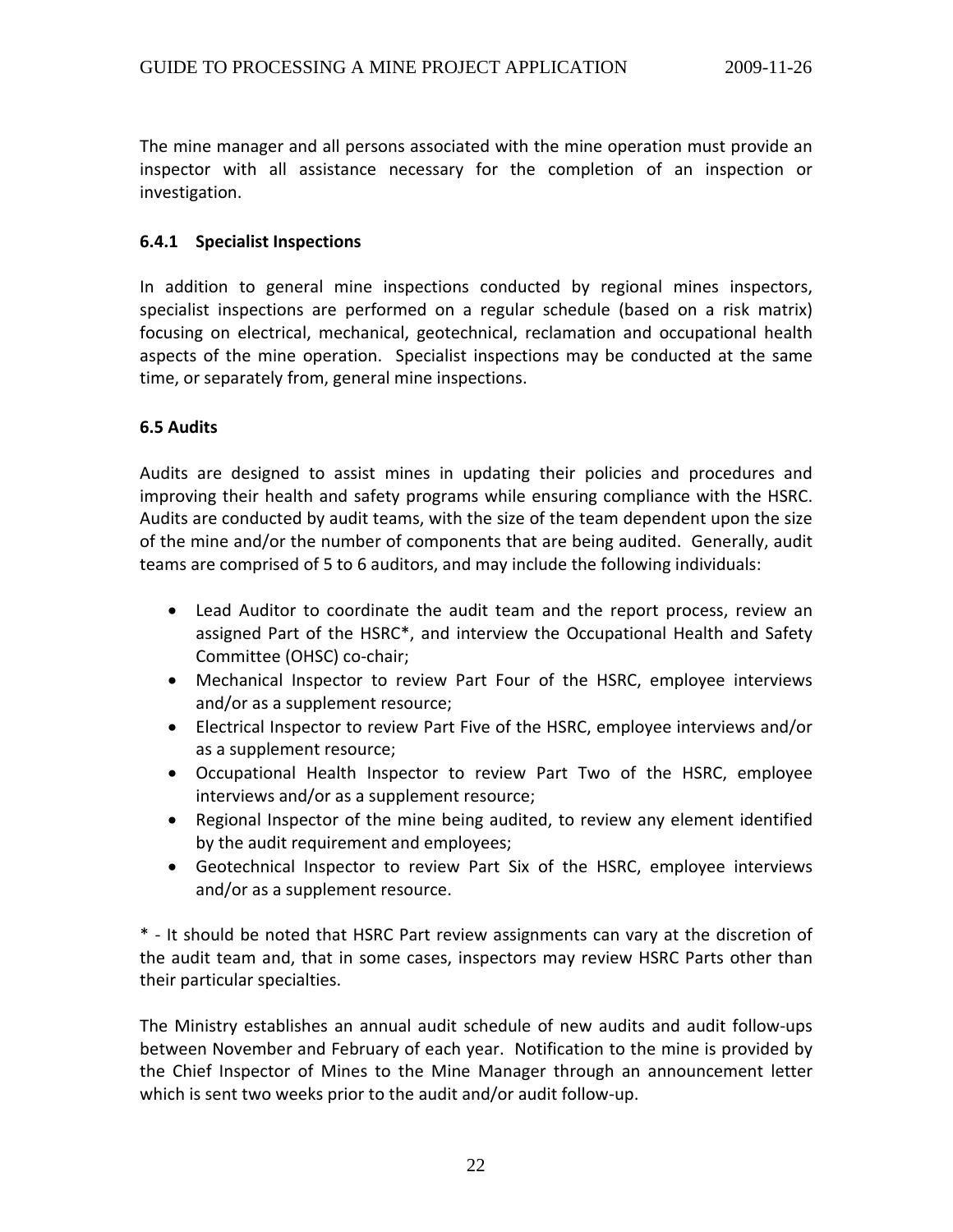The mine manager and all persons associated with the mine operation must provide an inspector with all assistance necessary for the completion of an inspection or investigation.

#### 6.4.1 Specialist Inspections

In addition to general mine inspections conducted by regional mines inspectors, specialist inspections are performed on a regular schedule (based on a risk matrix) focusing on electrical, mechanical, geotechnical, reclamation and occupational health aspects of the mine operation. Specialist inspections may be conducted at the same time, or separately from, general mine inspections.

### 6.5 Audits

Audits are designed to assist mines in updating their policies and procedures and improving their health and safety programs while ensuring compliance with the HSRC. Audits are conducted by audit teams, with the size of the team dependent upon the size of the mine and/or the number of components that are being audited. Generally, audit teams are comprised of 5 to 6 auditors, and may include the following individuals:

- Lead Auditor to coordinate the audit team and the report process, review an assigned Part of the HSRC*, and interview the Occupational Health and Safety Committee (OHSC) co-chair;
- Mechanical Inspector to review Part Four of the HSRC, employee interviews and/or as a supplement resource;
- Electrical Inspector to review Part Five of the HSRC, employee interviews and/or as a supplement resource;
- Occupational Health Inspector to review Part Two of the HSRC, employee interviews and/or as a supplement resource;
- Regional Inspector of the mine being audited, to review any element identified by the audit requirement and employees;
- Geotechnical Inspector to review Part Six of the HSRC, employee interviews and/or as a supplement resource.

* - It should be noted that HSRC Part review assignments can vary at the discretion of the audit team and, that in some cases, inspectors may review HSRC Parts other than their particular specialties.

The Ministry establishes an annual audit schedule of new audits and audit follow-ups between November and February of each year. Notification to the mine is provided by the Chief Inspector of Mines to the Mine Manager through an announcement letter which is sent two weeks prior to the audit and/or audit follow-up.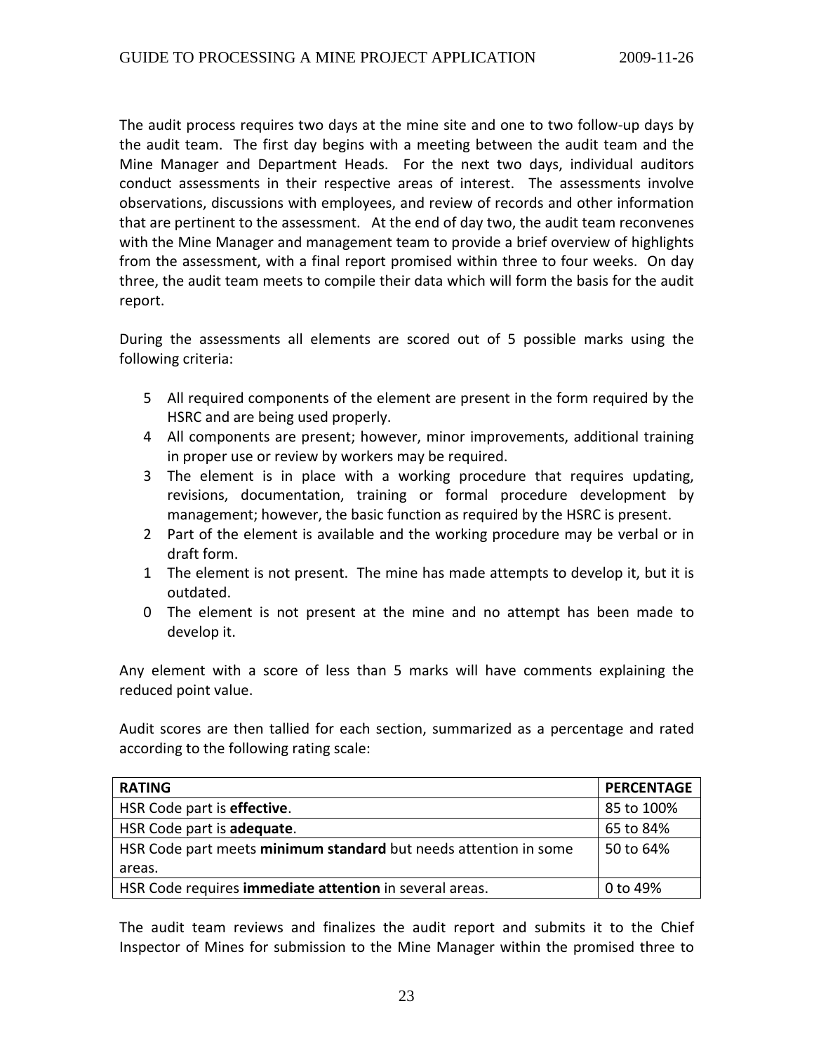The audit process requires two days at the mine site and one to two follow-up days by the audit team. The first day begins with a meeting between the audit team and the Mine Manager and Department Heads. For the next two days, individual auditors conduct assessments in their respective areas of interest. The assessments involve observations, discussions with employees, and review of records and other information that are pertinent to the assessment. At the end of day two, the audit team reconvenes with the Mine Manager and management team to provide a brief overview of highlights from the assessment, with a final report promised within three to four weeks. On day three, the audit team meets to compile their data which will form the basis for the audit report.

During the assessments all elements are scored out of 5 possible marks using the following criteria:

- 5 All required components of the element are present in the form required by the HSRC and are being used properly.
- 4 All components are present; however, minor improvements, additional training in proper use or review by workers may be required.
- 3 The element is in place with a working procedure that requires updating, revisions, documentation, training or formal procedure development by management; however, the basic function as required by the HSRC is present.
- 2 Part of the element is available and the working procedure may be verbal or in draft form.
- 1 The element is not present. The mine has made attempts to develop it, but it is outdated.
- 0 The element is not present at the mine and no attempt has been made to develop it.

Any element with a score of less than 5 marks will have comments explaining the reduced point value.

Audit scores are then tallied for each section, summarized as a percentage and rated according to the following rating scale:

| RATING | PERCENTAGE |
|---|---|
| HSR Code part is **effective**. | 85 to 100% |
| HSR Code part is **adequate**. | 65 to 84% |
| HSR Code part meets **minimum standard** but needs attention in some areas. | 50 to 64% |
| HSR Code requires **immediate attention** in several areas. | 0 to 49% |

The audit team reviews and finalizes the audit report and submits it to the Chief Inspector of Mines for submission to the Mine Manager within the promised three to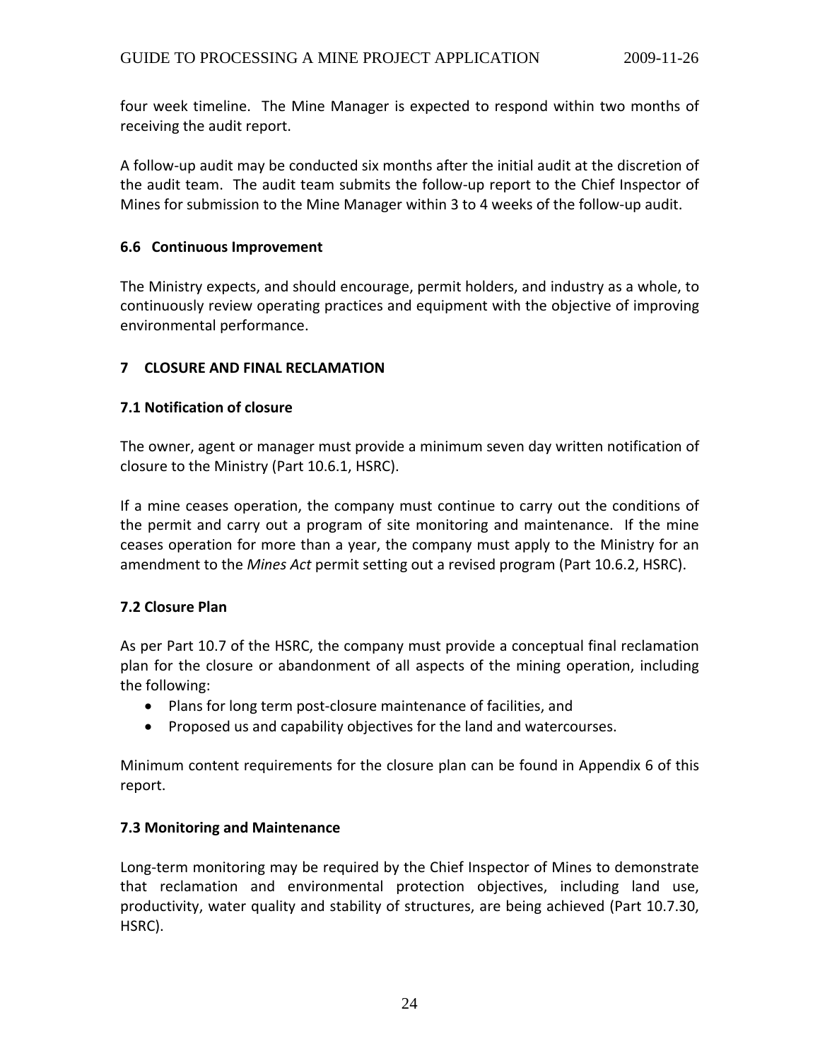four week timeline. The Mine Manager is expected to respond within two months of receiving the audit report.

A follow-up audit may be conducted six months after the initial audit at the discretion of the audit team. The audit team submits the follow-up report to the Chief Inspector of Mines for submission to the Mine Manager within 3 to 4 weeks of the follow-up audit.

### 6.6 Continuous Improvement

The Ministry expects, and should encourage, permit holders, and industry as a whole, to continuously review operating practices and equipment with the objective of improving environmental performance.

## 7 CLOSURE AND FINAL RECLAMATION

### 7.1 Notification of closure

The owner, agent or manager must provide a minimum seven day written notification of closure to the Ministry (Part 10.6.1, HSRC).

If a mine ceases operation, the company must continue to carry out the conditions of the permit and carry out a program of site monitoring and maintenance. If the mine ceases operation for more than a year, the company must apply to the Ministry for an amendment to the *Mines Act* permit setting out a revised program (Part 10.6.2, HSRC).

### 7.2 Closure Plan

As per Part 10.7 of the HSRC, the company must provide a conceptual final reclamation plan for the closure or abandonment of all aspects of the mining operation, including the following:

- Plans for long term post-closure maintenance of facilities, and
- Proposed us and capability objectives for the land and watercourses.

Minimum content requirements for the closure plan can be found in Appendix 6 of this report.

### 7.3 Monitoring and Maintenance

Long-term monitoring may be required by the Chief Inspector of Mines to demonstrate that reclamation and environmental protection objectives, including land use, productivity, water quality and stability of structures, are being achieved (Part 10.7.30, HSRC).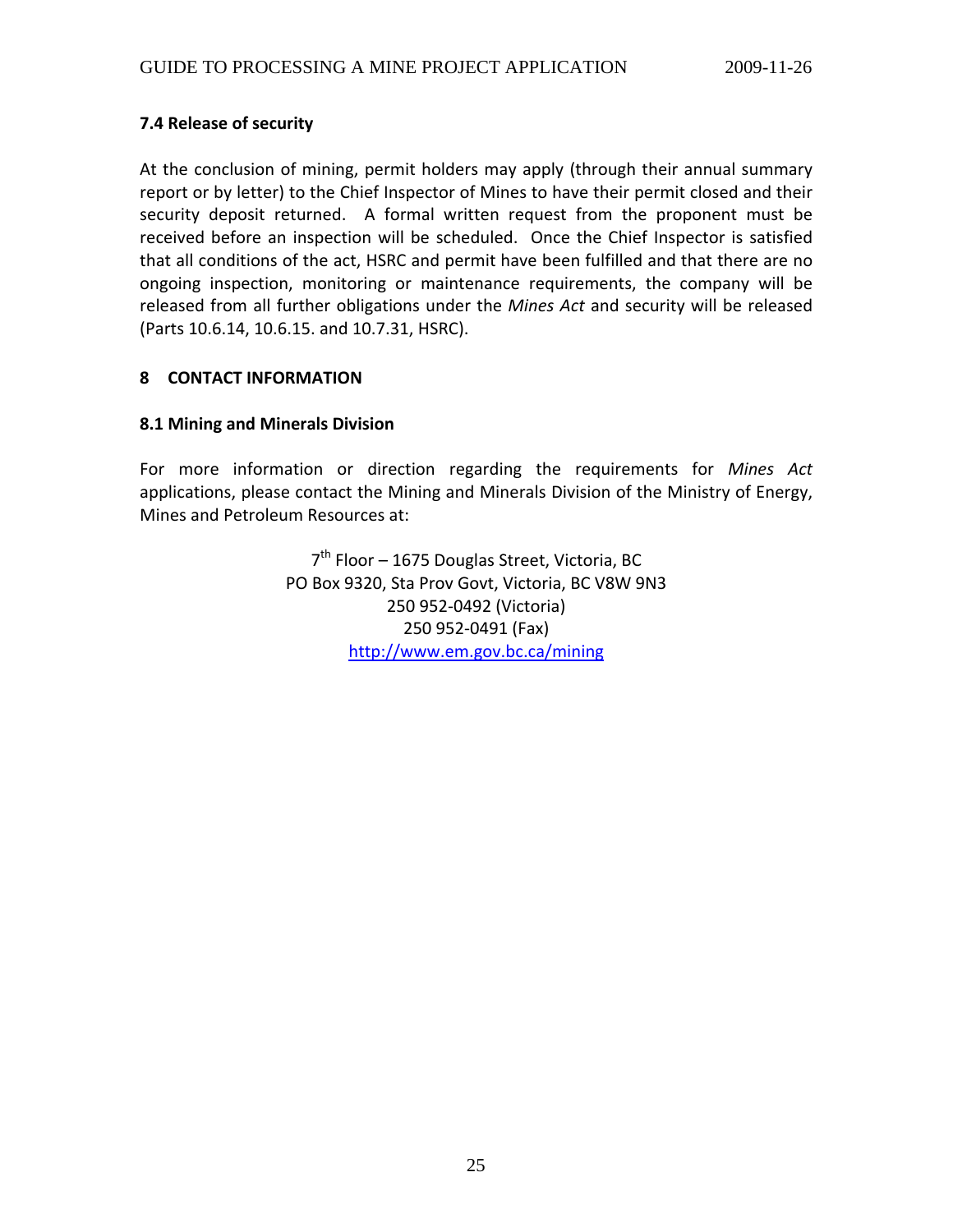### 7.4 Release of security

At the conclusion of mining, permit holders may apply (through their annual summary report or by letter) to the Chief Inspector of Mines to have their permit closed and their security deposit returned. A formal written request from the proponent must be received before an inspection will be scheduled. Once the Chief Inspector is satisfied that all conditions of the act, HSRC and permit have been fulfilled and that there are no ongoing inspection, monitoring or maintenance requirements, the company will be released from all further obligations under the *Mines Act* and security will be released (Parts 10.6.14, 10.6.15. and 10.7.31, HSRC).

## 8 CONTACT INFORMATION

### 8.1 Mining and Minerals Division

For more information or direction regarding the requirements for *Mines Act* applications, please contact the Mining and Minerals Division of the Ministry of Energy, Mines and Petroleum Resources at:

7th Floor – 1675 Douglas Street, Victoria, BC
PO Box 9320, Sta Prov Govt, Victoria, BC V8W 9N3
250 952-0492 (Victoria)
250 952-0491 (Fax)
http://www.em.gov.bc.ca/mining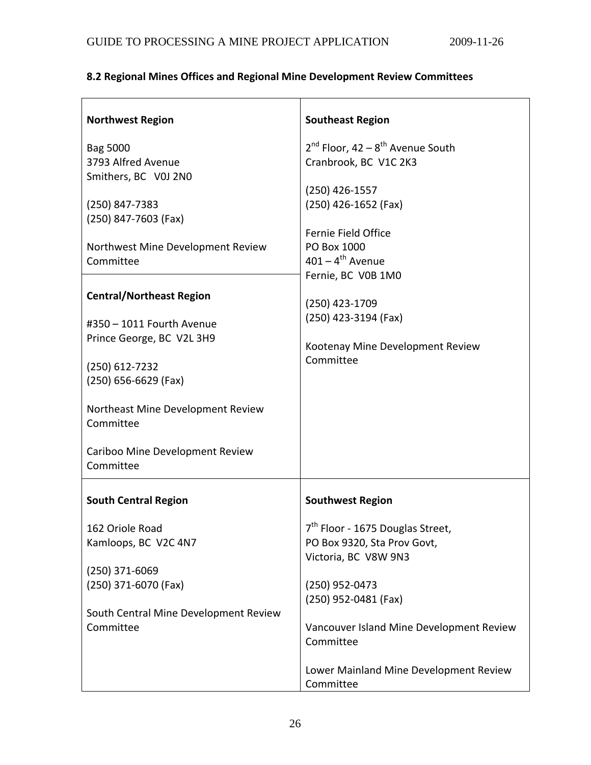### 8.2 Regional Mines Offices and Regional Mine Development Review Committees

| | |
|---|---|
| **Northwest Region**<br><br>Bag 5000<br>3793 Alfred Avenue<br>Smithers, BC V0J 2N0<br><br>(250) 847-7383<br>(250) 847-7603 (Fax)<br><br>Northwest Mine Development Review Committee<br><br>**Central/Northeast Region**<br><br>#350 – 1011 Fourth Avenue<br>Prince George, BC V2L 3H9<br><br>(250) 612-7232<br>(250) 656-6629 (Fax)<br><br>Northeast Mine Development Review Committee<br><br>Cariboo Mine Development Review Committee | **Southeast Region**<br><br>2nd Floor, 42 – 8th Avenue South<br>Cranbrook, BC V1C 2K3<br><br>(250) 426-1557<br>(250) 426-1652 (Fax)<br><br>Fernie Field Office<br>PO Box 1000<br>401 – 4th Avenue<br>Fernie, BC V0B 1M0<br><br>(250) 423-1709<br>(250) 423-3194 (Fax)<br><br>Kootenay Mine Development Review Committee |
| **South Central Region**<br><br>162 Oriole Road<br>Kamloops, BC V2C 4N7<br><br>(250) 371-6069<br>(250) 371-6070 (Fax)<br><br>South Central Mine Development Review Committee | **Southwest Region**<br><br>7th Floor - 1675 Douglas Street,<br>PO Box 9320, Sta Prov Govt,<br>Victoria, BC V8W 9N3<br><br>(250) 952-0473<br>(250) 952-0481 (Fax)<br><br>Vancouver Island Mine Development Review Committee<br><br>Lower Mainland Mine Development Review Committee |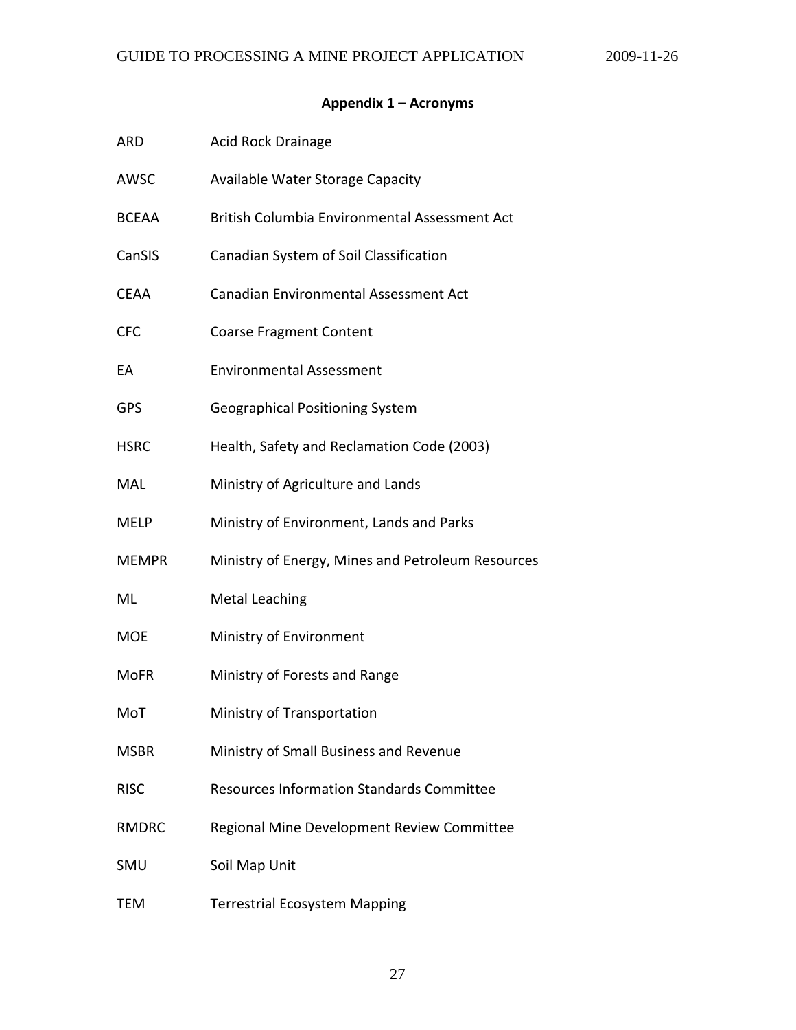## Appendix 1 – Acronyms

| | |
|---|---|
| ARD | Acid Rock Drainage |
| AWSC | Available Water Storage Capacity |
| BCEAA | British Columbia Environmental Assessment Act |
| CanSIS | Canadian System of Soil Classification |
| CEAA | Canadian Environmental Assessment Act |
| CFC | Coarse Fragment Content |
| EA | Environmental Assessment |
| GPS | Geographical Positioning System |
| HSRC | Health, Safety and Reclamation Code (2003) |
| MAL | Ministry of Agriculture and Lands |
| MELP | Ministry of Environment, Lands and Parks |
| MEMPR | Ministry of Energy, Mines and Petroleum Resources |
| ML | Metal Leaching |
| MOE | Ministry of Environment |
| MoFR | Ministry of Forests and Range |
| MoT | Ministry of Transportation |
| MSBR | Ministry of Small Business and Revenue |
| RISC | Resources Information Standards Committee |
| RMDRC | Regional Mine Development Review Committee |
| SMU | Soil Map Unit |
| TEM | Terrestrial Ecosystem Mapping |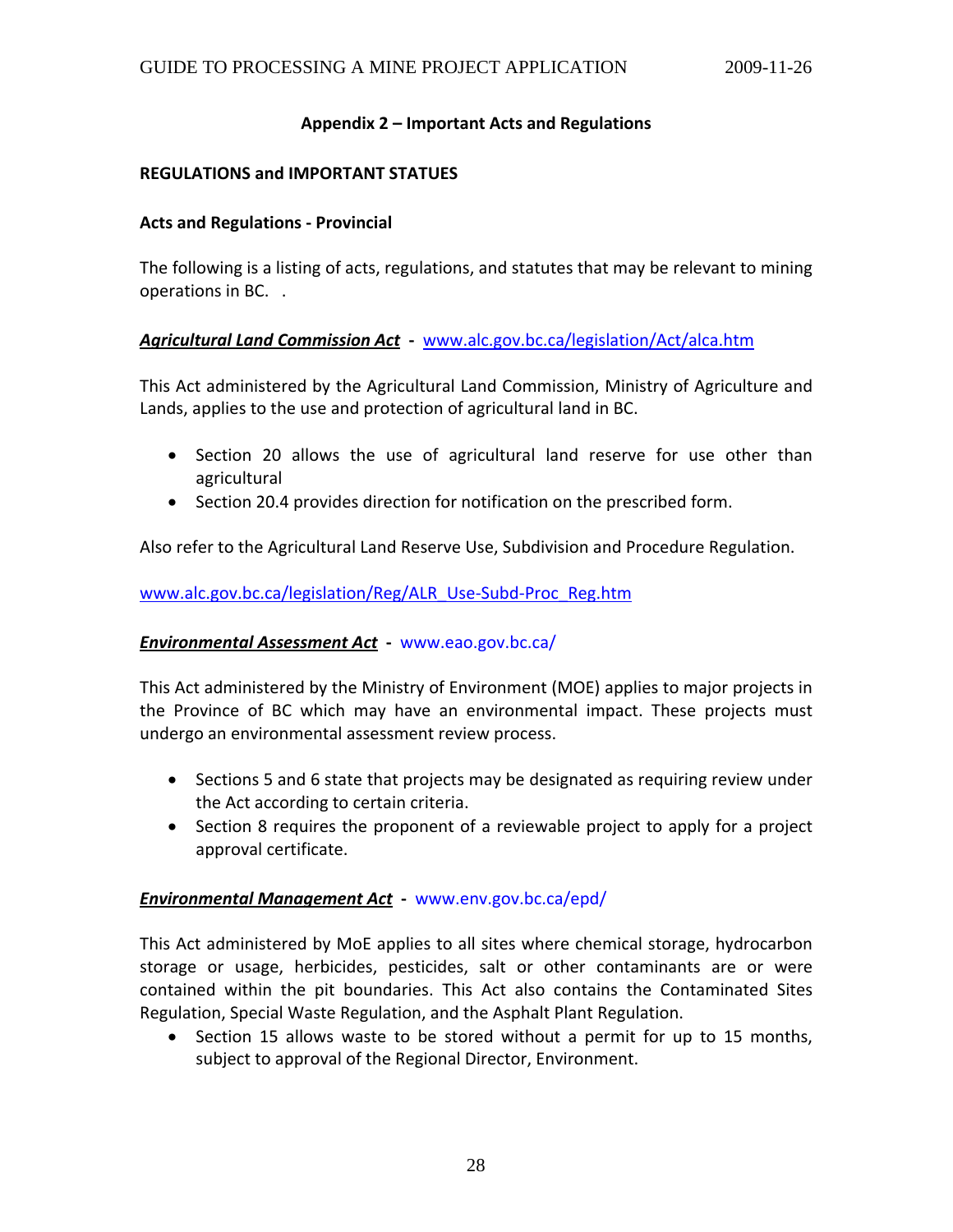## Appendix 2 – Important Acts and Regulations

### REGULATIONS and IMPORTANT STATUES

### Acts and Regulations - Provincial

The following is a listing of acts, regulations, and statutes that may be relevant to mining operations in BC. .

***Agricultural Land Commission Act*** **-** www.alc.gov.bc.ca/legislation/Act/alca.htm

This Act administered by the Agricultural Land Commission, Ministry of Agriculture and Lands, applies to the use and protection of agricultural land in BC.

- Section 20 allows the use of agricultural land reserve for use other than agricultural
- Section 20.4 provides direction for notification on the prescribed form.

Also refer to the Agricultural Land Reserve Use, Subdivision and Procedure Regulation.

www.alc.gov.bc.ca/legislation/Reg/ALR_Use-Subd-Proc_Reg.htm

***Environmental Assessment Act*** **-** www.eao.gov.bc.ca/

This Act administered by the Ministry of Environment (MOE) applies to major projects in the Province of BC which may have an environmental impact. These projects must undergo an environmental assessment review process.

- Sections 5 and 6 state that projects may be designated as requiring review under the Act according to certain criteria.
- Section 8 requires the proponent of a reviewable project to apply for a project approval certificate.

***Environmental Management Act*** **-** www.env.gov.bc.ca/epd/

This Act administered by MoE applies to all sites where chemical storage, hydrocarbon storage or usage, herbicides, pesticides, salt or other contaminants are or were contained within the pit boundaries. This Act also contains the Contaminated Sites Regulation, Special Waste Regulation, and the Asphalt Plant Regulation.

- Section 15 allows waste to be stored without a permit for up to 15 months, subject to approval of the Regional Director, Environment.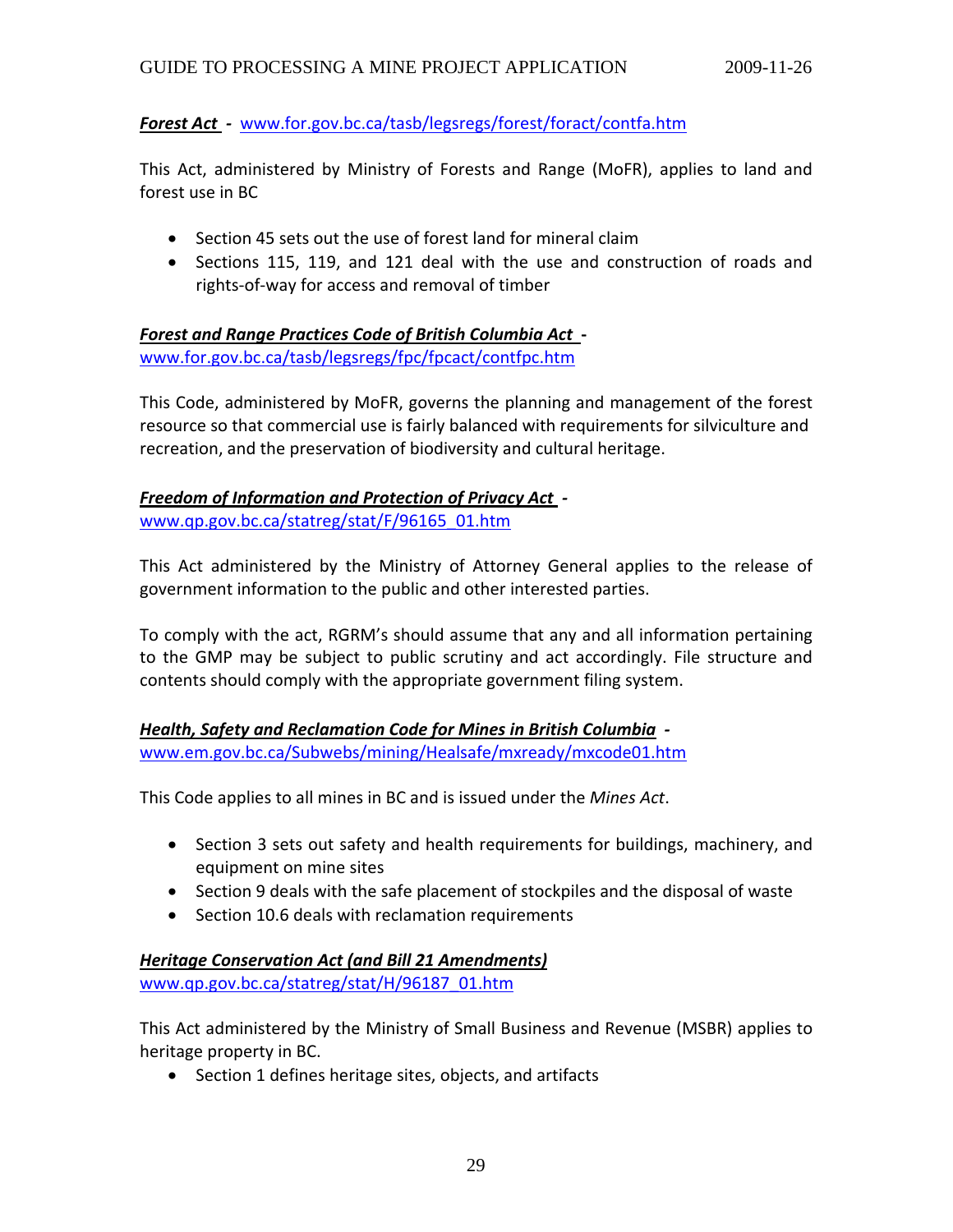***Forest Act*** **-** www.for.gov.bc.ca/tasb/legsregs/forest/foract/contfa.htm

This Act, administered by Ministry of Forests and Range (MoFR), applies to land and forest use in BC

- Section 45 sets out the use of forest land for mineral claim
- Sections 115, 119, and 121 deal with the use and construction of roads and rights-of-way for access and removal of timber

***Forest and Range Practices Code of British Columbia Act*** **-**
www.for.gov.bc.ca/tasb/legsregs/fpc/fpcact/contfpc.htm

This Code, administered by MoFR, governs the planning and management of the forest resource so that commercial use is fairly balanced with requirements for silviculture and recreation, and the preservation of biodiversity and cultural heritage.

***Freedom of Information and Protection of Privacy Act*** **-**
www.qp.gov.bc.ca/statreg/stat/F/96165_01.htm

This Act administered by the Ministry of Attorney General applies to the release of government information to the public and other interested parties.

To comply with the act, RGRM's should assume that any and all information pertaining to the GMP may be subject to public scrutiny and act accordingly. File structure and contents should comply with the appropriate government filing system.

***Health, Safety and Reclamation Code for Mines in British Columbia*** **-**
www.em.gov.bc.ca/Subwebs/mining/Healsafe/mxready/mxcode01.htm

This Code applies to all mines in BC and is issued under the *Mines Act*.

- Section 3 sets out safety and health requirements for buildings, machinery, and equipment on mine sites
- Section 9 deals with the safe placement of stockpiles and the disposal of waste
- Section 10.6 deals with reclamation requirements

***Heritage Conservation Act (and Bill 21 Amendments)***
www.qp.gov.bc.ca/statreg/stat/H/96187_01.htm

This Act administered by the Ministry of Small Business and Revenue (MSBR) applies to heritage property in BC.

- Section 1 defines heritage sites, objects, and artifacts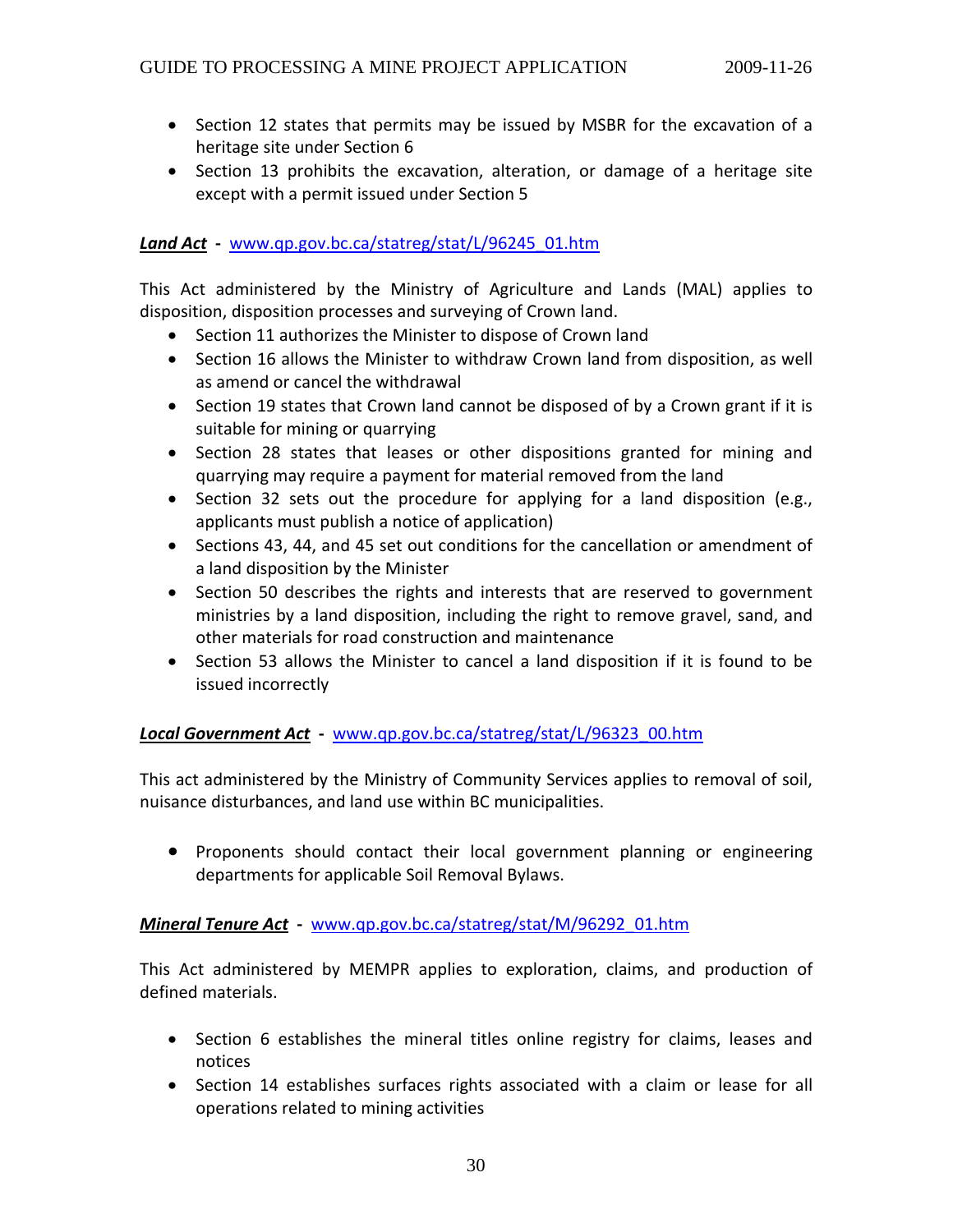- Section 12 states that permits may be issued by MSBR for the excavation of a heritage site under Section 6
- Section 13 prohibits the excavation, alteration, or damage of a heritage site except with a permit issued under Section 5

***__Land Act__*** **-** www.qp.gov.bc.ca/statreg/stat/L/96245_01.htm

This Act administered by the Ministry of Agriculture and Lands (MAL) applies to disposition, disposition processes and surveying of Crown land.

- Section 11 authorizes the Minister to dispose of Crown land
- Section 16 allows the Minister to withdraw Crown land from disposition, as well as amend or cancel the withdrawal
- Section 19 states that Crown land cannot be disposed of by a Crown grant if it is suitable for mining or quarrying
- Section 28 states that leases or other dispositions granted for mining and quarrying may require a payment for material removed from the land
- Section 32 sets out the procedure for applying for a land disposition (e.g., applicants must publish a notice of application)
- Sections 43, 44, and 45 set out conditions for the cancellation or amendment of a land disposition by the Minister
- Section 50 describes the rights and interests that are reserved to government ministries by a land disposition, including the right to remove gravel, sand, and other materials for road construction and maintenance
- Section 53 allows the Minister to cancel a land disposition if it is found to be issued incorrectly

***__Local Government Act__*** **-** www.qp.gov.bc.ca/statreg/stat/L/96323_00.htm

This act administered by the Ministry of Community Services applies to removal of soil, nuisance disturbances, and land use within BC municipalities.

- Proponents should contact their local government planning or engineering departments for applicable Soil Removal Bylaws.

***__Mineral Tenure Act__*** **-** www.qp.gov.bc.ca/statreg/stat/M/96292_01.htm

This Act administered by MEMPR applies to exploration, claims, and production of defined materials.

- Section 6 establishes the mineral titles online registry for claims, leases and notices
- Section 14 establishes surfaces rights associated with a claim or lease for all operations related to mining activities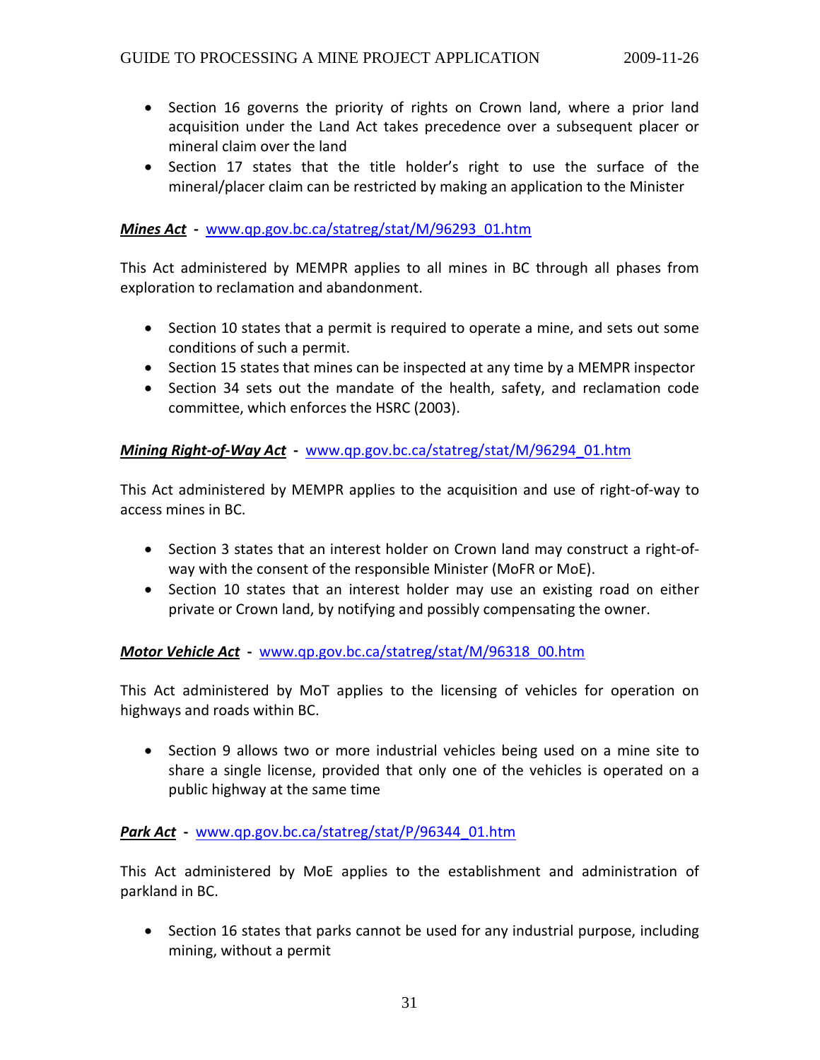- Section 16 governs the priority of rights on Crown land, where a prior land acquisition under the Land Act takes precedence over a subsequent placer or mineral claim over the land
- Section 17 states that the title holder's right to use the surface of the mineral/placer claim can be restricted by making an application to the Minister

***Mines Act*** **-** www.qp.gov.bc.ca/statreg/stat/M/96293_01.htm

This Act administered by MEMPR applies to all mines in BC through all phases from exploration to reclamation and abandonment.

- Section 10 states that a permit is required to operate a mine, and sets out some conditions of such a permit.
- Section 15 states that mines can be inspected at any time by a MEMPR inspector
- Section 34 sets out the mandate of the health, safety, and reclamation code committee, which enforces the HSRC (2003).

***Mining Right-of-Way Act*** **-** www.qp.gov.bc.ca/statreg/stat/M/96294_01.htm

This Act administered by MEMPR applies to the acquisition and use of right-of-way to access mines in BC.

- Section 3 states that an interest holder on Crown land may construct a right-of-way with the consent of the responsible Minister (MoFR or MoE).
- Section 10 states that an interest holder may use an existing road on either private or Crown land, by notifying and possibly compensating the owner.

***Motor Vehicle Act*** **-** www.qp.gov.bc.ca/statreg/stat/M/96318_00.htm

This Act administered by MoT applies to the licensing of vehicles for operation on highways and roads within BC.

- Section 9 allows two or more industrial vehicles being used on a mine site to share a single license, provided that only one of the vehicles is operated on a public highway at the same time

***Park Act*** **-** www.qp.gov.bc.ca/statreg/stat/P/96344_01.htm

This Act administered by MoE applies to the establishment and administration of parkland in BC.

- Section 16 states that parks cannot be used for any industrial purpose, including mining, without a permit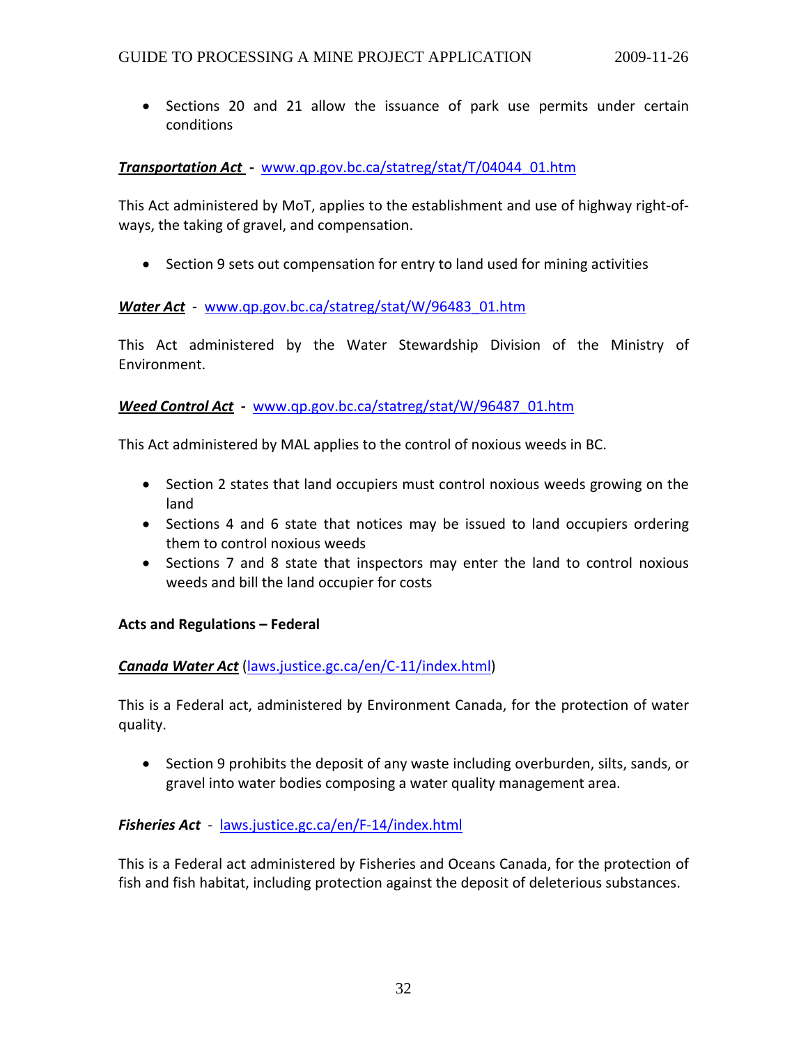- Sections 20 and 21 allow the issuance of park use permits under certain conditions

***Transportation Act*** **-** www.qp.gov.bc.ca/statreg/stat/T/04044_01.htm

This Act administered by MoT, applies to the establishment and use of highway right-of-ways, the taking of gravel, and compensation.

- Section 9 sets out compensation for entry to land used for mining activities

***Water Act*** - www.qp.gov.bc.ca/statreg/stat/W/96483_01.htm

This Act administered by the Water Stewardship Division of the Ministry of Environment.

***Weed Control Act*** **-** www.qp.gov.bc.ca/statreg/stat/W/96487_01.htm

This Act administered by MAL applies to the control of noxious weeds in BC.

- Section 2 states that land occupiers must control noxious weeds growing on the land
- Sections 4 and 6 state that notices may be issued to land occupiers ordering them to control noxious weeds
- Sections 7 and 8 state that inspectors may enter the land to control noxious weeds and bill the land occupier for costs

**Acts and Regulations – Federal**

***Canada Water Act*** (laws.justice.gc.ca/en/C-11/index.html)

This is a Federal act, administered by Environment Canada, for the protection of water quality.

- Section 9 prohibits the deposit of any waste including overburden, silts, sands, or gravel into water bodies composing a water quality management area.

***Fisheries Act*** - laws.justice.gc.ca/en/F-14/index.html

This is a Federal act administered by Fisheries and Oceans Canada, for the protection of fish and fish habitat, including protection against the deposit of deleterious substances.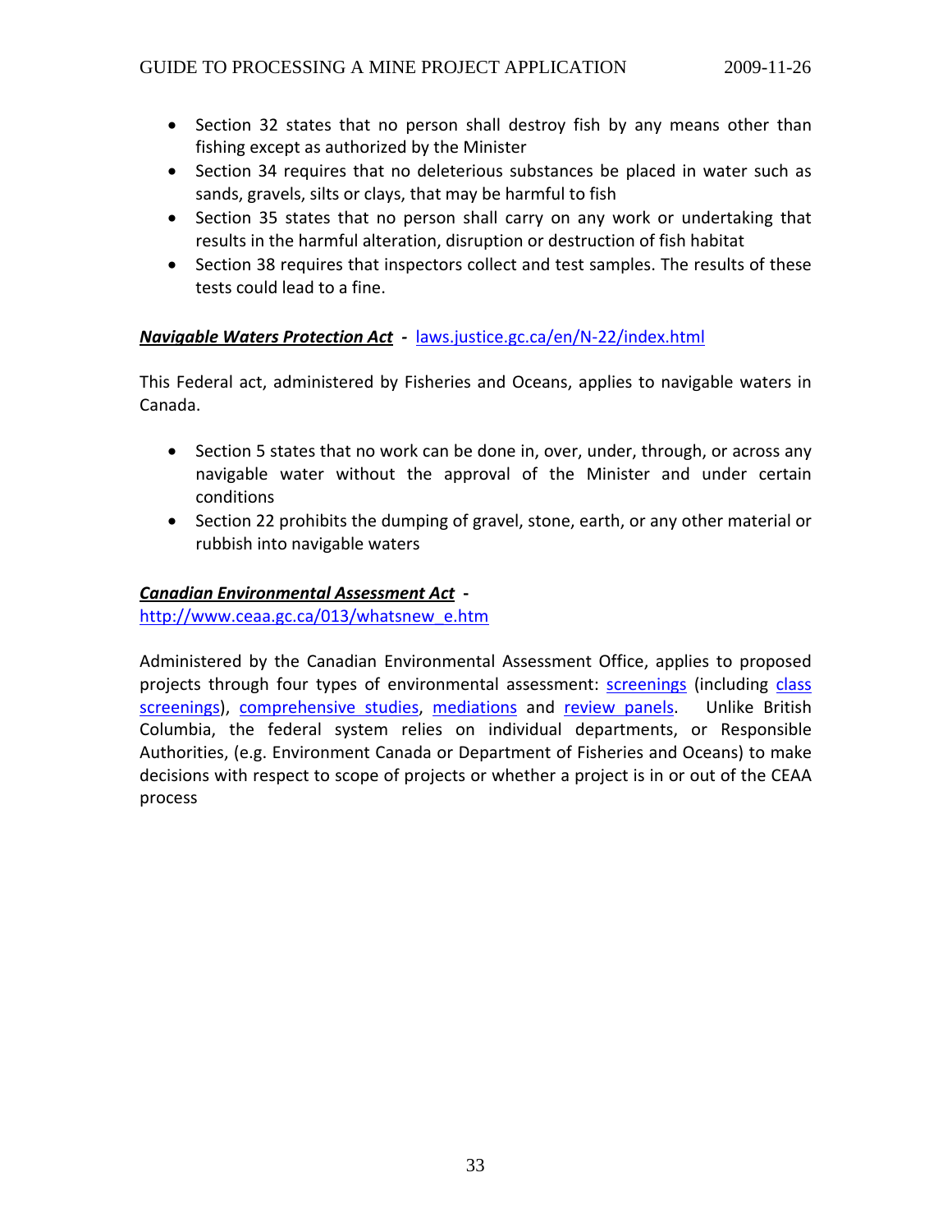- Section 32 states that no person shall destroy fish by any means other than fishing except as authorized by the Minister
- Section 34 requires that no deleterious substances be placed in water such as sands, gravels, silts or clays, that may be harmful to fish
- Section 35 states that no person shall carry on any work or undertaking that results in the harmful alteration, disruption or destruction of fish habitat
- Section 38 requires that inspectors collect and test samples. The results of these tests could lead to a fine.

***Navigable Waters Protection Act*** **-** [laws.justice.gc.ca/en/N-22/index.html](laws.justice.gc.ca/en/N-22/index.html)

This Federal act, administered by Fisheries and Oceans, applies to navigable waters in Canada.

- Section 5 states that no work can be done in, over, under, through, or across any navigable water without the approval of the Minister and under certain conditions
- Section 22 prohibits the dumping of gravel, stone, earth, or any other material or rubbish into navigable waters

***Canadian Environmental Assessment Act*** **-**
[http://www.ceaa.gc.ca/013/whatsnew_e.htm](http://www.ceaa.gc.ca/013/whatsnew_e.htm)

Administered by the Canadian Environmental Assessment Office, applies to proposed projects through four types of environmental assessment: screenings (including class screenings), comprehensive studies, mediations and review panels. Unlike British Columbia, the federal system relies on individual departments, or Responsible Authorities, (e.g. Environment Canada or Department of Fisheries and Oceans) to make decisions with respect to scope of projects or whether a project is in or out of the CEAA process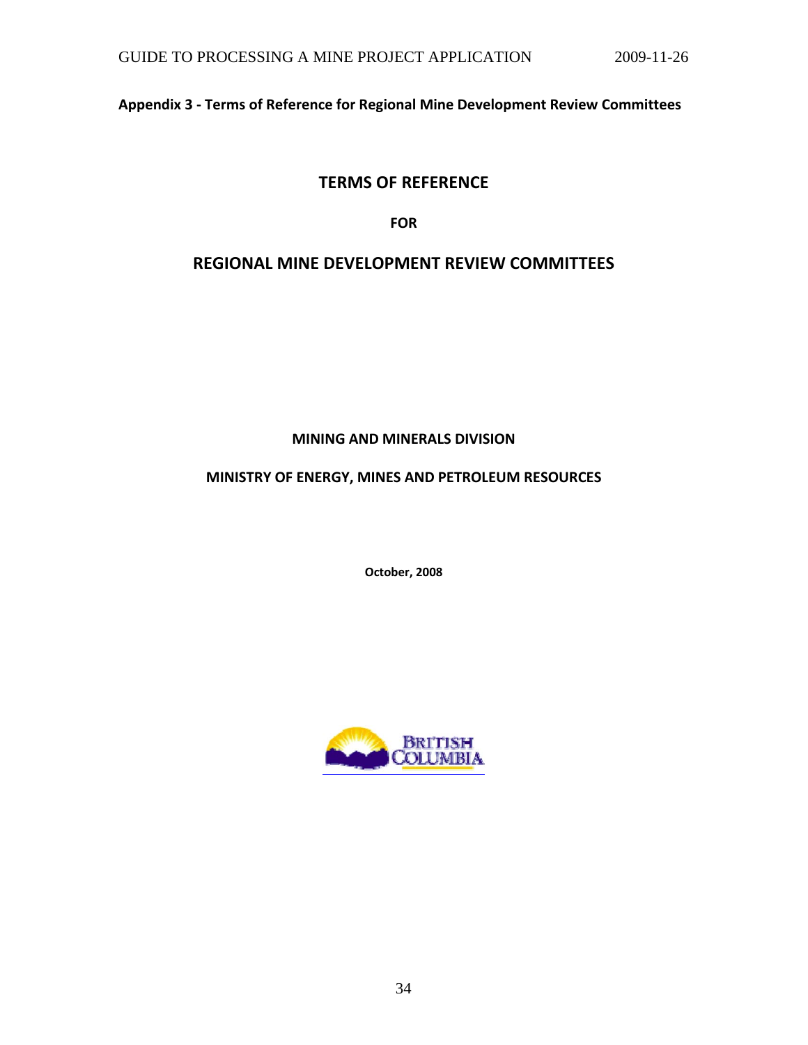**Appendix 3 - Terms of Reference for Regional Mine Development Review Committees**

# TERMS OF REFERENCE

**FOR**

# REGIONAL MINE DEVELOPMENT REVIEW COMMITTEES

**MINING AND MINERALS DIVISION**

**MINISTRY OF ENERGY, MINES AND PETROLEUM RESOURCES**

**October, 2008**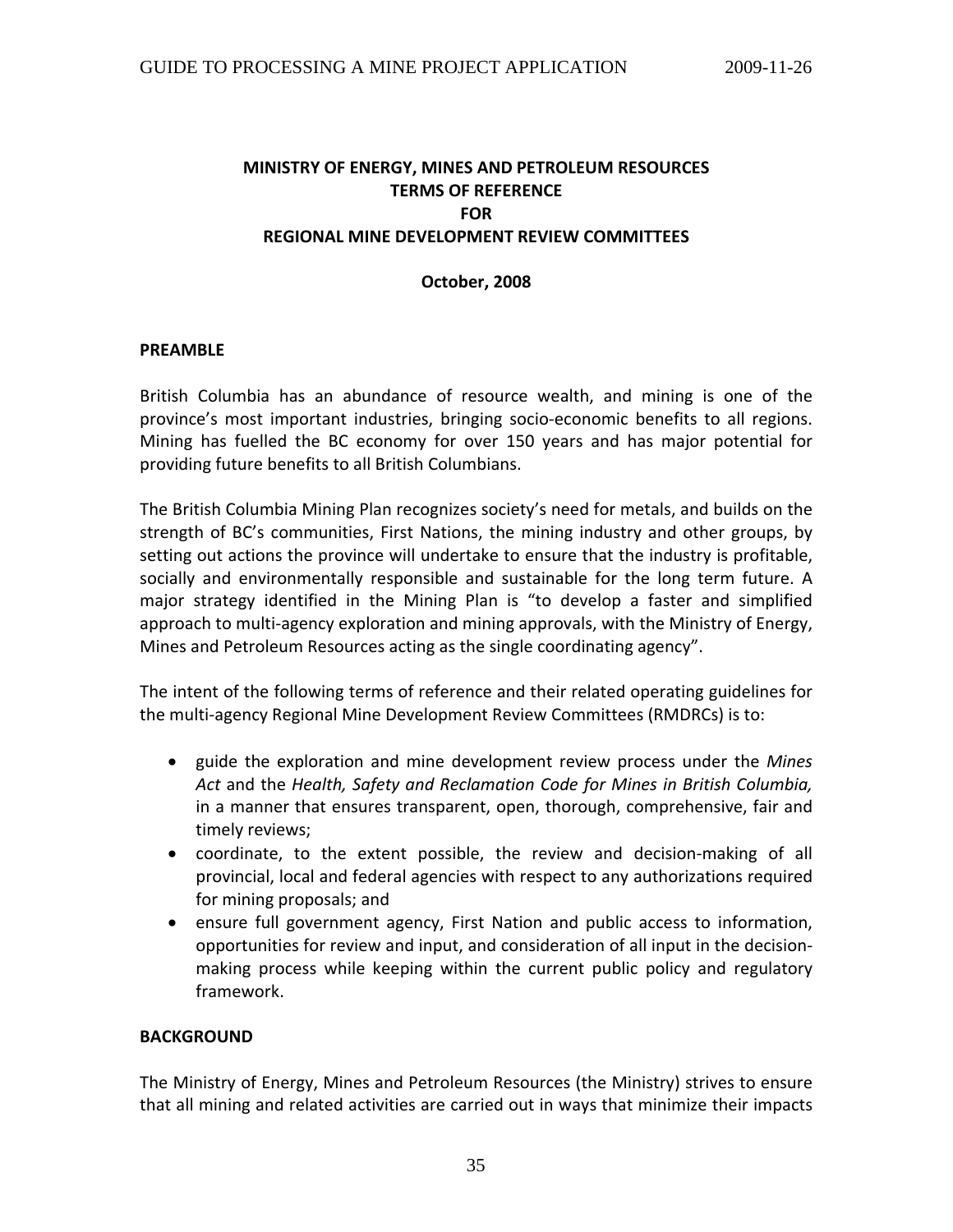**MINISTRY OF ENERGY, MINES AND PETROLEUM RESOURCES**
**TERMS OF REFERENCE**
**FOR**
**REGIONAL MINE DEVELOPMENT REVIEW COMMITTEES**

**October, 2008**

## PREAMBLE

British Columbia has an abundance of resource wealth, and mining is one of the province's most important industries, bringing socio-economic benefits to all regions. Mining has fuelled the BC economy for over 150 years and has major potential for providing future benefits to all British Columbians.

The British Columbia Mining Plan recognizes society's need for metals, and builds on the strength of BC's communities, First Nations, the mining industry and other groups, by setting out actions the province will undertake to ensure that the industry is profitable, socially and environmentally responsible and sustainable for the long term future. A major strategy identified in the Mining Plan is "to develop a faster and simplified approach to multi-agency exploration and mining approvals, with the Ministry of Energy, Mines and Petroleum Resources acting as the single coordinating agency".

The intent of the following terms of reference and their related operating guidelines for the multi-agency Regional Mine Development Review Committees (RMDRCs) is to:

- guide the exploration and mine development review process under the *Mines Act* and the *Health, Safety and Reclamation Code for Mines in British Columbia,* in a manner that ensures transparent, open, thorough, comprehensive, fair and timely reviews;
- coordinate, to the extent possible, the review and decision-making of all provincial, local and federal agencies with respect to any authorizations required for mining proposals; and
- ensure full government agency, First Nation and public access to information, opportunities for review and input, and consideration of all input in the decision-making process while keeping within the current public policy and regulatory framework.

## BACKGROUND

The Ministry of Energy, Mines and Petroleum Resources (the Ministry) strives to ensure that all mining and related activities are carried out in ways that minimize their impacts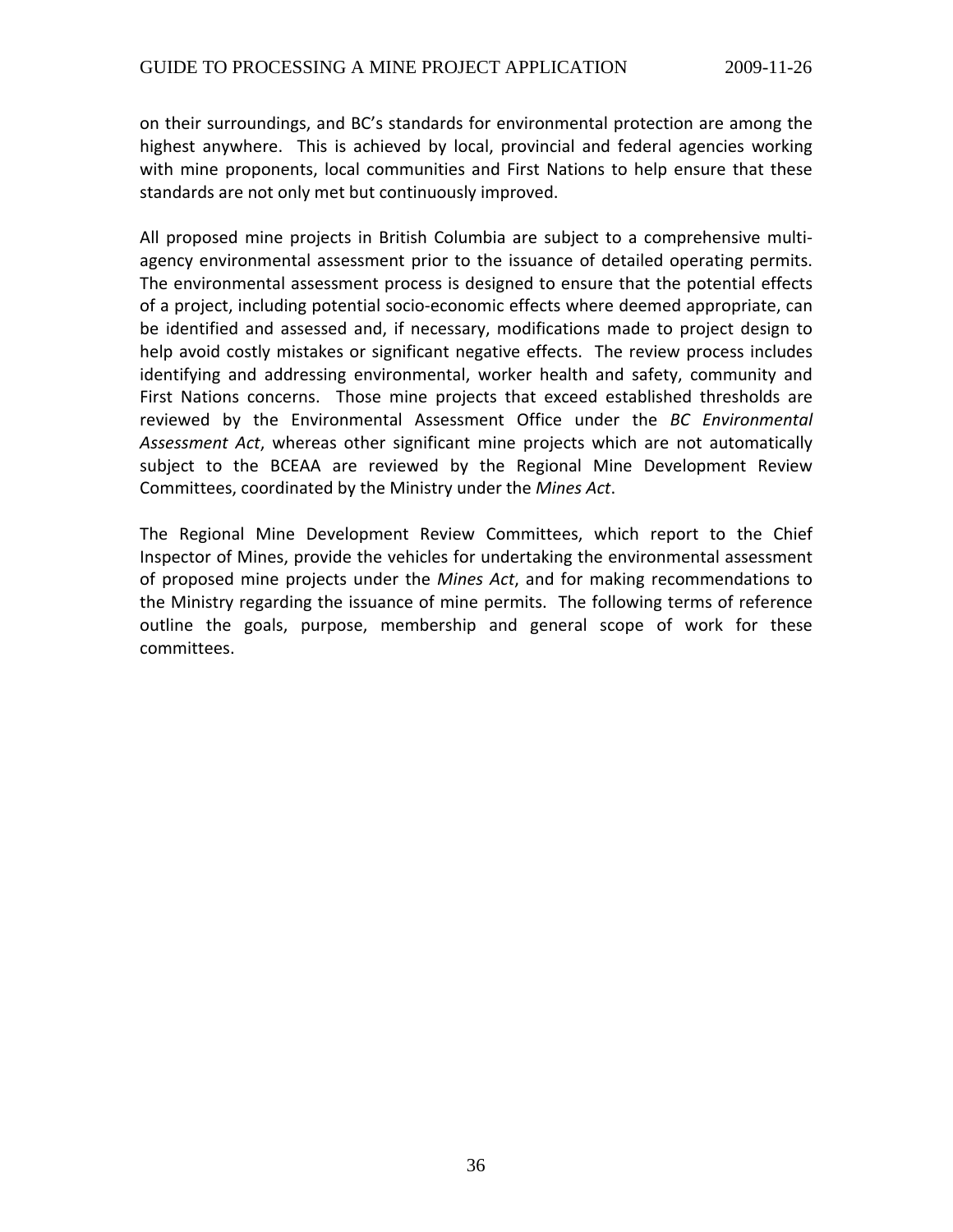on their surroundings, and BC's standards for environmental protection are among the highest anywhere. This is achieved by local, provincial and federal agencies working with mine proponents, local communities and First Nations to help ensure that these standards are not only met but continuously improved.

All proposed mine projects in British Columbia are subject to a comprehensive multi-agency environmental assessment prior to the issuance of detailed operating permits. The environmental assessment process is designed to ensure that the potential effects of a project, including potential socio-economic effects where deemed appropriate, can be identified and assessed and, if necessary, modifications made to project design to help avoid costly mistakes or significant negative effects. The review process includes identifying and addressing environmental, worker health and safety, community and First Nations concerns. Those mine projects that exceed established thresholds are reviewed by the Environmental Assessment Office under the *BC Environmental Assessment Act*, whereas other significant mine projects which are not automatically subject to the BCEAA are reviewed by the Regional Mine Development Review Committees, coordinated by the Ministry under the *Mines Act*.

The Regional Mine Development Review Committees, which report to the Chief Inspector of Mines, provide the vehicles for undertaking the environmental assessment of proposed mine projects under the *Mines Act*, and for making recommendations to the Ministry regarding the issuance of mine permits. The following terms of reference outline the goals, purpose, membership and general scope of work for these committees.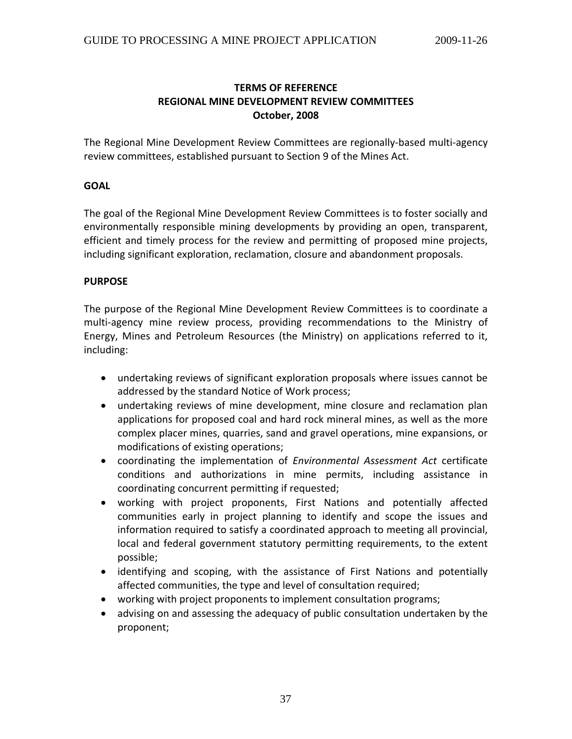**TERMS OF REFERENCE**
**REGIONAL MINE DEVELOPMENT REVIEW COMMITTEES**
**October, 2008**

The Regional Mine Development Review Committees are regionally-based multi-agency review committees, established pursuant to Section 9 of the Mines Act.

**GOAL**

The goal of the Regional Mine Development Review Committees is to foster socially and environmentally responsible mining developments by providing an open, transparent, efficient and timely process for the review and permitting of proposed mine projects, including significant exploration, reclamation, closure and abandonment proposals.

**PURPOSE**

The purpose of the Regional Mine Development Review Committees is to coordinate a multi-agency mine review process, providing recommendations to the Ministry of Energy, Mines and Petroleum Resources (the Ministry) on applications referred to it, including:

- undertaking reviews of significant exploration proposals where issues cannot be addressed by the standard Notice of Work process;
- undertaking reviews of mine development, mine closure and reclamation plan applications for proposed coal and hard rock mineral mines, as well as the more complex placer mines, quarries, sand and gravel operations, mine expansions, or modifications of existing operations;
- coordinating the implementation of *Environmental Assessment Act* certificate conditions and authorizations in mine permits, including assistance in coordinating concurrent permitting if requested;
- working with project proponents, First Nations and potentially affected communities early in project planning to identify and scope the issues and information required to satisfy a coordinated approach to meeting all provincial, local and federal government statutory permitting requirements, to the extent possible;
- identifying and scoping, with the assistance of First Nations and potentially affected communities, the type and level of consultation required;
- working with project proponents to implement consultation programs;
- advising on and assessing the adequacy of public consultation undertaken by the proponent;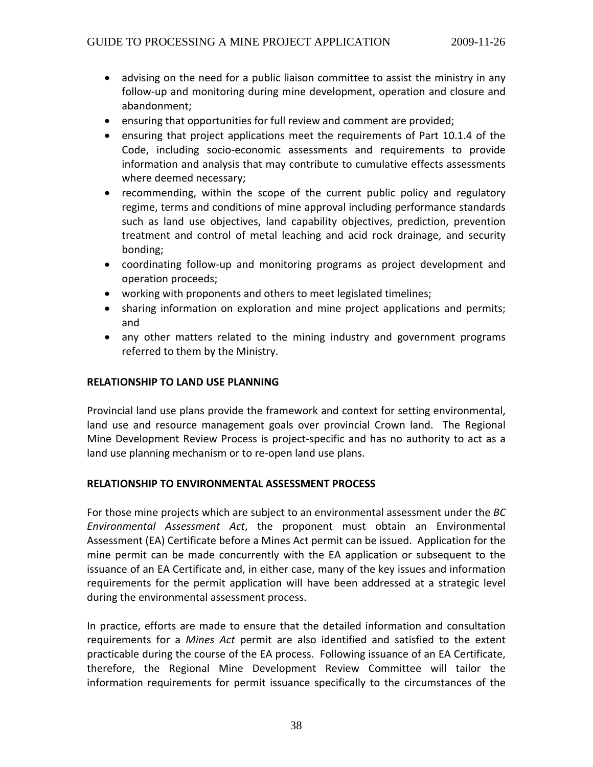- advising on the need for a public liaison committee to assist the ministry in any follow-up and monitoring during mine development, operation and closure and abandonment;
- ensuring that opportunities for full review and comment are provided;
- ensuring that project applications meet the requirements of Part 10.1.4 of the Code, including socio-economic assessments and requirements to provide information and analysis that may contribute to cumulative effects assessments where deemed necessary;
- recommending, within the scope of the current public policy and regulatory regime, terms and conditions of mine approval including performance standards such as land use objectives, land capability objectives, prediction, prevention treatment and control of metal leaching and acid rock drainage, and security bonding;
- coordinating follow-up and monitoring programs as project development and operation proceeds;
- working with proponents and others to meet legislated timelines;
- sharing information on exploration and mine project applications and permits; and
- any other matters related to the mining industry and government programs referred to them by the Ministry.

**RELATIONSHIP TO LAND USE PLANNING**

Provincial land use plans provide the framework and context for setting environmental, land use and resource management goals over provincial Crown land. The Regional Mine Development Review Process is project-specific and has no authority to act as a land use planning mechanism or to re-open land use plans.

**RELATIONSHIP TO ENVIRONMENTAL ASSESSMENT PROCESS**

For those mine projects which are subject to an environmental assessment under the *BC Environmental Assessment Act*, the proponent must obtain an Environmental Assessment (EA) Certificate before a Mines Act permit can be issued. Application for the mine permit can be made concurrently with the EA application or subsequent to the issuance of an EA Certificate and, in either case, many of the key issues and information requirements for the permit application will have been addressed at a strategic level during the environmental assessment process.

In practice, efforts are made to ensure that the detailed information and consultation requirements for a *Mines Act* permit are also identified and satisfied to the extent practicable during the course of the EA process. Following issuance of an EA Certificate, therefore, the Regional Mine Development Review Committee will tailor the information requirements for permit issuance specifically to the circumstances of the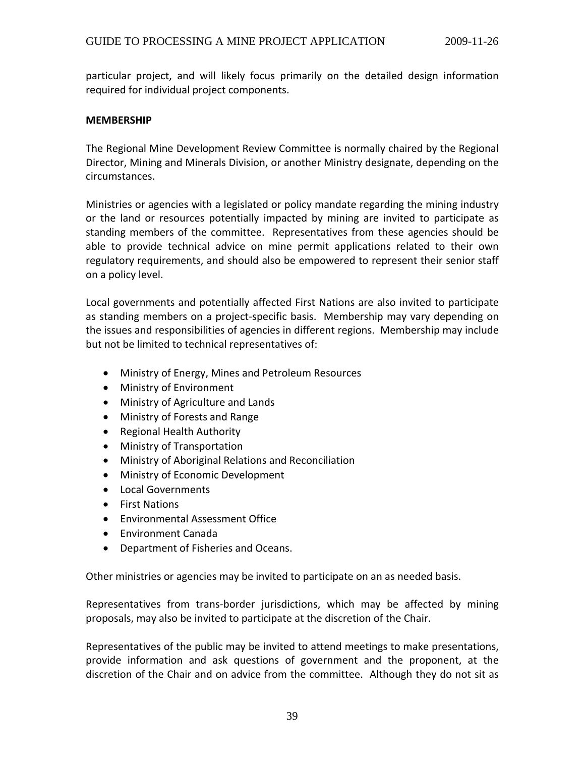particular project, and will likely focus primarily on the detailed design information required for individual project components.

**MEMBERSHIP**

The Regional Mine Development Review Committee is normally chaired by the Regional Director, Mining and Minerals Division, or another Ministry designate, depending on the circumstances.

Ministries or agencies with a legislated or policy mandate regarding the mining industry or the land or resources potentially impacted by mining are invited to participate as standing members of the committee. Representatives from these agencies should be able to provide technical advice on mine permit applications related to their own regulatory requirements, and should also be empowered to represent their senior staff on a policy level.

Local governments and potentially affected First Nations are also invited to participate as standing members on a project-specific basis. Membership may vary depending on the issues and responsibilities of agencies in different regions. Membership may include but not be limited to technical representatives of:

- Ministry of Energy, Mines and Petroleum Resources
- Ministry of Environment
- Ministry of Agriculture and Lands
- Ministry of Forests and Range
- Regional Health Authority
- Ministry of Transportation
- Ministry of Aboriginal Relations and Reconciliation
- Ministry of Economic Development
- Local Governments
- First Nations
- Environmental Assessment Office
- Environment Canada
- Department of Fisheries and Oceans.

Other ministries or agencies may be invited to participate on an as needed basis.

Representatives from trans-border jurisdictions, which may be affected by mining proposals, may also be invited to participate at the discretion of the Chair.

Representatives of the public may be invited to attend meetings to make presentations, provide information and ask questions of government and the proponent, at the discretion of the Chair and on advice from the committee. Although they do not sit as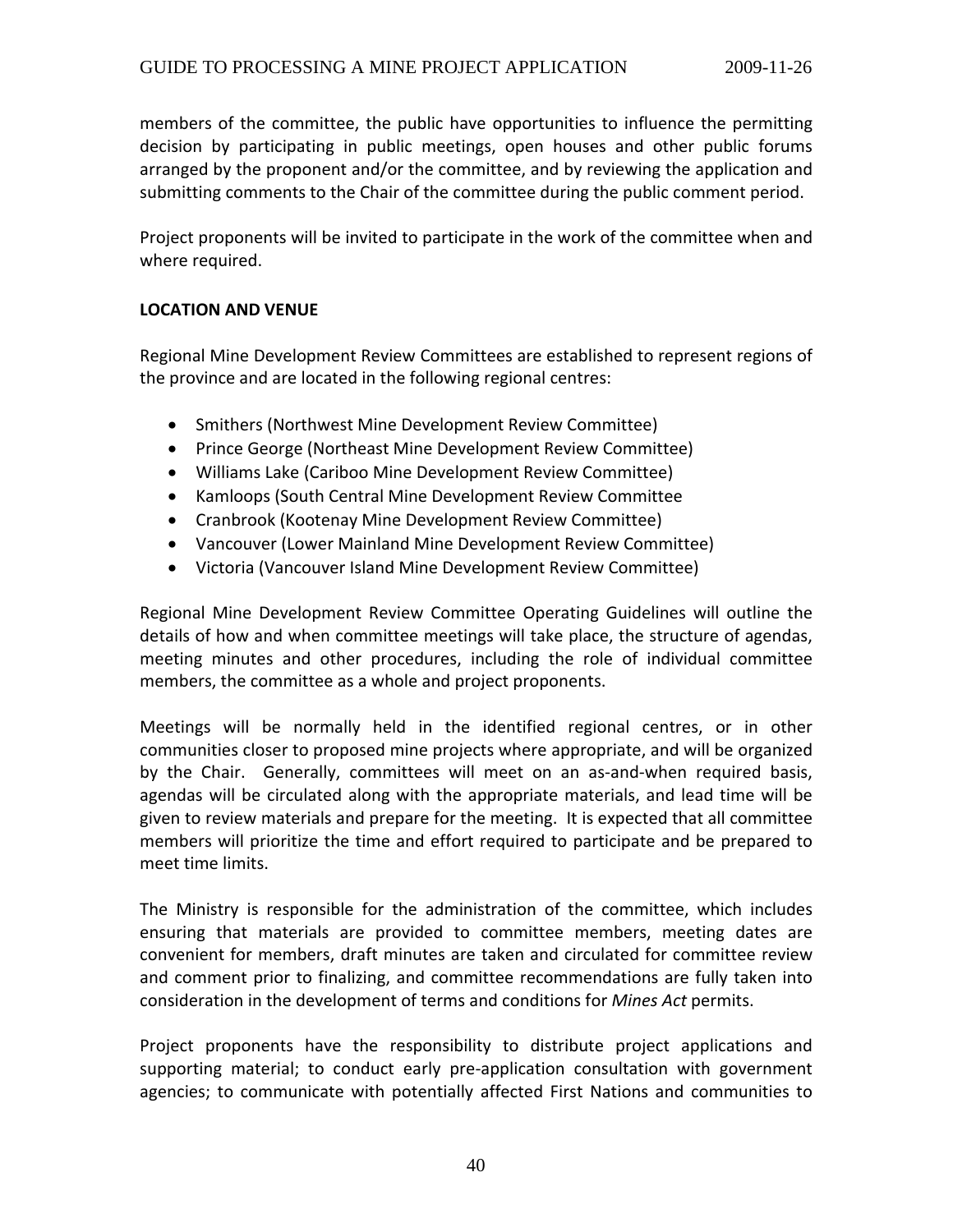members of the committee, the public have opportunities to influence the permitting decision by participating in public meetings, open houses and other public forums arranged by the proponent and/or the committee, and by reviewing the application and submitting comments to the Chair of the committee during the public comment period.

Project proponents will be invited to participate in the work of the committee when and where required.

**LOCATION AND VENUE**

Regional Mine Development Review Committees are established to represent regions of the province and are located in the following regional centres:

- Smithers (Northwest Mine Development Review Committee)
- Prince George (Northeast Mine Development Review Committee)
- Williams Lake (Cariboo Mine Development Review Committee)
- Kamloops (South Central Mine Development Review Committee
- Cranbrook (Kootenay Mine Development Review Committee)
- Vancouver (Lower Mainland Mine Development Review Committee)
- Victoria (Vancouver Island Mine Development Review Committee)

Regional Mine Development Review Committee Operating Guidelines will outline the details of how and when committee meetings will take place, the structure of agendas, meeting minutes and other procedures, including the role of individual committee members, the committee as a whole and project proponents.

Meetings will be normally held in the identified regional centres, or in other communities closer to proposed mine projects where appropriate, and will be organized by the Chair. Generally, committees will meet on an as-and-when required basis, agendas will be circulated along with the appropriate materials, and lead time will be given to review materials and prepare for the meeting. It is expected that all committee members will prioritize the time and effort required to participate and be prepared to meet time limits.

The Ministry is responsible for the administration of the committee, which includes ensuring that materials are provided to committee members, meeting dates are convenient for members, draft minutes are taken and circulated for committee review and comment prior to finalizing, and committee recommendations are fully taken into consideration in the development of terms and conditions for *Mines Act* permits.

Project proponents have the responsibility to distribute project applications and supporting material; to conduct early pre-application consultation with government agencies; to communicate with potentially affected First Nations and communities to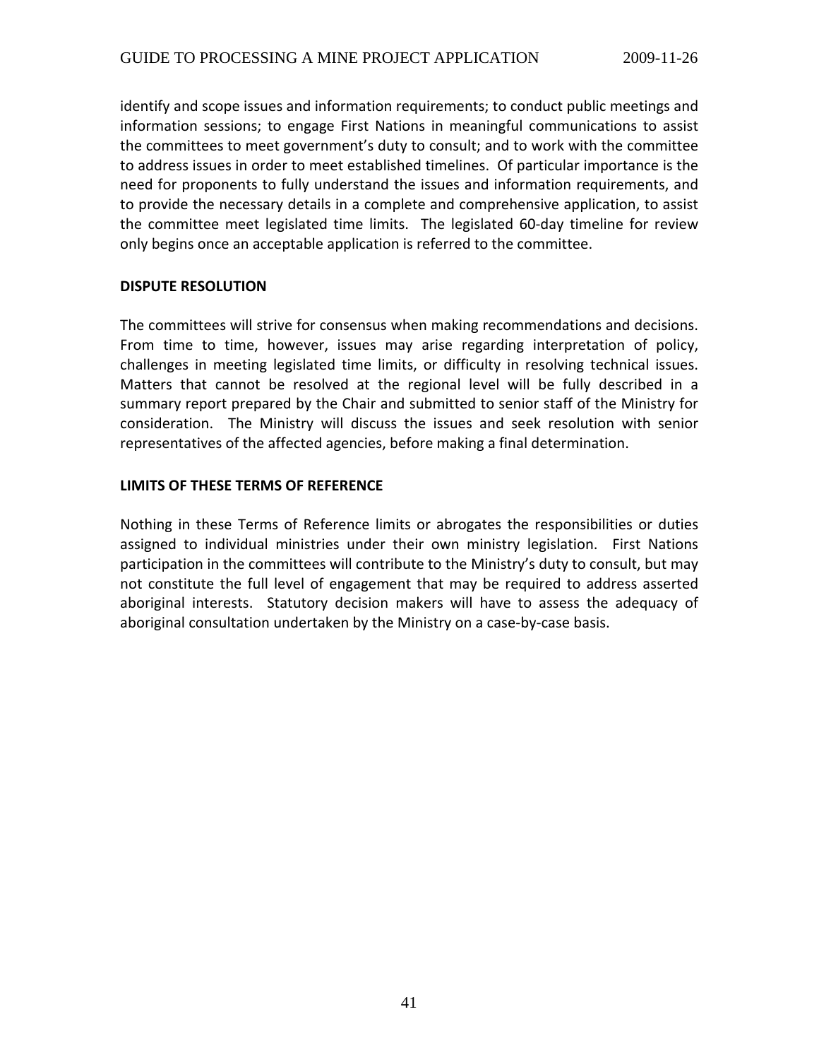identify and scope issues and information requirements; to conduct public meetings and information sessions; to engage First Nations in meaningful communications to assist the committees to meet government's duty to consult; and to work with the committee to address issues in order to meet established timelines. Of particular importance is the need for proponents to fully understand the issues and information requirements, and to provide the necessary details in a complete and comprehensive application, to assist the committee meet legislated time limits. The legislated 60-day timeline for review only begins once an acceptable application is referred to the committee.

## DISPUTE RESOLUTION

The committees will strive for consensus when making recommendations and decisions. From time to time, however, issues may arise regarding interpretation of policy, challenges in meeting legislated time limits, or difficulty in resolving technical issues. Matters that cannot be resolved at the regional level will be fully described in a summary report prepared by the Chair and submitted to senior staff of the Ministry for consideration. The Ministry will discuss the issues and seek resolution with senior representatives of the affected agencies, before making a final determination.

## LIMITS OF THESE TERMS OF REFERENCE

Nothing in these Terms of Reference limits or abrogates the responsibilities or duties assigned to individual ministries under their own ministry legislation. First Nations participation in the committees will contribute to the Ministry's duty to consult, but may not constitute the full level of engagement that may be required to address asserted aboriginal interests. Statutory decision makers will have to assess the adequacy of aboriginal consultation undertaken by the Ministry on a case-by-case basis.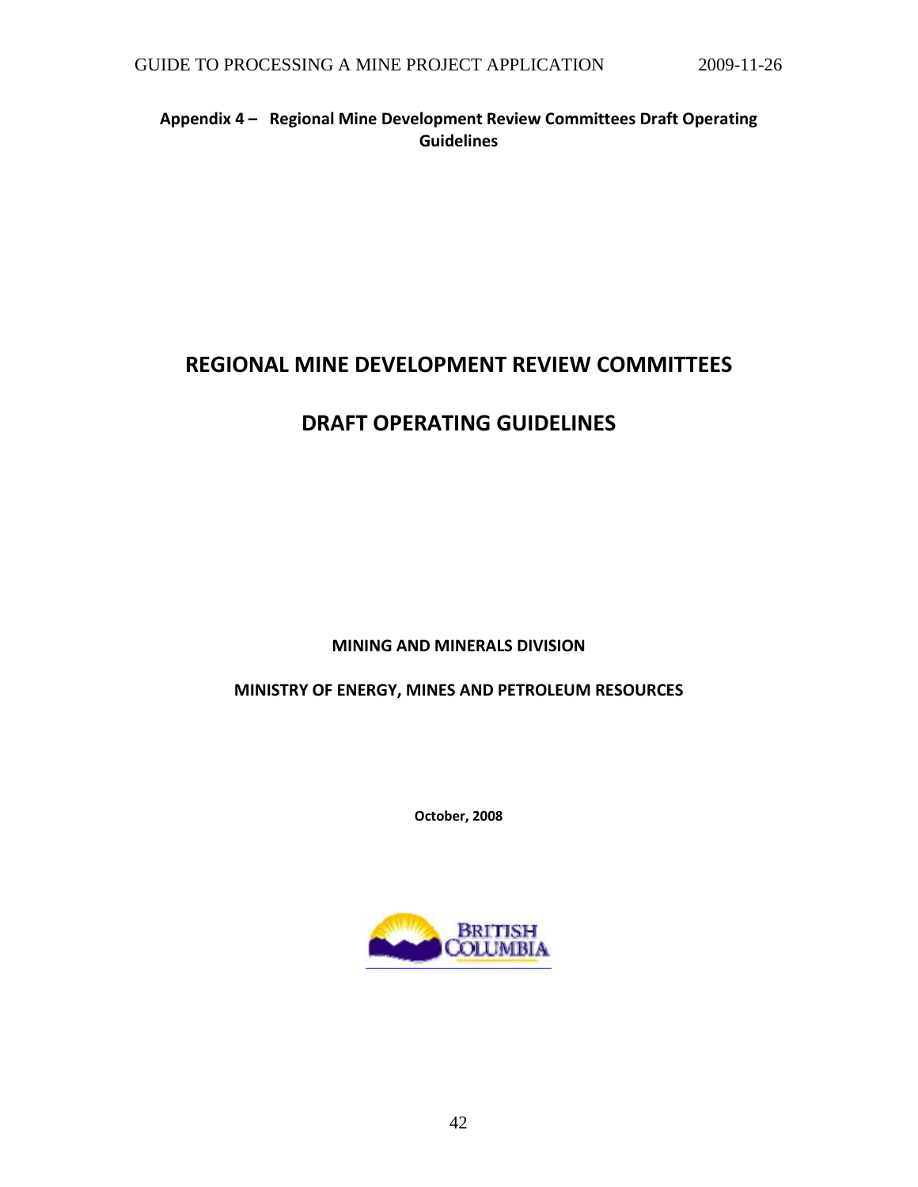**Appendix 4 – Regional Mine Development Review Committees Draft Operating Guidelines**

# REGIONAL MINE DEVELOPMENT REVIEW COMMITTEES

# DRAFT OPERATING GUIDELINES

**MINING AND MINERALS DIVISION**

**MINISTRY OF ENERGY, MINES AND PETROLEUM RESOURCES**

**October, 2008**

BRITISH COLUMBIA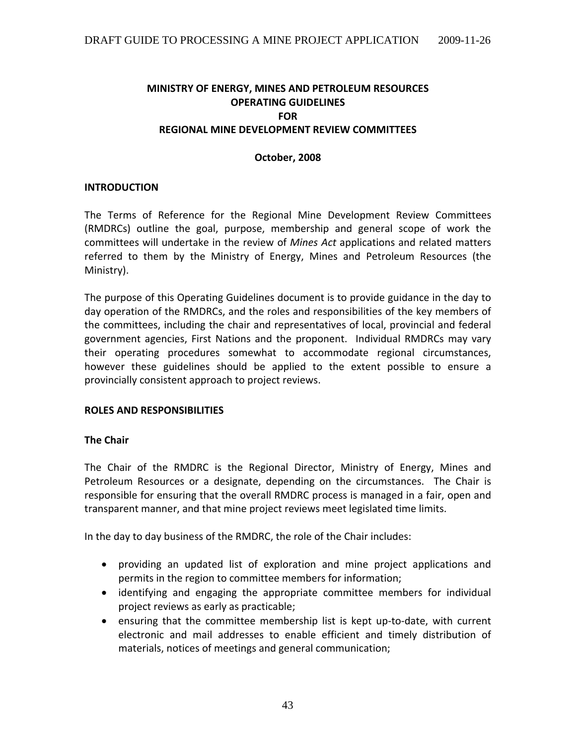**MINISTRY OF ENERGY, MINES AND PETROLEUM RESOURCES**
**OPERATING GUIDELINES**
**FOR**
**REGIONAL MINE DEVELOPMENT REVIEW COMMITTEES**

**October, 2008**

## INTRODUCTION

The Terms of Reference for the Regional Mine Development Review Committees (RMDRCs) outline the goal, purpose, membership and general scope of work the committees will undertake in the review of *Mines Act* applications and related matters referred to them by the Ministry of Energy, Mines and Petroleum Resources (the Ministry).

The purpose of this Operating Guidelines document is to provide guidance in the day to day operation of the RMDRCs, and the roles and responsibilities of the key members of the committees, including the chair and representatives of local, provincial and federal government agencies, First Nations and the proponent. Individual RMDRCs may vary their operating procedures somewhat to accommodate regional circumstances, however these guidelines should be applied to the extent possible to ensure a provincially consistent approach to project reviews.

## ROLES AND RESPONSIBILITIES

### The Chair

The Chair of the RMDRC is the Regional Director, Ministry of Energy, Mines and Petroleum Resources or a designate, depending on the circumstances. The Chair is responsible for ensuring that the overall RMDRC process is managed in a fair, open and transparent manner, and that mine project reviews meet legislated time limits.

In the day to day business of the RMDRC, the role of the Chair includes:

- providing an updated list of exploration and mine project applications and permits in the region to committee members for information;
- identifying and engaging the appropriate committee members for individual project reviews as early as practicable;
- ensuring that the committee membership list is kept up-to-date, with current electronic and mail addresses to enable efficient and timely distribution of materials, notices of meetings and general communication;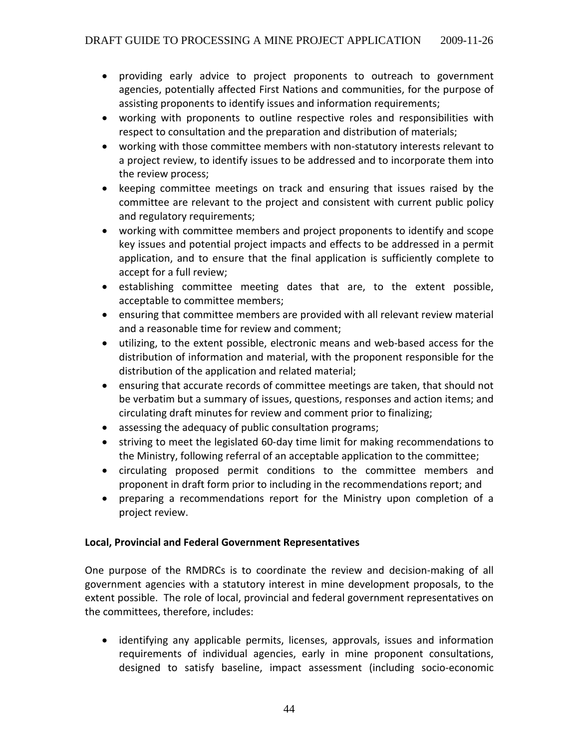- providing early advice to project proponents to outreach to government agencies, potentially affected First Nations and communities, for the purpose of assisting proponents to identify issues and information requirements;
- working with proponents to outline respective roles and responsibilities with respect to consultation and the preparation and distribution of materials;
- working with those committee members with non-statutory interests relevant to a project review, to identify issues to be addressed and to incorporate them into the review process;
- keeping committee meetings on track and ensuring that issues raised by the committee are relevant to the project and consistent with current public policy and regulatory requirements;
- working with committee members and project proponents to identify and scope key issues and potential project impacts and effects to be addressed in a permit application, and to ensure that the final application is sufficiently complete to accept for a full review;
- establishing committee meeting dates that are, to the extent possible, acceptable to committee members;
- ensuring that committee members are provided with all relevant review material and a reasonable time for review and comment;
- utilizing, to the extent possible, electronic means and web-based access for the distribution of information and material, with the proponent responsible for the distribution of the application and related material;
- ensuring that accurate records of committee meetings are taken, that should not be verbatim but a summary of issues, questions, responses and action items; and circulating draft minutes for review and comment prior to finalizing;
- assessing the adequacy of public consultation programs;
- striving to meet the legislated 60-day time limit for making recommendations to the Ministry, following referral of an acceptable application to the committee;
- circulating proposed permit conditions to the committee members and proponent in draft form prior to including in the recommendations report; and
- preparing a recommendations report for the Ministry upon completion of a project review.

**Local, Provincial and Federal Government Representatives**

One purpose of the RMDRCs is to coordinate the review and decision-making of all government agencies with a statutory interest in mine development proposals, to the extent possible. The role of local, provincial and federal government representatives on the committees, therefore, includes:

- identifying any applicable permits, licenses, approvals, issues and information requirements of individual agencies, early in mine proponent consultations, designed to satisfy baseline, impact assessment (including socio-economic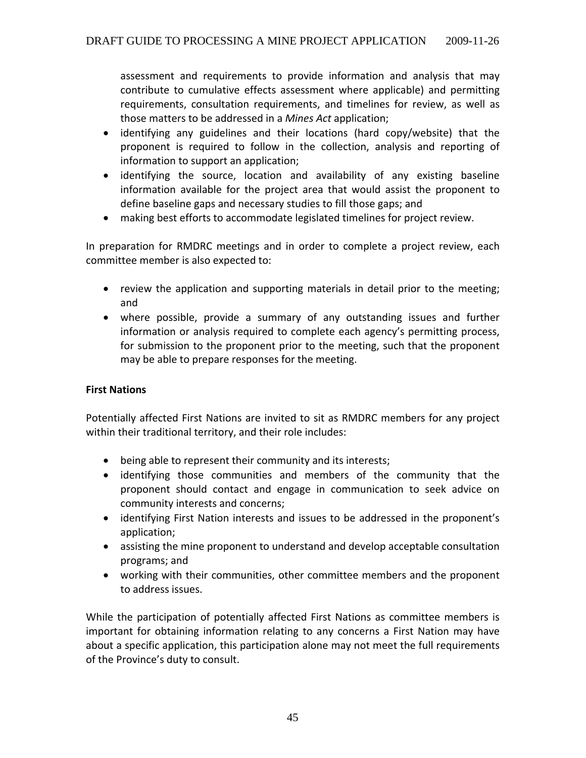assessment and requirements to provide information and analysis that may contribute to cumulative effects assessment where applicable) and permitting requirements, consultation requirements, and timelines for review, as well as those matters to be addressed in a *Mines Act* application;

- identifying any guidelines and their locations (hard copy/website) that the proponent is required to follow in the collection, analysis and reporting of information to support an application;
- identifying the source, location and availability of any existing baseline information available for the project area that would assist the proponent to define baseline gaps and necessary studies to fill those gaps; and
- making best efforts to accommodate legislated timelines for project review.

In preparation for RMDRC meetings and in order to complete a project review, each committee member is also expected to:

- review the application and supporting materials in detail prior to the meeting; and
- where possible, provide a summary of any outstanding issues and further information or analysis required to complete each agency's permitting process, for submission to the proponent prior to the meeting, such that the proponent may be able to prepare responses for the meeting.

**First Nations**

Potentially affected First Nations are invited to sit as RMDRC members for any project within their traditional territory, and their role includes:

- being able to represent their community and its interests;
- identifying those communities and members of the community that the proponent should contact and engage in communication to seek advice on community interests and concerns;
- identifying First Nation interests and issues to be addressed in the proponent's application;
- assisting the mine proponent to understand and develop acceptable consultation programs; and
- working with their communities, other committee members and the proponent to address issues.

While the participation of potentially affected First Nations as committee members is important for obtaining information relating to any concerns a First Nation may have about a specific application, this participation alone may not meet the full requirements of the Province's duty to consult.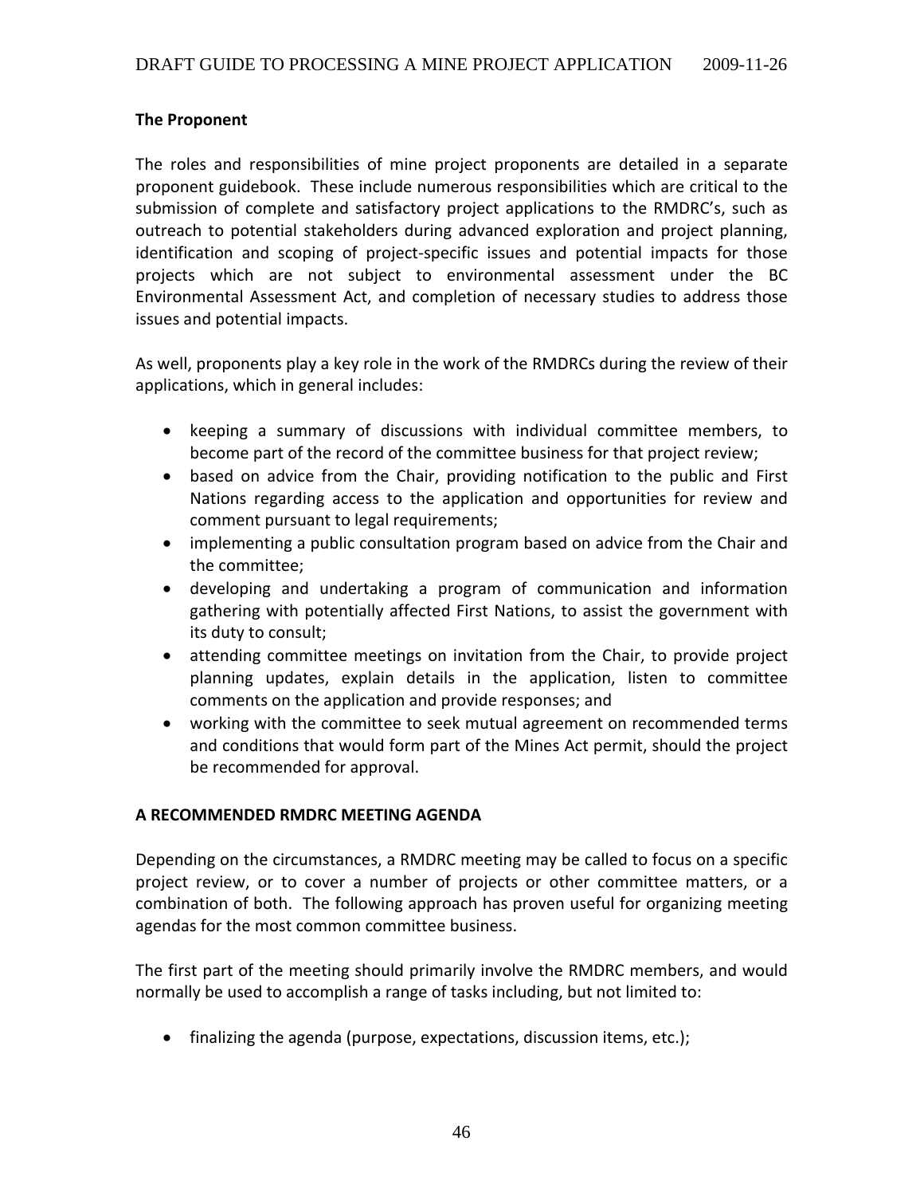**The Proponent**

The roles and responsibilities of mine project proponents are detailed in a separate proponent guidebook. These include numerous responsibilities which are critical to the submission of complete and satisfactory project applications to the RMDRC's, such as outreach to potential stakeholders during advanced exploration and project planning, identification and scoping of project-specific issues and potential impacts for those projects which are not subject to environmental assessment under the BC Environmental Assessment Act, and completion of necessary studies to address those issues and potential impacts.

As well, proponents play a key role in the work of the RMDRCs during the review of their applications, which in general includes:

- keeping a summary of discussions with individual committee members, to become part of the record of the committee business for that project review;
- based on advice from the Chair, providing notification to the public and First Nations regarding access to the application and opportunities for review and comment pursuant to legal requirements;
- implementing a public consultation program based on advice from the Chair and the committee;
- developing and undertaking a program of communication and information gathering with potentially affected First Nations, to assist the government with its duty to consult;
- attending committee meetings on invitation from the Chair, to provide project planning updates, explain details in the application, listen to committee comments on the application and provide responses; and
- working with the committee to seek mutual agreement on recommended terms and conditions that would form part of the Mines Act permit, should the project be recommended for approval.

**A RECOMMENDED RMDRC MEETING AGENDA**

Depending on the circumstances, a RMDRC meeting may be called to focus on a specific project review, or to cover a number of projects or other committee matters, or a combination of both. The following approach has proven useful for organizing meeting agendas for the most common committee business.

The first part of the meeting should primarily involve the RMDRC members, and would normally be used to accomplish a range of tasks including, but not limited to:

- finalizing the agenda (purpose, expectations, discussion items, etc.);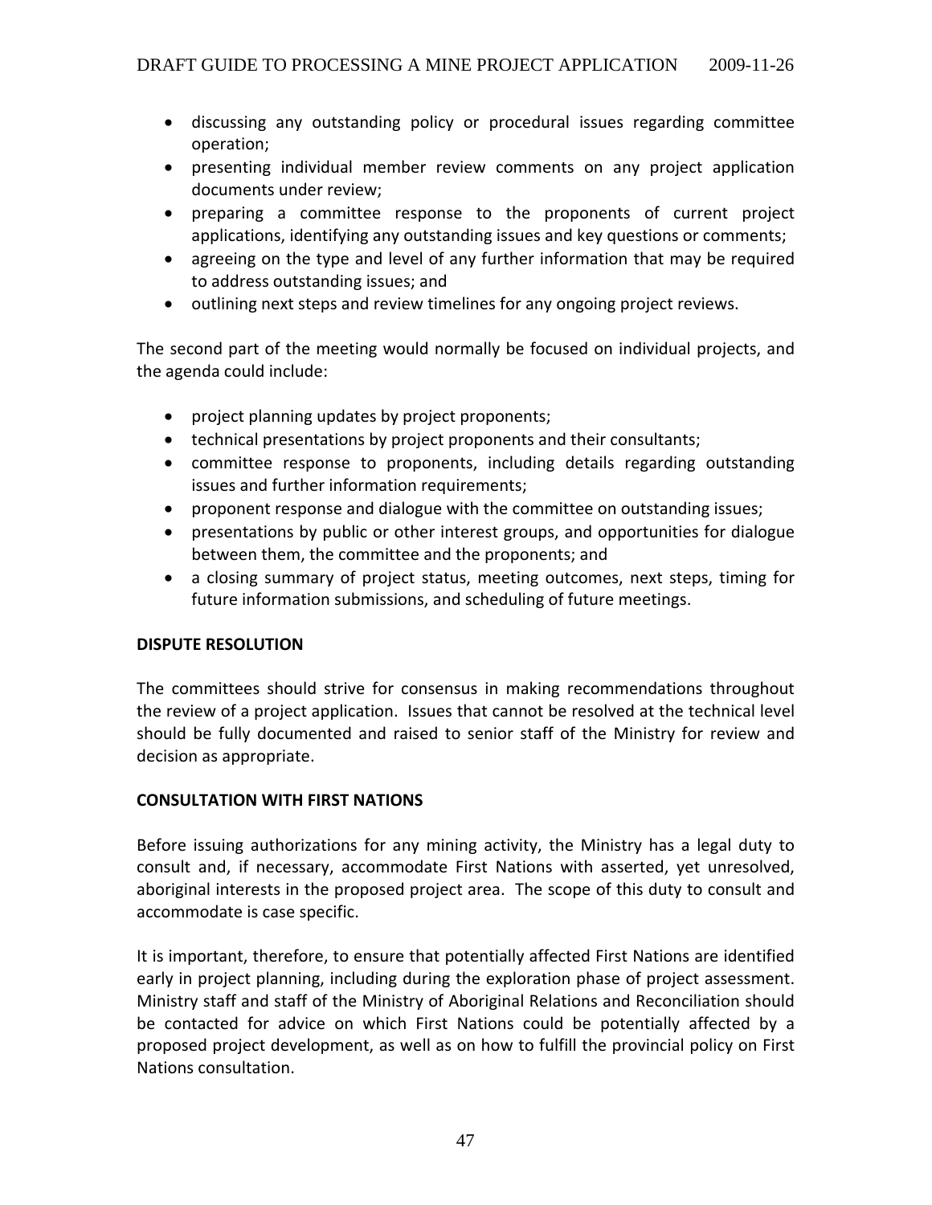- discussing any outstanding policy or procedural issues regarding committee operation;
- presenting individual member review comments on any project application documents under review;
- preparing a committee response to the proponents of current project applications, identifying any outstanding issues and key questions or comments;
- agreeing on the type and level of any further information that may be required to address outstanding issues; and
- outlining next steps and review timelines for any ongoing project reviews.

The second part of the meeting would normally be focused on individual projects, and the agenda could include:

- project planning updates by project proponents;
- technical presentations by project proponents and their consultants;
- committee response to proponents, including details regarding outstanding issues and further information requirements;
- proponent response and dialogue with the committee on outstanding issues;
- presentations by public or other interest groups, and opportunities for dialogue between them, the committee and the proponents; and
- a closing summary of project status, meeting outcomes, next steps, timing for future information submissions, and scheduling of future meetings.

**DISPUTE RESOLUTION**

The committees should strive for consensus in making recommendations throughout the review of a project application. Issues that cannot be resolved at the technical level should be fully documented and raised to senior staff of the Ministry for review and decision as appropriate.

**CONSULTATION WITH FIRST NATIONS**

Before issuing authorizations for any mining activity, the Ministry has a legal duty to consult and, if necessary, accommodate First Nations with asserted, yet unresolved, aboriginal interests in the proposed project area. The scope of this duty to consult and accommodate is case specific.

It is important, therefore, to ensure that potentially affected First Nations are identified early in project planning, including during the exploration phase of project assessment. Ministry staff and staff of the Ministry of Aboriginal Relations and Reconciliation should be contacted for advice on which First Nations could be potentially affected by a proposed project development, as well as on how to fulfill the provincial policy on First Nations consultation.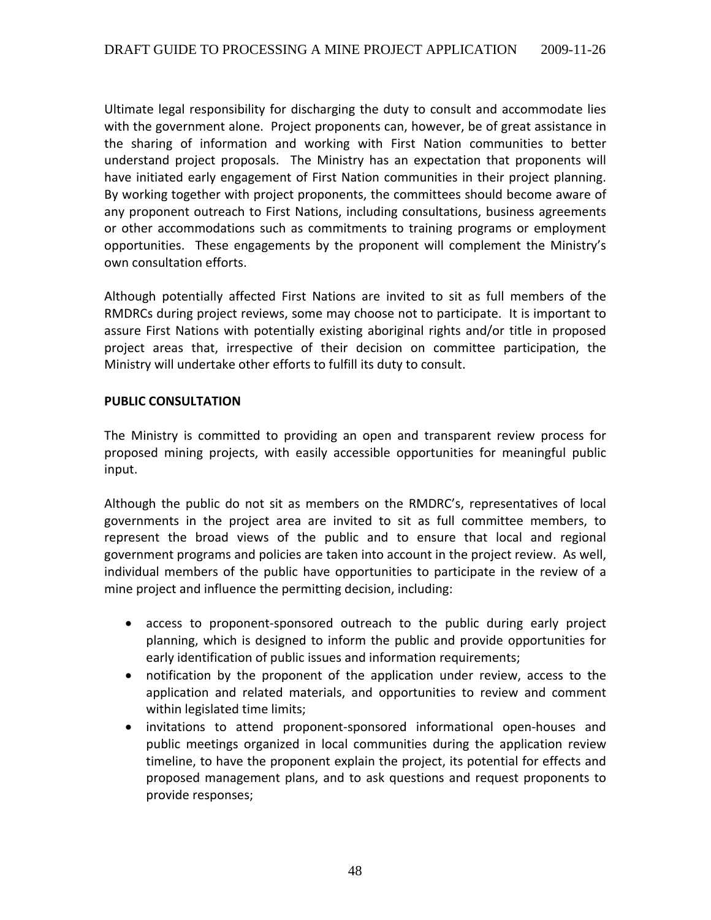Ultimate legal responsibility for discharging the duty to consult and accommodate lies with the government alone. Project proponents can, however, be of great assistance in the sharing of information and working with First Nation communities to better understand project proposals. The Ministry has an expectation that proponents will have initiated early engagement of First Nation communities in their project planning. By working together with project proponents, the committees should become aware of any proponent outreach to First Nations, including consultations, business agreements or other accommodations such as commitments to training programs or employment opportunities. These engagements by the proponent will complement the Ministry's own consultation efforts.

Although potentially affected First Nations are invited to sit as full members of the RMDRCs during project reviews, some may choose not to participate. It is important to assure First Nations with potentially existing aboriginal rights and/or title in proposed project areas that, irrespective of their decision on committee participation, the Ministry will undertake other efforts to fulfill its duty to consult.

**PUBLIC CONSULTATION**

The Ministry is committed to providing an open and transparent review process for proposed mining projects, with easily accessible opportunities for meaningful public input.

Although the public do not sit as members on the RMDRC's, representatives of local governments in the project area are invited to sit as full committee members, to represent the broad views of the public and to ensure that local and regional government programs and policies are taken into account in the project review. As well, individual members of the public have opportunities to participate in the review of a mine project and influence the permitting decision, including:

- access to proponent-sponsored outreach to the public during early project planning, which is designed to inform the public and provide opportunities for early identification of public issues and information requirements;
- notification by the proponent of the application under review, access to the application and related materials, and opportunities to review and comment within legislated time limits;
- invitations to attend proponent-sponsored informational open-houses and public meetings organized in local communities during the application review timeline, to have the proponent explain the project, its potential for effects and proposed management plans, and to ask questions and request proponents to provide responses;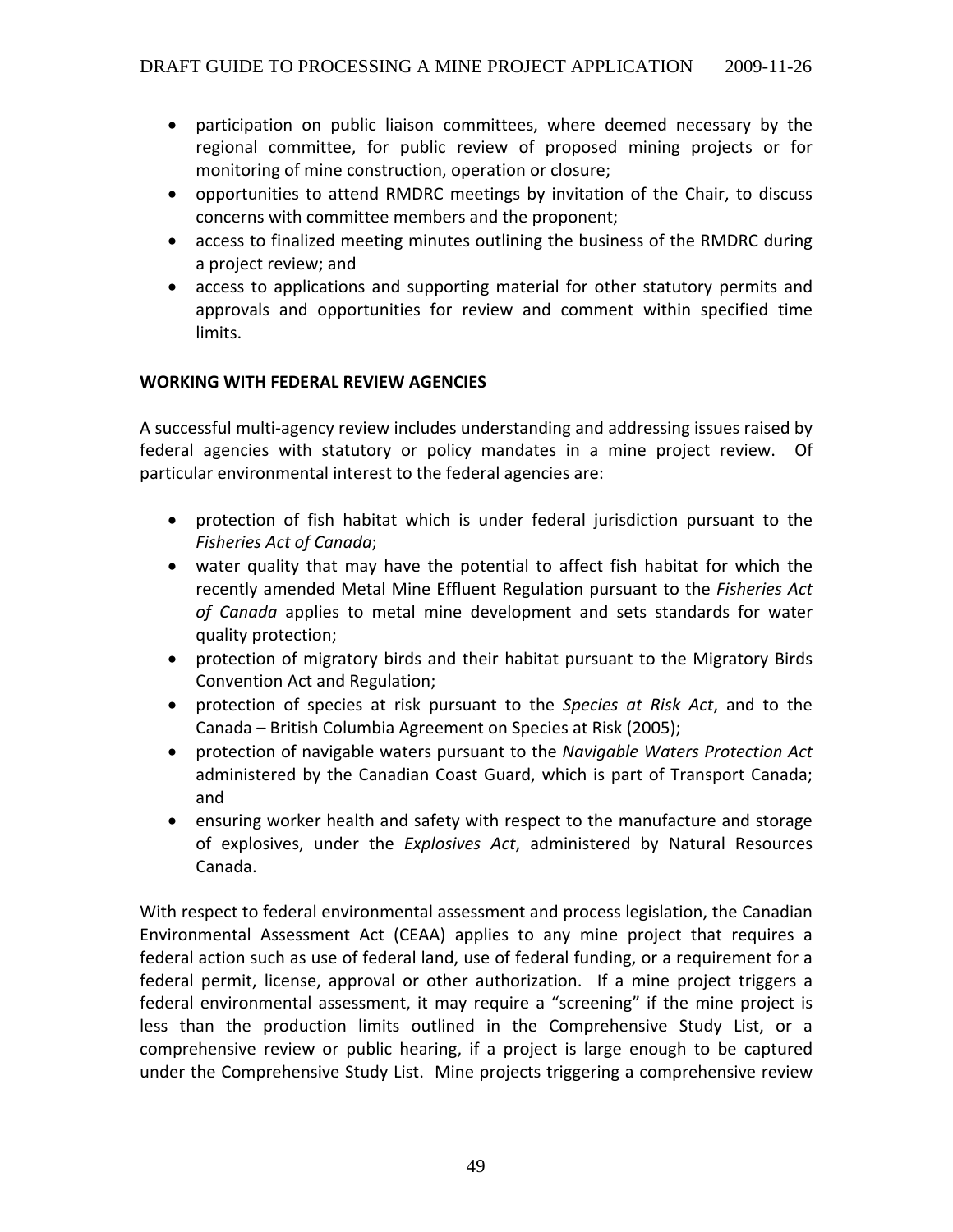- participation on public liaison committees, where deemed necessary by the regional committee, for public review of proposed mining projects or for monitoring of mine construction, operation or closure;
- opportunities to attend RMDRC meetings by invitation of the Chair, to discuss concerns with committee members and the proponent;
- access to finalized meeting minutes outlining the business of the RMDRC during a project review; and
- access to applications and supporting material for other statutory permits and approvals and opportunities for review and comment within specified time limits.

**WORKING WITH FEDERAL REVIEW AGENCIES**

A successful multi-agency review includes understanding and addressing issues raised by federal agencies with statutory or policy mandates in a mine project review. Of particular environmental interest to the federal agencies are:

- protection of fish habitat which is under federal jurisdiction pursuant to the *Fisheries Act of Canada*;
- water quality that may have the potential to affect fish habitat for which the recently amended Metal Mine Effluent Regulation pursuant to the *Fisheries Act of Canada* applies to metal mine development and sets standards for water quality protection;
- protection of migratory birds and their habitat pursuant to the Migratory Birds Convention Act and Regulation;
- protection of species at risk pursuant to the *Species at Risk Act*, and to the Canada – British Columbia Agreement on Species at Risk (2005);
- protection of navigable waters pursuant to the *Navigable Waters Protection Act* administered by the Canadian Coast Guard, which is part of Transport Canada; and
- ensuring worker health and safety with respect to the manufacture and storage of explosives, under the *Explosives Act*, administered by Natural Resources Canada.

With respect to federal environmental assessment and process legislation, the Canadian Environmental Assessment Act (CEAA) applies to any mine project that requires a federal action such as use of federal land, use of federal funding, or a requirement for a federal permit, license, approval or other authorization. If a mine project triggers a federal environmental assessment, it may require a "screening" if the mine project is less than the production limits outlined in the Comprehensive Study List, or a comprehensive review or public hearing, if a project is large enough to be captured under the Comprehensive Study List. Mine projects triggering a comprehensive review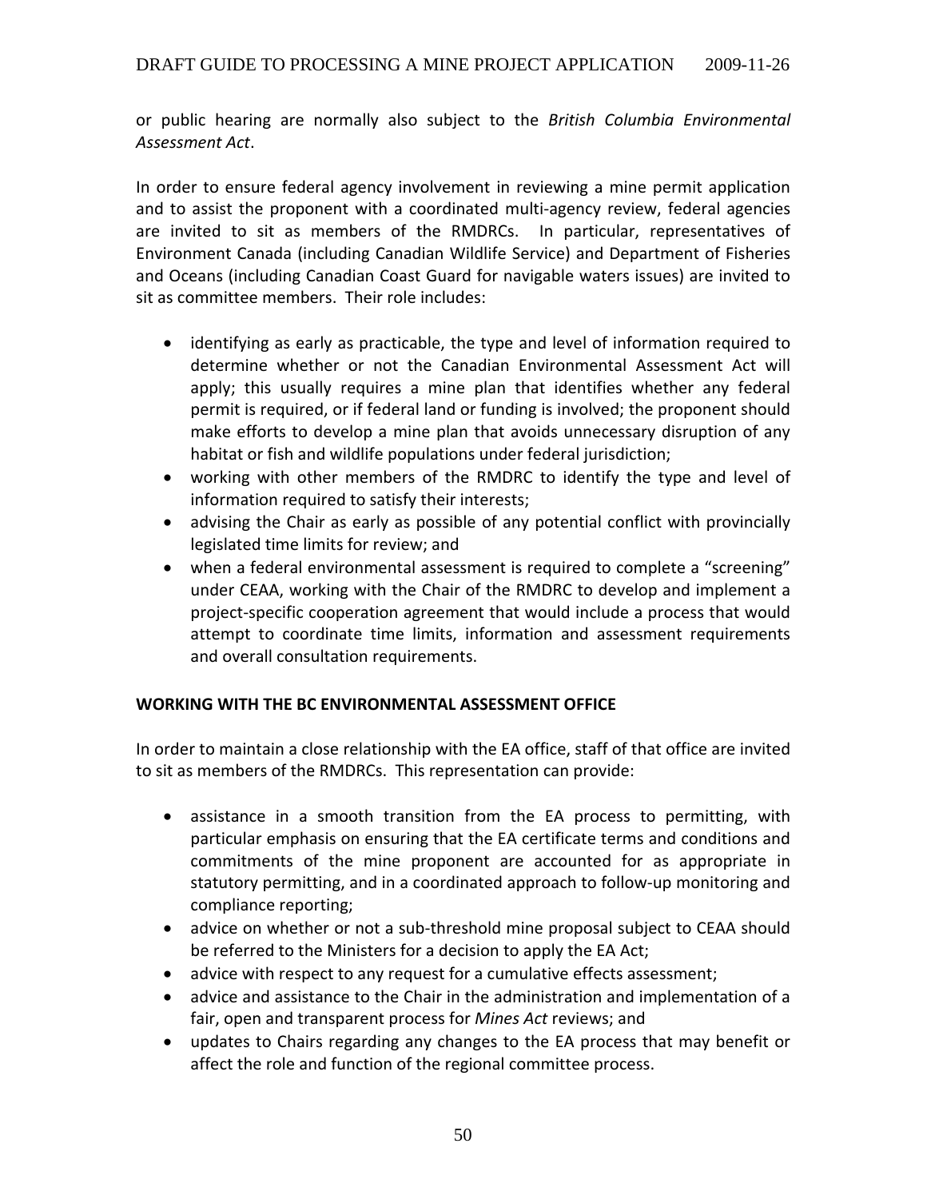or public hearing are normally also subject to the *British Columbia Environmental Assessment Act*.

In order to ensure federal agency involvement in reviewing a mine permit application and to assist the proponent with a coordinated multi-agency review, federal agencies are invited to sit as members of the RMDRCs. In particular, representatives of Environment Canada (including Canadian Wildlife Service) and Department of Fisheries and Oceans (including Canadian Coast Guard for navigable waters issues) are invited to sit as committee members. Their role includes:

- identifying as early as practicable, the type and level of information required to determine whether or not the Canadian Environmental Assessment Act will apply; this usually requires a mine plan that identifies whether any federal permit is required, or if federal land or funding is involved; the proponent should make efforts to develop a mine plan that avoids unnecessary disruption of any habitat or fish and wildlife populations under federal jurisdiction;
- working with other members of the RMDRC to identify the type and level of information required to satisfy their interests;
- advising the Chair as early as possible of any potential conflict with provincially legislated time limits for review; and
- when a federal environmental assessment is required to complete a "screening" under CEAA, working with the Chair of the RMDRC to develop and implement a project-specific cooperation agreement that would include a process that would attempt to coordinate time limits, information and assessment requirements and overall consultation requirements.

## WORKING WITH THE BC ENVIRONMENTAL ASSESSMENT OFFICE

In order to maintain a close relationship with the EA office, staff of that office are invited to sit as members of the RMDRCs. This representation can provide:

- assistance in a smooth transition from the EA process to permitting, with particular emphasis on ensuring that the EA certificate terms and conditions and commitments of the mine proponent are accounted for as appropriate in statutory permitting, and in a coordinated approach to follow-up monitoring and compliance reporting;
- advice on whether or not a sub-threshold mine proposal subject to CEAA should be referred to the Ministers for a decision to apply the EA Act;
- advice with respect to any request for a cumulative effects assessment;
- advice and assistance to the Chair in the administration and implementation of a fair, open and transparent process for *Mines Act* reviews; and
- updates to Chairs regarding any changes to the EA process that may benefit or affect the role and function of the regional committee process.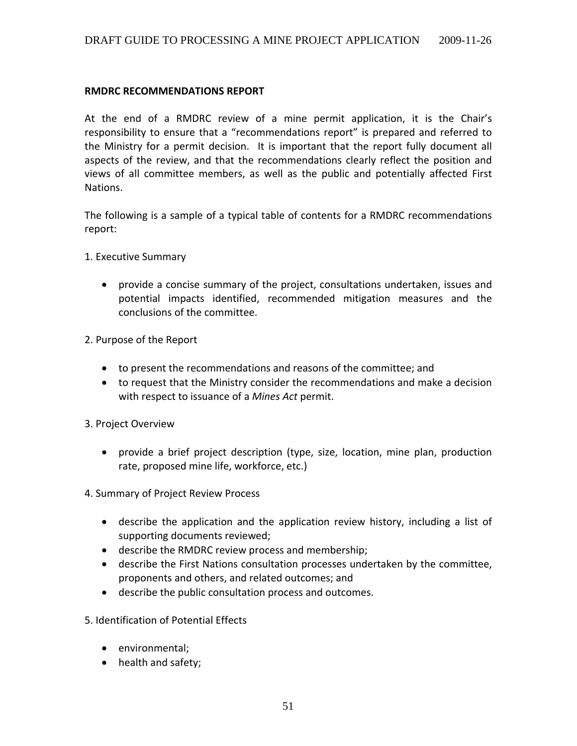## RMDRC RECOMMENDATIONS REPORT

At the end of a RMDRC review of a mine permit application, it is the Chair's responsibility to ensure that a "recommendations report" is prepared and referred to the Ministry for a permit decision. It is important that the report fully document all aspects of the review, and that the recommendations clearly reflect the position and views of all committee members, as well as the public and potentially affected First Nations.

The following is a sample of a typical table of contents for a RMDRC recommendations report:

1. Executive Summary

   - provide a concise summary of the project, consultations undertaken, issues and potential impacts identified, recommended mitigation measures and the conclusions of the committee.

2. Purpose of the Report

   - to present the recommendations and reasons of the committee; and
   - to request that the Ministry consider the recommendations and make a decision with respect to issuance of a *Mines Act* permit.

3. Project Overview

   - provide a brief project description (type, size, location, mine plan, production rate, proposed mine life, workforce, etc.)

4. Summary of Project Review Process

   - describe the application and the application review history, including a list of supporting documents reviewed;
   - describe the RMDRC review process and membership;
   - describe the First Nations consultation processes undertaken by the committee, proponents and others, and related outcomes; and
   - describe the public consultation process and outcomes.

5. Identification of Potential Effects

   - environmental;
   - health and safety;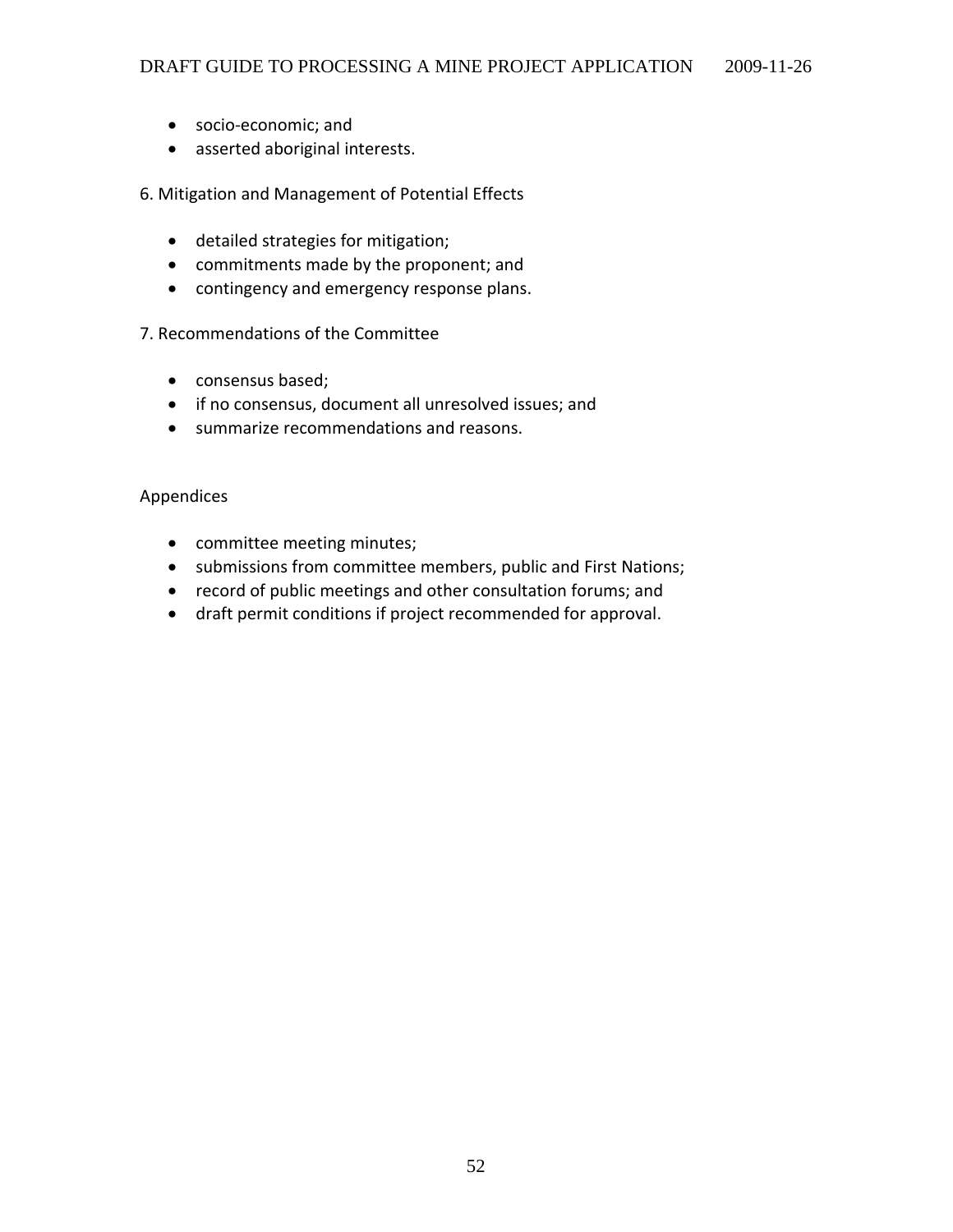- socio-economic; and
- asserted aboriginal interests.

6. Mitigation and Management of Potential Effects

- detailed strategies for mitigation;
- commitments made by the proponent; and
- contingency and emergency response plans.

7. Recommendations of the Committee

- consensus based;
- if no consensus, document all unresolved issues; and
- summarize recommendations and reasons.

Appendices

- committee meeting minutes;
- submissions from committee members, public and First Nations;
- record of public meetings and other consultation forums; and
- draft permit conditions if project recommended for approval.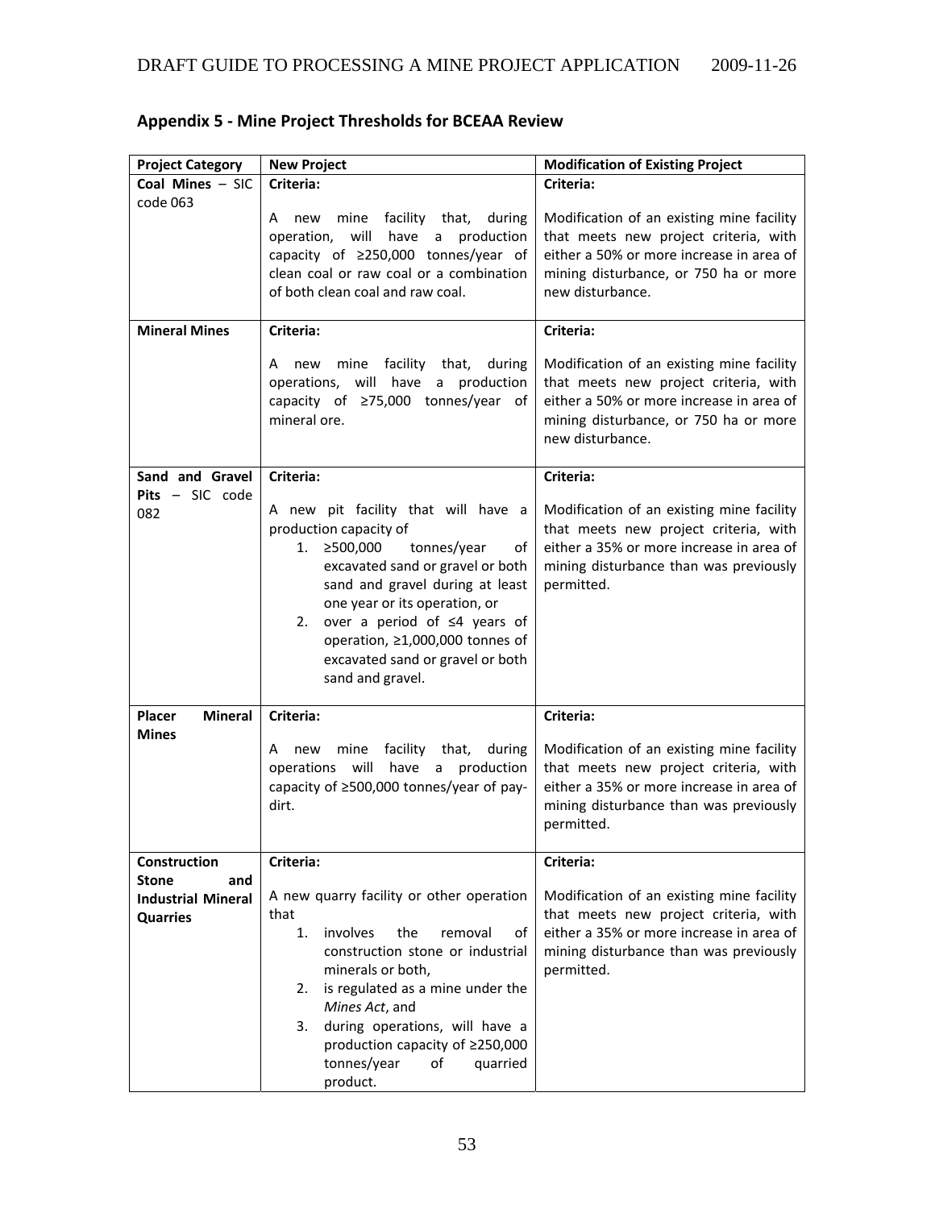## Appendix 5 - Mine Project Thresholds for BCEAA Review

| Project Category | New Project | Modification of Existing Project |
|---|---|---|
| **Coal Mines** – SIC code 063 | **Criteria:**<br><br>A new mine facility that, during operation, will have a production capacity of ≥250,000 tonnes/year of clean coal or raw coal or a combination of both clean coal and raw coal. | **Criteria:**<br><br>Modification of an existing mine facility that meets new project criteria, with either a 50% or more increase in area of mining disturbance, or 750 ha or more new disturbance. |
| **Mineral Mines** | **Criteria:**<br><br>A new mine facility that, during operations, will have a production capacity of ≥75,000 tonnes/year of mineral ore. | **Criteria:**<br><br>Modification of an existing mine facility that meets new project criteria, with either a 50% or more increase in area of mining disturbance, or 750 ha or more new disturbance. |
| **Sand and Gravel Pits** – SIC code 082 | **Criteria:**<br><br>A new pit facility that will have a production capacity of<br>1. ≥500,000 tonnes/year of excavated sand or gravel or both sand and gravel during at least one year or its operation, or<br>2. over a period of ≤4 years of operation, ≥1,000,000 tonnes of excavated sand or gravel or both sand and gravel. | **Criteria:**<br><br>Modification of an existing mine facility that meets new project criteria, with either a 35% or more increase in area of mining disturbance than was previously permitted. |
| **Placer Mineral Mines** | **Criteria:**<br><br>A new mine facility that, during operations will have a production capacity of ≥500,000 tonnes/year of pay-dirt. | **Criteria:**<br><br>Modification of an existing mine facility that meets new project criteria, with either a 35% or more increase in area of mining disturbance than was previously permitted. |
| **Construction Stone and Industrial Mineral Quarries** | **Criteria:**<br><br>A new quarry facility or other operation that<br>1. involves the removal of construction stone or industrial minerals or both,<br>2. is regulated as a mine under the *Mines Act*, and<br>3. during operations, will have a production capacity of ≥250,000 tonnes/year of quarried product. | **Criteria:**<br><br>Modification of an existing mine facility that meets new project criteria, with either a 35% or more increase in area of mining disturbance than was previously permitted. |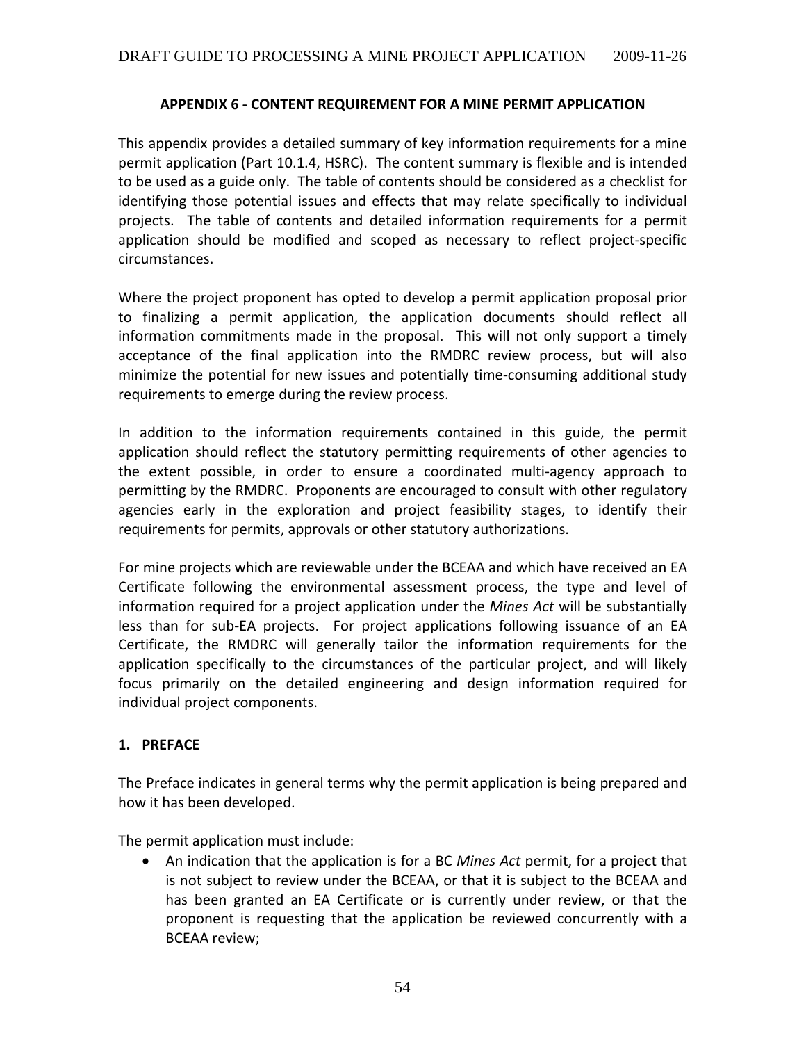## APPENDIX 6 - CONTENT REQUIREMENT FOR A MINE PERMIT APPLICATION

This appendix provides a detailed summary of key information requirements for a mine permit application (Part 10.1.4, HSRC). The content summary is flexible and is intended to be used as a guide only. The table of contents should be considered as a checklist for identifying those potential issues and effects that may relate specifically to individual projects. The table of contents and detailed information requirements for a permit application should be modified and scoped as necessary to reflect project-specific circumstances.

Where the project proponent has opted to develop a permit application proposal prior to finalizing a permit application, the application documents should reflect all information commitments made in the proposal. This will not only support a timely acceptance of the final application into the RMDRC review process, but will also minimize the potential for new issues and potentially time-consuming additional study requirements to emerge during the review process.

In addition to the information requirements contained in this guide, the permit application should reflect the statutory permitting requirements of other agencies to the extent possible, in order to ensure a coordinated multi-agency approach to permitting by the RMDRC. Proponents are encouraged to consult with other regulatory agencies early in the exploration and project feasibility stages, to identify their requirements for permits, approvals or other statutory authorizations.

For mine projects which are reviewable under the BCEAA and which have received an EA Certificate following the environmental assessment process, the type and level of information required for a project application under the *Mines Act* will be substantially less than for sub-EA projects. For project applications following issuance of an EA Certificate, the RMDRC will generally tailor the information requirements for the application specifically to the circumstances of the particular project, and will likely focus primarily on the detailed engineering and design information required for individual project components.

### 1. PREFACE

The Preface indicates in general terms why the permit application is being prepared and how it has been developed.

The permit application must include:

- An indication that the application is for a BC *Mines Act* permit, for a project that is not subject to review under the BCEAA, or that it is subject to the BCEAA and has been granted an EA Certificate or is currently under review, or that the proponent is requesting that the application be reviewed concurrently with a BCEAA review;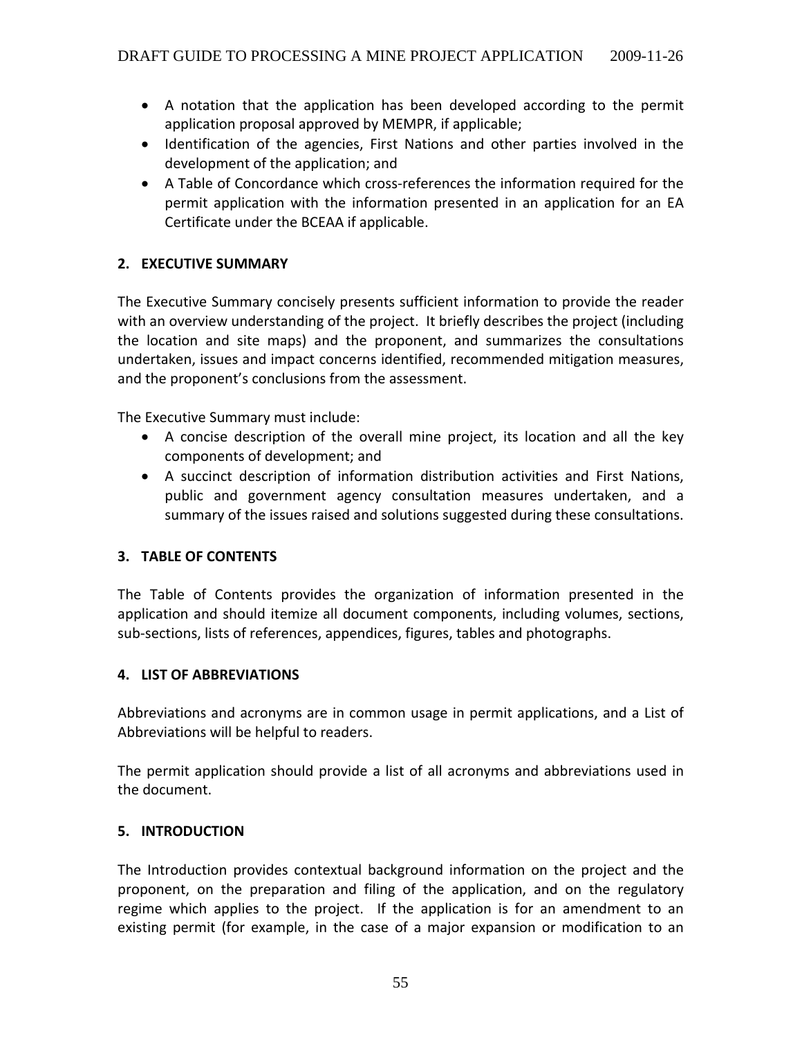- A notation that the application has been developed according to the permit application proposal approved by MEMPR, if applicable;
- Identification of the agencies, First Nations and other parties involved in the development of the application; and
- A Table of Concordance which cross-references the information required for the permit application with the information presented in an application for an EA Certificate under the BCEAA if applicable.

## 2. EXECUTIVE SUMMARY

The Executive Summary concisely presents sufficient information to provide the reader with an overview understanding of the project. It briefly describes the project (including the location and site maps) and the proponent, and summarizes the consultations undertaken, issues and impact concerns identified, recommended mitigation measures, and the proponent's conclusions from the assessment.

The Executive Summary must include:

- A concise description of the overall mine project, its location and all the key components of development; and
- A succinct description of information distribution activities and First Nations, public and government agency consultation measures undertaken, and a summary of the issues raised and solutions suggested during these consultations.

## 3. TABLE OF CONTENTS

The Table of Contents provides the organization of information presented in the application and should itemize all document components, including volumes, sections, sub-sections, lists of references, appendices, figures, tables and photographs.

## 4. LIST OF ABBREVIATIONS

Abbreviations and acronyms are in common usage in permit applications, and a List of Abbreviations will be helpful to readers.

The permit application should provide a list of all acronyms and abbreviations used in the document.

## 5. INTRODUCTION

The Introduction provides contextual background information on the project and the proponent, on the preparation and filing of the application, and on the regulatory regime which applies to the project. If the application is for an amendment to an existing permit (for example, in the case of a major expansion or modification to an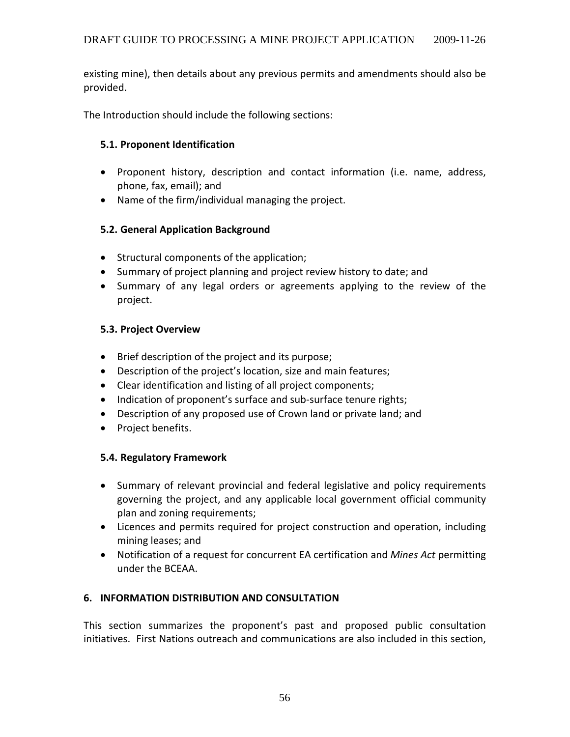existing mine), then details about any previous permits and amendments should also be provided.

The Introduction should include the following sections:

### 5.1. Proponent Identification

- Proponent history, description and contact information (i.e. name, address, phone, fax, email); and
- Name of the firm/individual managing the project.

### 5.2. General Application Background

- Structural components of the application;
- Summary of project planning and project review history to date; and
- Summary of any legal orders or agreements applying to the review of the project.

### 5.3. Project Overview

- Brief description of the project and its purpose;
- Description of the project's location, size and main features;
- Clear identification and listing of all project components;
- Indication of proponent's surface and sub-surface tenure rights;
- Description of any proposed use of Crown land or private land; and
- Project benefits.

### 5.4. Regulatory Framework

- Summary of relevant provincial and federal legislative and policy requirements governing the project, and any applicable local government official community plan and zoning requirements;
- Licences and permits required for project construction and operation, including mining leases; and
- Notification of a request for concurrent EA certification and *Mines Act* permitting under the BCEAA.

## 6. INFORMATION DISTRIBUTION AND CONSULTATION

This section summarizes the proponent's past and proposed public consultation initiatives. First Nations outreach and communications are also included in this section,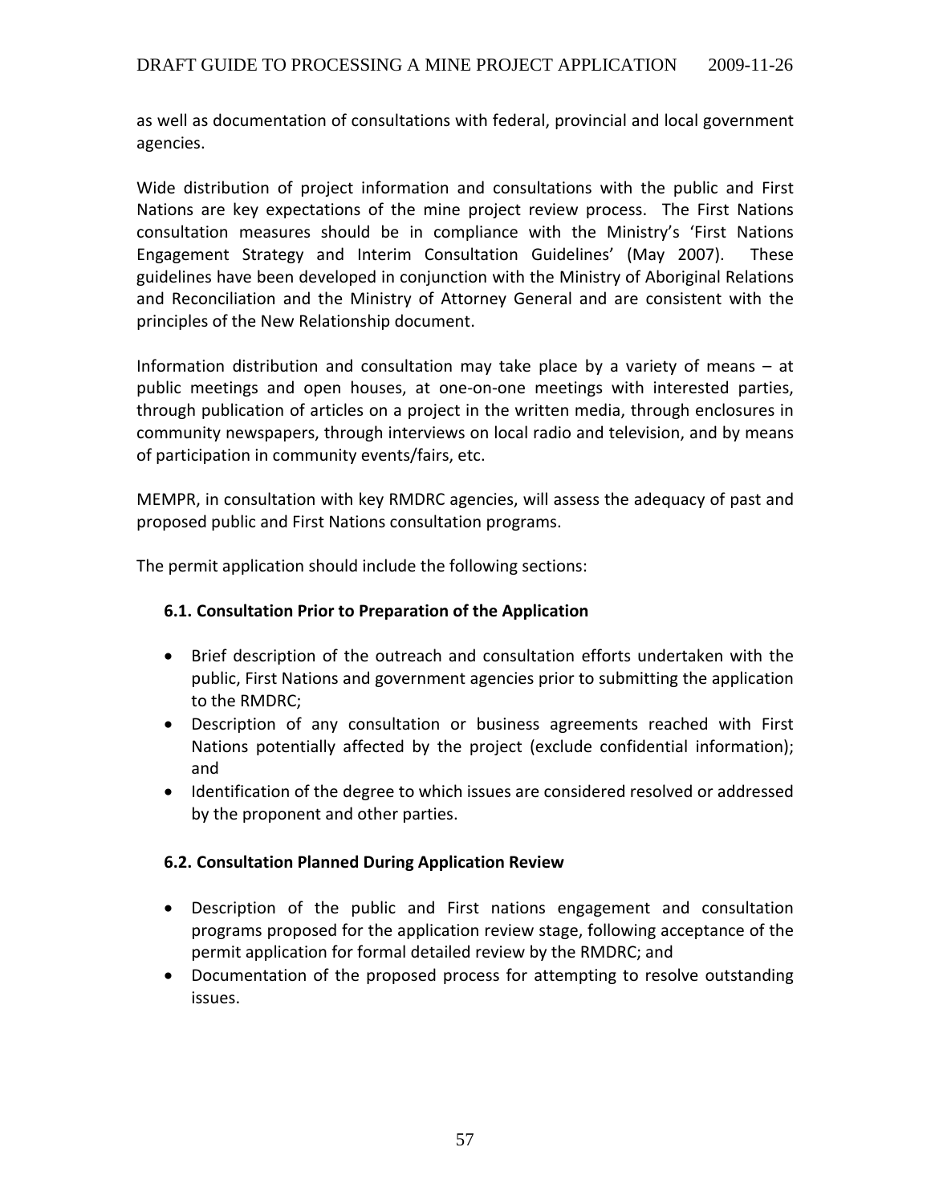as well as documentation of consultations with federal, provincial and local government agencies.

Wide distribution of project information and consultations with the public and First Nations are key expectations of the mine project review process. The First Nations consultation measures should be in compliance with the Ministry's 'First Nations Engagement Strategy and Interim Consultation Guidelines' (May 2007). These guidelines have been developed in conjunction with the Ministry of Aboriginal Relations and Reconciliation and the Ministry of Attorney General and are consistent with the principles of the New Relationship document.

Information distribution and consultation may take place by a variety of means – at public meetings and open houses, at one-on-one meetings with interested parties, through publication of articles on a project in the written media, through enclosures in community newspapers, through interviews on local radio and television, and by means of participation in community events/fairs, etc.

MEMPR, in consultation with key RMDRC agencies, will assess the adequacy of past and proposed public and First Nations consultation programs.

The permit application should include the following sections:

### 6.1. Consultation Prior to Preparation of the Application

- Brief description of the outreach and consultation efforts undertaken with the public, First Nations and government agencies prior to submitting the application to the RMDRC;
- Description of any consultation or business agreements reached with First Nations potentially affected by the project (exclude confidential information); and
- Identification of the degree to which issues are considered resolved or addressed by the proponent and other parties.

### 6.2. Consultation Planned During Application Review

- Description of the public and First nations engagement and consultation programs proposed for the application review stage, following acceptance of the permit application for formal detailed review by the RMDRC; and
- Documentation of the proposed process for attempting to resolve outstanding issues.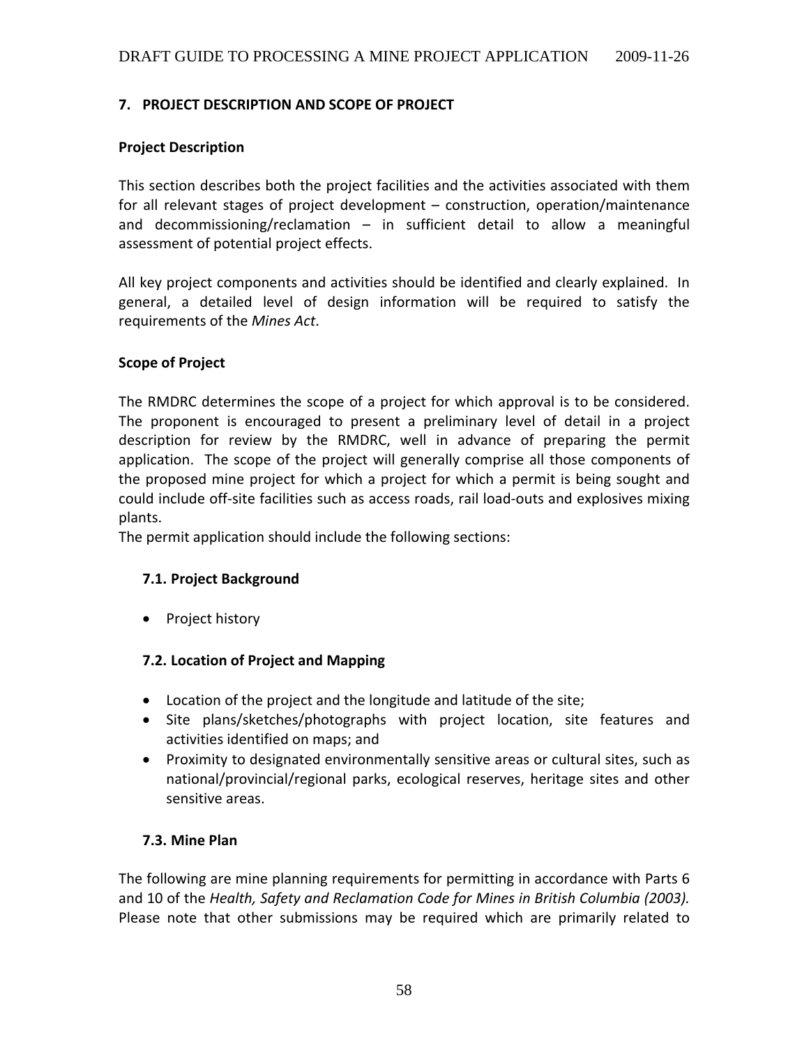## 7. PROJECT DESCRIPTION AND SCOPE OF PROJECT

### Project Description

This section describes both the project facilities and the activities associated with them for all relevant stages of project development – construction, operation/maintenance and decommissioning/reclamation – in sufficient detail to allow a meaningful assessment of potential project effects.

All key project components and activities should be identified and clearly explained. In general, a detailed level of design information will be required to satisfy the requirements of the *Mines Act*.

### Scope of Project

The RMDRC determines the scope of a project for which approval is to be considered. The proponent is encouraged to present a preliminary level of detail in a project description for review by the RMDRC, well in advance of preparing the permit application. The scope of the project will generally comprise all those components of the proposed mine project for which a project for which a permit is being sought and could include off-site facilities such as access roads, rail load-outs and explosives mixing plants.

The permit application should include the following sections:

### 7.1. Project Background

- Project history

### 7.2. Location of Project and Mapping

- Location of the project and the longitude and latitude of the site;
- Site plans/sketches/photographs with project location, site features and activities identified on maps; and
- Proximity to designated environmentally sensitive areas or cultural sites, such as national/provincial/regional parks, ecological reserves, heritage sites and other sensitive areas.

### 7.3. Mine Plan

The following are mine planning requirements for permitting in accordance with Parts 6 and 10 of the *Health, Safety and Reclamation Code for Mines in British Columbia (2003).* Please note that other submissions may be required which are primarily related to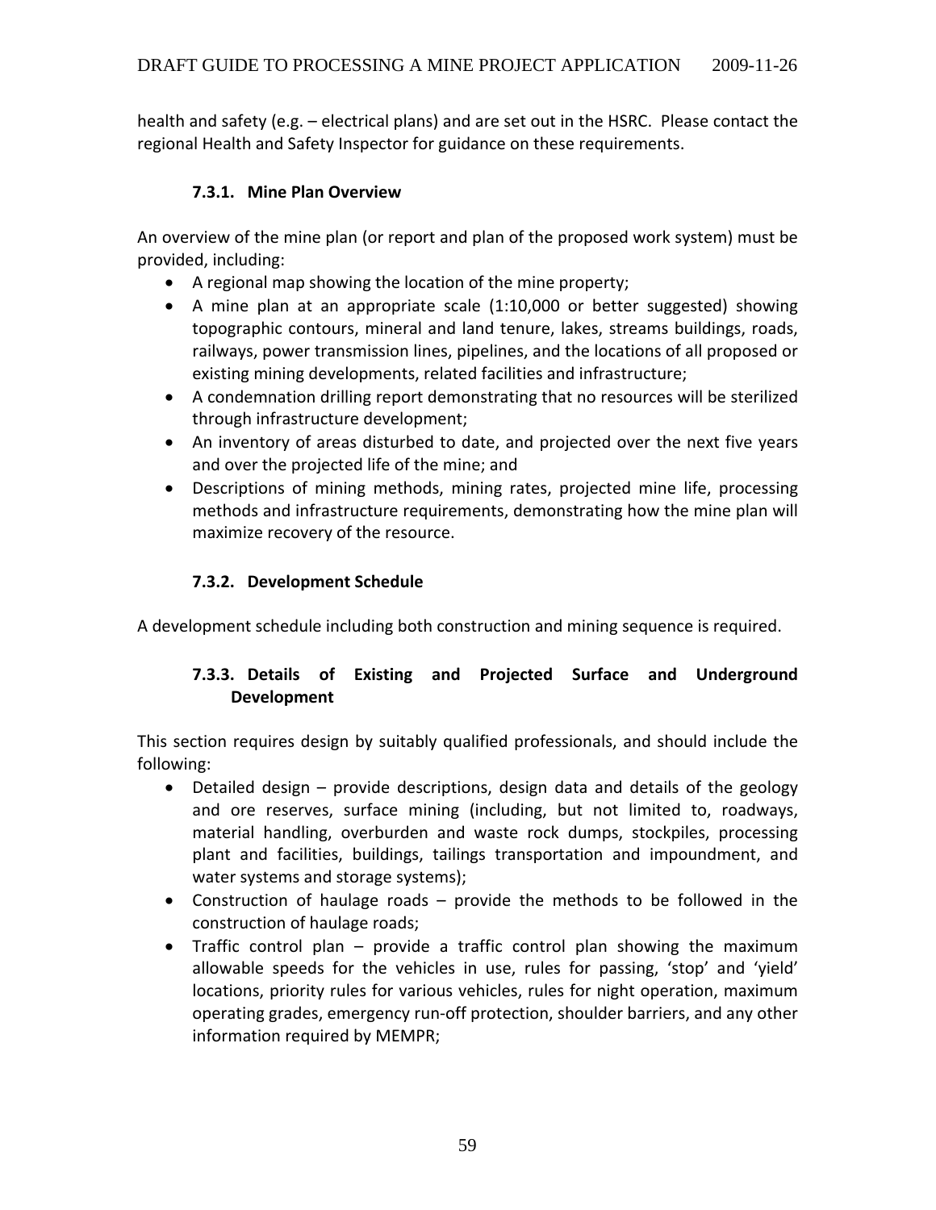health and safety (e.g. – electrical plans) and are set out in the HSRC. Please contact the regional Health and Safety Inspector for guidance on these requirements.

### 7.3.1. Mine Plan Overview

An overview of the mine plan (or report and plan of the proposed work system) must be provided, including:

- A regional map showing the location of the mine property;
- A mine plan at an appropriate scale (1:10,000 or better suggested) showing topographic contours, mineral and land tenure, lakes, streams buildings, roads, railways, power transmission lines, pipelines, and the locations of all proposed or existing mining developments, related facilities and infrastructure;
- A condemnation drilling report demonstrating that no resources will be sterilized through infrastructure development;
- An inventory of areas disturbed to date, and projected over the next five years and over the projected life of the mine; and
- Descriptions of mining methods, mining rates, projected mine life, processing methods and infrastructure requirements, demonstrating how the mine plan will maximize recovery of the resource.

### 7.3.2. Development Schedule

A development schedule including both construction and mining sequence is required.

### 7.3.3. Details of Existing and Projected Surface and Underground Development

This section requires design by suitably qualified professionals, and should include the following:

- Detailed design – provide descriptions, design data and details of the geology and ore reserves, surface mining (including, but not limited to, roadways, material handling, overburden and waste rock dumps, stockpiles, processing plant and facilities, buildings, tailings transportation and impoundment, and water systems and storage systems);
- Construction of haulage roads – provide the methods to be followed in the construction of haulage roads;
- Traffic control plan – provide a traffic control plan showing the maximum allowable speeds for the vehicles in use, rules for passing, 'stop' and 'yield' locations, priority rules for various vehicles, rules for night operation, maximum operating grades, emergency run-off protection, shoulder barriers, and any other information required by MEMPR;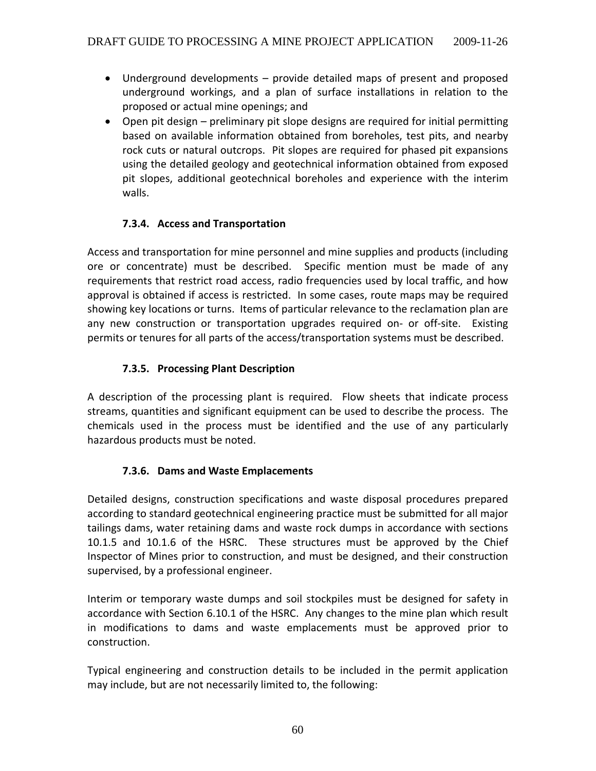- Underground developments – provide detailed maps of present and proposed underground workings, and a plan of surface installations in relation to the proposed or actual mine openings; and
- Open pit design – preliminary pit slope designs are required for initial permitting based on available information obtained from boreholes, test pits, and nearby rock cuts or natural outcrops. Pit slopes are required for phased pit expansions using the detailed geology and geotechnical information obtained from exposed pit slopes, additional geotechnical boreholes and experience with the interim walls.

#### 7.3.4. Access and Transportation

Access and transportation for mine personnel and mine supplies and products (including ore or concentrate) must be described. Specific mention must be made of any requirements that restrict road access, radio frequencies used by local traffic, and how approval is obtained if access is restricted. In some cases, route maps may be required showing key locations or turns. Items of particular relevance to the reclamation plan are any new construction or transportation upgrades required on- or off-site. Existing permits or tenures for all parts of the access/transportation systems must be described.

#### 7.3.5. Processing Plant Description

A description of the processing plant is required. Flow sheets that indicate process streams, quantities and significant equipment can be used to describe the process. The chemicals used in the process must be identified and the use of any particularly hazardous products must be noted.

#### 7.3.6. Dams and Waste Emplacements

Detailed designs, construction specifications and waste disposal procedures prepared according to standard geotechnical engineering practice must be submitted for all major tailings dams, water retaining dams and waste rock dumps in accordance with sections 10.1.5 and 10.1.6 of the HSRC. These structures must be approved by the Chief Inspector of Mines prior to construction, and must be designed, and their construction supervised, by a professional engineer.

Interim or temporary waste dumps and soil stockpiles must be designed for safety in accordance with Section 6.10.1 of the HSRC. Any changes to the mine plan which result in modifications to dams and waste emplacements must be approved prior to construction.

Typical engineering and construction details to be included in the permit application may include, but are not necessarily limited to, the following: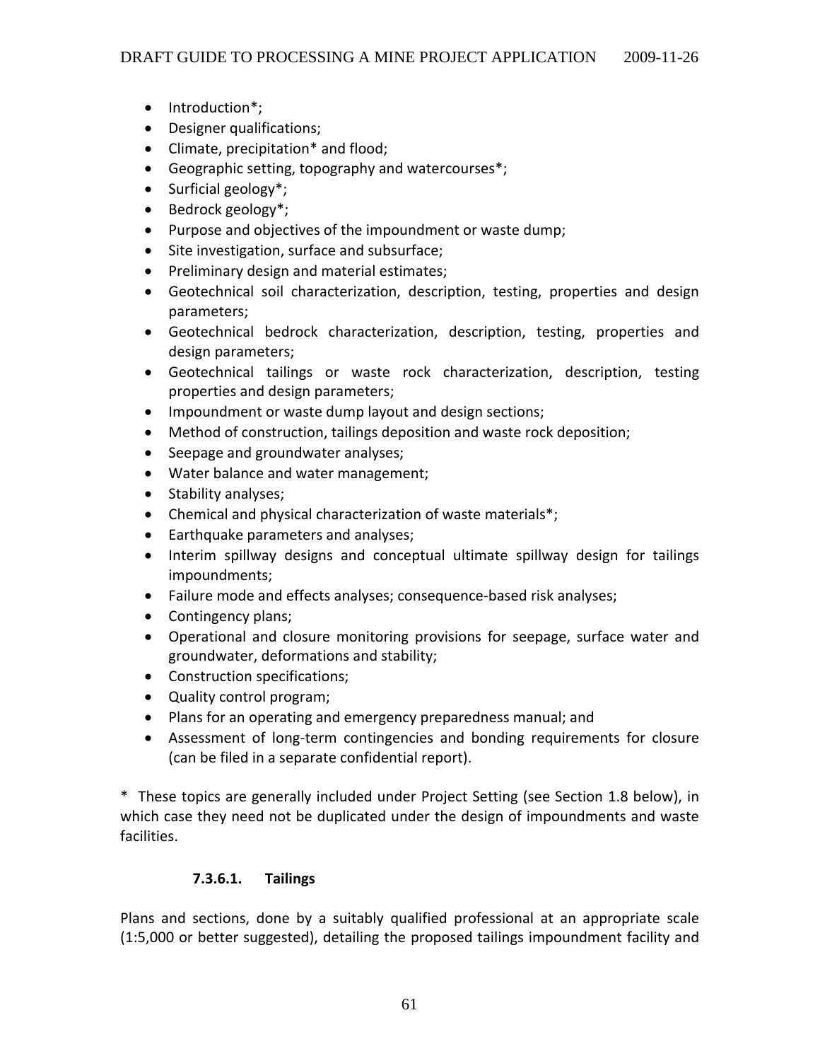- Introduction*;
- Designer qualifications;
- Climate, precipitation* and flood;
- Geographic setting, topography and watercourses*;
- Surficial geology*;
- Bedrock geology*;
- Purpose and objectives of the impoundment or waste dump;
- Site investigation, surface and subsurface;
- Preliminary design and material estimates;
- Geotechnical soil characterization, description, testing, properties and design parameters;
- Geotechnical bedrock characterization, description, testing, properties and design parameters;
- Geotechnical tailings or waste rock characterization, description, testing properties and design parameters;
- Impoundment or waste dump layout and design sections;
- Method of construction, tailings deposition and waste rock deposition;
- Seepage and groundwater analyses;
- Water balance and water management;
- Stability analyses;
- Chemical and physical characterization of waste materials*;
- Earthquake parameters and analyses;
- Interim spillway designs and conceptual ultimate spillway design for tailings impoundments;
- Failure mode and effects analyses; consequence-based risk analyses;
- Contingency plans;
- Operational and closure monitoring provisions for seepage, surface water and groundwater, deformations and stability;
- Construction specifications;
- Quality control program;
- Plans for an operating and emergency preparedness manual; and
- Assessment of long-term contingencies and bonding requirements for closure (can be filed in a separate confidential report).

\* These topics are generally included under Project Setting (see Section 1.8 below), in which case they need not be duplicated under the design of impoundments and waste facilities.

#### 7.3.6.1. Tailings

Plans and sections, done by a suitably qualified professional at an appropriate scale (1:5,000 or better suggested), detailing the proposed tailings impoundment facility and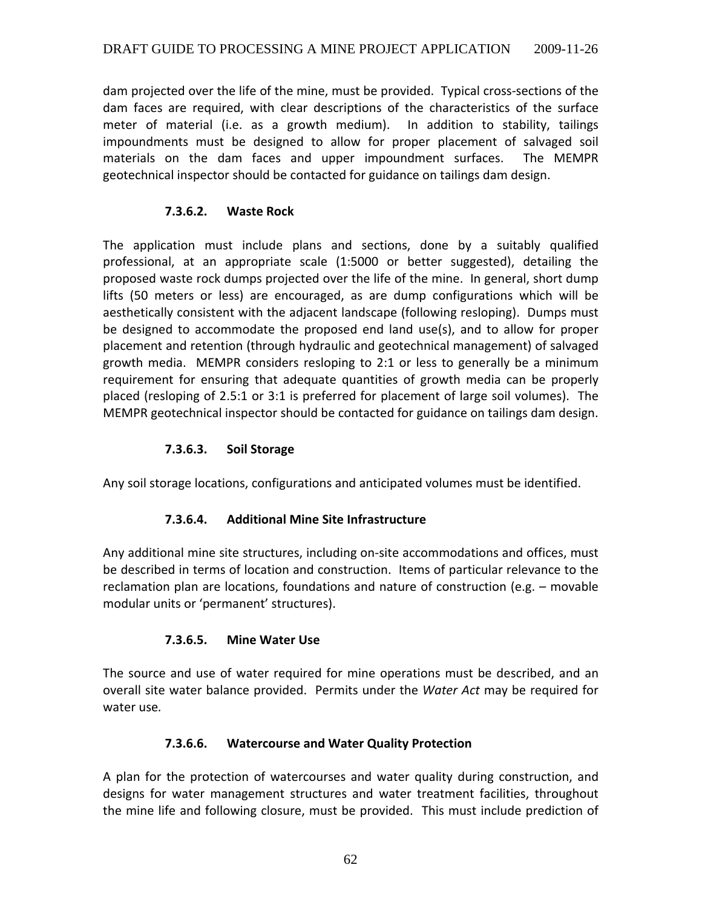dam projected over the life of the mine, must be provided. Typical cross-sections of the dam faces are required, with clear descriptions of the characteristics of the surface meter of material (i.e. as a growth medium). In addition to stability, tailings impoundments must be designed to allow for proper placement of salvaged soil materials on the dam faces and upper impoundment surfaces. The MEMPR geotechnical inspector should be contacted for guidance on tailings dam design.

#### 7.3.6.2. Waste Rock

The application must include plans and sections, done by a suitably qualified professional, at an appropriate scale (1:5000 or better suggested), detailing the proposed waste rock dumps projected over the life of the mine. In general, short dump lifts (50 meters or less) are encouraged, as are dump configurations which will be aesthetically consistent with the adjacent landscape (following resloping). Dumps must be designed to accommodate the proposed end land use(s), and to allow for proper placement and retention (through hydraulic and geotechnical management) of salvaged growth media. MEMPR considers resloping to 2:1 or less to generally be a minimum requirement for ensuring that adequate quantities of growth media can be properly placed (resloping of 2.5:1 or 3:1 is preferred for placement of large soil volumes). The MEMPR geotechnical inspector should be contacted for guidance on tailings dam design.

#### 7.3.6.3. Soil Storage

Any soil storage locations, configurations and anticipated volumes must be identified.

#### 7.3.6.4. Additional Mine Site Infrastructure

Any additional mine site structures, including on-site accommodations and offices, must be described in terms of location and construction. Items of particular relevance to the reclamation plan are locations, foundations and nature of construction (e.g. – movable modular units or 'permanent' structures).

#### 7.3.6.5. Mine Water Use

The source and use of water required for mine operations must be described, and an overall site water balance provided. Permits under the *Water Act* may be required for water use.

#### 7.3.6.6. Watercourse and Water Quality Protection

A plan for the protection of watercourses and water quality during construction, and designs for water management structures and water treatment facilities, throughout the mine life and following closure, must be provided. This must include prediction of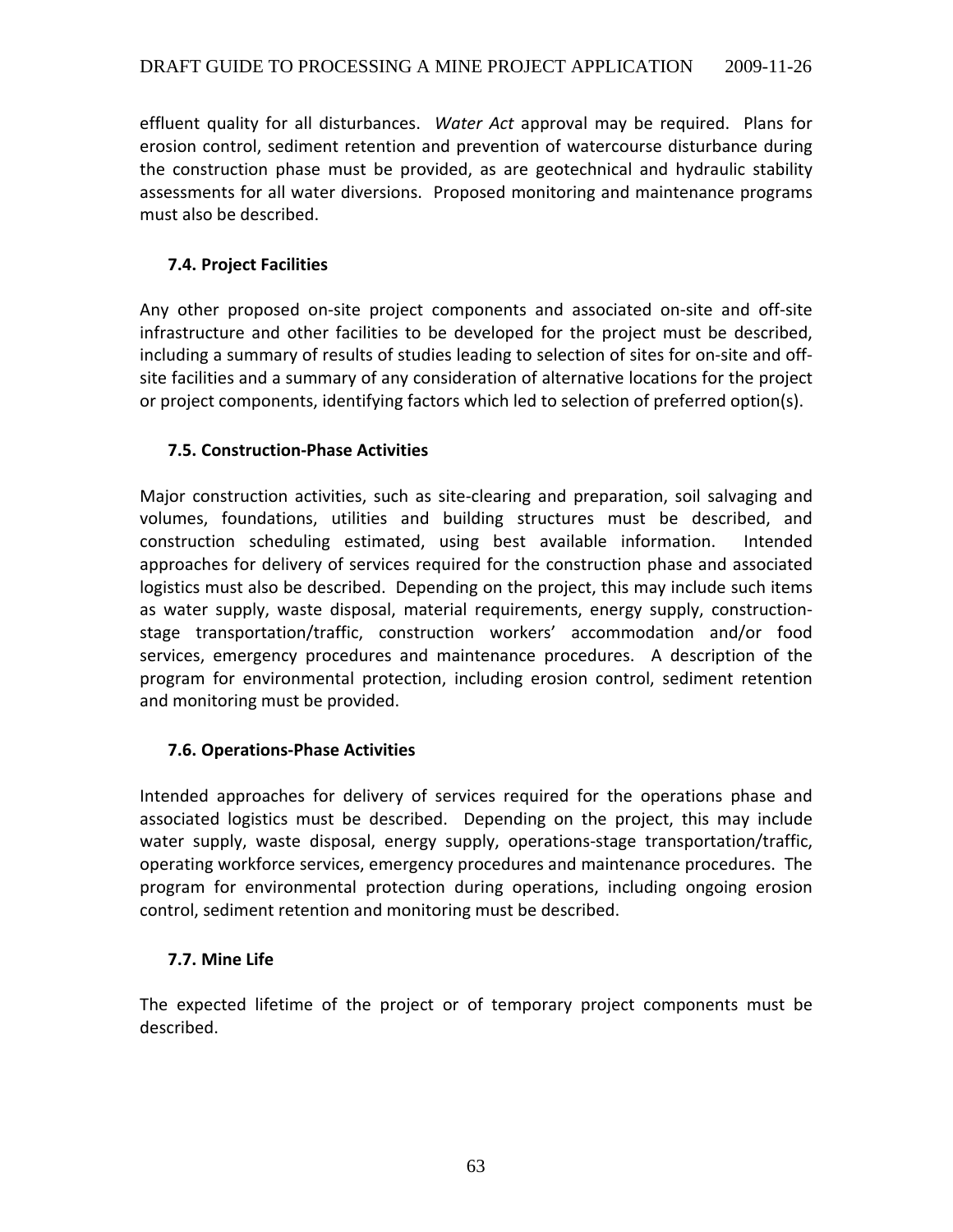effluent quality for all disturbances. *Water Act* approval may be required. Plans for erosion control, sediment retention and prevention of watercourse disturbance during the construction phase must be provided, as are geotechnical and hydraulic stability assessments for all water diversions. Proposed monitoring and maintenance programs must also be described.

### 7.4. Project Facilities

Any other proposed on-site project components and associated on-site and off-site infrastructure and other facilities to be developed for the project must be described, including a summary of results of studies leading to selection of sites for on-site and off-site facilities and a summary of any consideration of alternative locations for the project or project components, identifying factors which led to selection of preferred option(s).

### 7.5. Construction-Phase Activities

Major construction activities, such as site-clearing and preparation, soil salvaging and volumes, foundations, utilities and building structures must be described, and construction scheduling estimated, using best available information. Intended approaches for delivery of services required for the construction phase and associated logistics must also be described. Depending on the project, this may include such items as water supply, waste disposal, material requirements, energy supply, construction-stage transportation/traffic, construction workers' accommodation and/or food services, emergency procedures and maintenance procedures. A description of the program for environmental protection, including erosion control, sediment retention and monitoring must be provided.

### 7.6. Operations-Phase Activities

Intended approaches for delivery of services required for the operations phase and associated logistics must be described. Depending on the project, this may include water supply, waste disposal, energy supply, operations-stage transportation/traffic, operating workforce services, emergency procedures and maintenance procedures. The program for environmental protection during operations, including ongoing erosion control, sediment retention and monitoring must be described.

### 7.7. Mine Life

The expected lifetime of the project or of temporary project components must be described.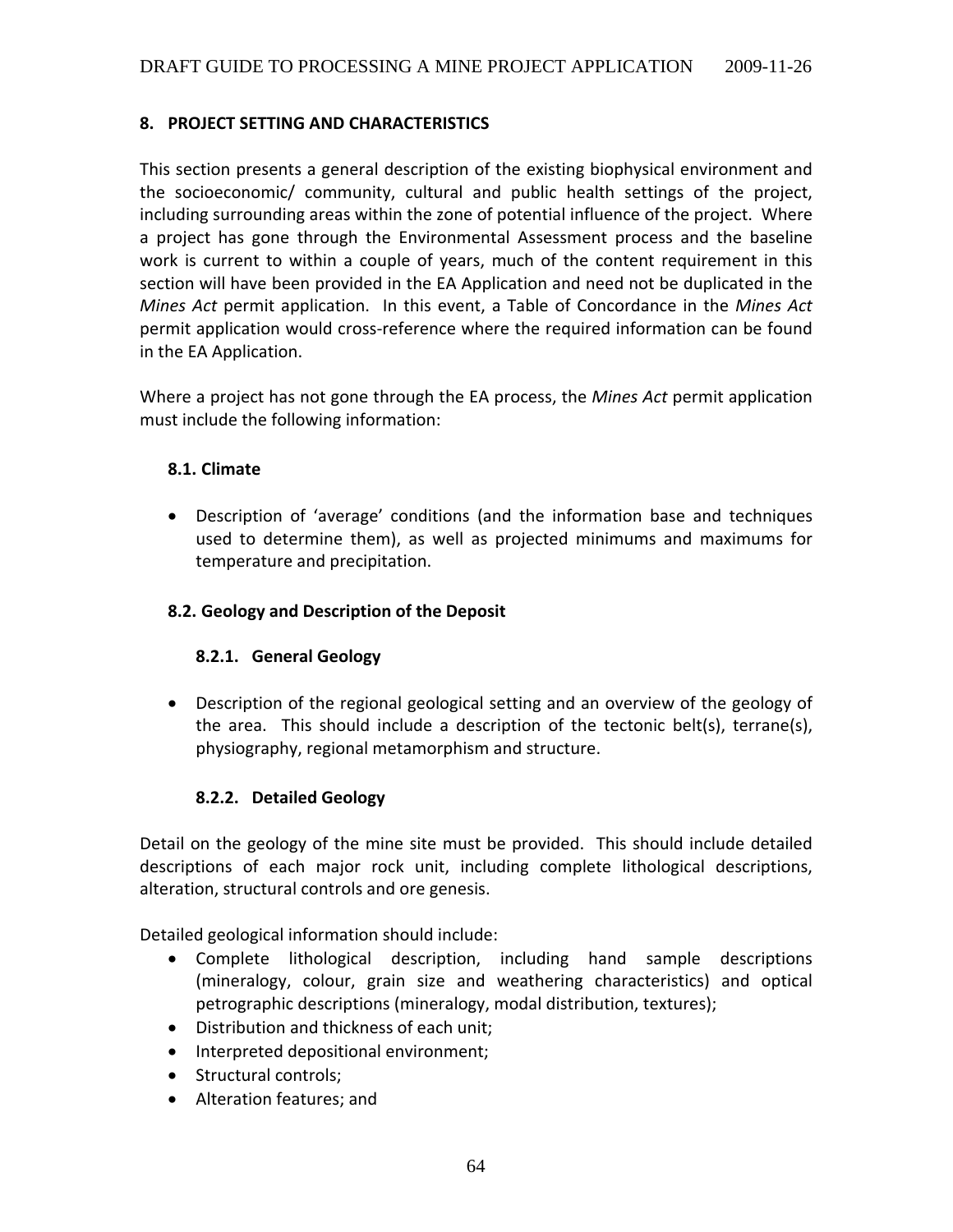## 8. PROJECT SETTING AND CHARACTERISTICS

This section presents a general description of the existing biophysical environment and the socioeconomic/ community, cultural and public health settings of the project, including surrounding areas within the zone of potential influence of the project. Where a project has gone through the Environmental Assessment process and the baseline work is current to within a couple of years, much of the content requirement in this section will have been provided in the EA Application and need not be duplicated in the *Mines Act* permit application. In this event, a Table of Concordance in the *Mines Act* permit application would cross-reference where the required information can be found in the EA Application.

Where a project has not gone through the EA process, the *Mines Act* permit application must include the following information:

### 8.1. Climate

- Description of 'average' conditions (and the information base and techniques used to determine them), as well as projected minimums and maximums for temperature and precipitation.

### 8.2. Geology and Description of the Deposit

#### 8.2.1. General Geology

- Description of the regional geological setting and an overview of the geology of the area. This should include a description of the tectonic belt(s), terrane(s), physiography, regional metamorphism and structure.

#### 8.2.2. Detailed Geology

Detail on the geology of the mine site must be provided. This should include detailed descriptions of each major rock unit, including complete lithological descriptions, alteration, structural controls and ore genesis.

Detailed geological information should include:

- Complete lithological description, including hand sample descriptions (mineralogy, colour, grain size and weathering characteristics) and optical petrographic descriptions (mineralogy, modal distribution, textures);
- Distribution and thickness of each unit;
- Interpreted depositional environment;
- Structural controls;
- Alteration features; and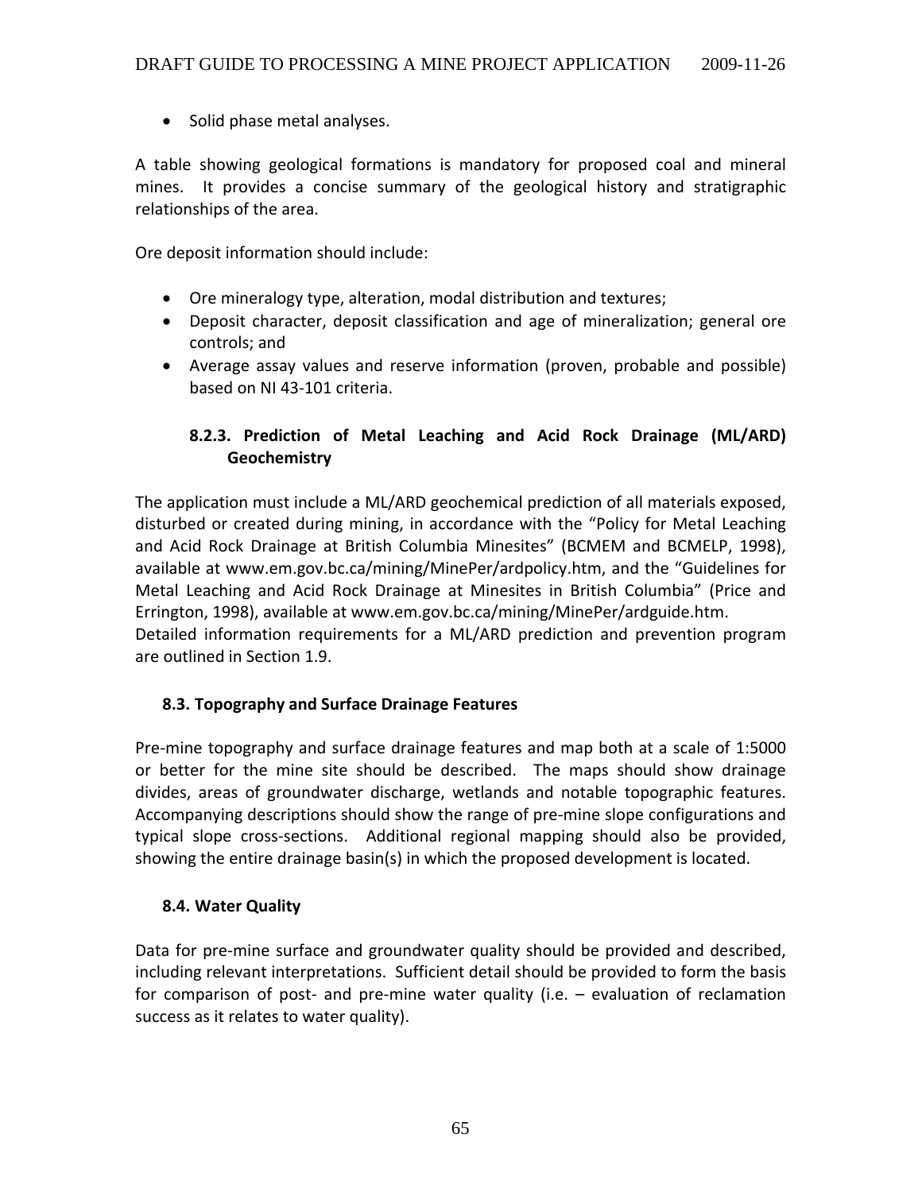- Solid phase metal analyses.

A table showing geological formations is mandatory for proposed coal and mineral mines. It provides a concise summary of the geological history and stratigraphic relationships of the area.

Ore deposit information should include:

- Ore mineralogy type, alteration, modal distribution and textures;
- Deposit character, deposit classification and age of mineralization; general ore controls; and
- Average assay values and reserve information (proven, probable and possible) based on NI 43-101 criteria.

#### 8.2.3. Prediction of Metal Leaching and Acid Rock Drainage (ML/ARD) Geochemistry

The application must include a ML/ARD geochemical prediction of all materials exposed, disturbed or created during mining, in accordance with the "Policy for Metal Leaching and Acid Rock Drainage at British Columbia Minesites" (BCMEM and BCMELP, 1998), available at www.em.gov.bc.ca/mining/MinePer/ardpolicy.htm, and the "Guidelines for Metal Leaching and Acid Rock Drainage at Minesites in British Columbia" (Price and Errington, 1998), available at www.em.gov.bc.ca/mining/MinePer/ardguide.htm.
Detailed information requirements for a ML/ARD prediction and prevention program are outlined in Section 1.9.

### 8.3. Topography and Surface Drainage Features

Pre-mine topography and surface drainage features and map both at a scale of 1:5000 or better for the mine site should be described. The maps should show drainage divides, areas of groundwater discharge, wetlands and notable topographic features. Accompanying descriptions should show the range of pre-mine slope configurations and typical slope cross-sections. Additional regional mapping should also be provided, showing the entire drainage basin(s) in which the proposed development is located.

### 8.4. Water Quality

Data for pre-mine surface and groundwater quality should be provided and described, including relevant interpretations. Sufficient detail should be provided to form the basis for comparison of post- and pre-mine water quality (i.e. – evaluation of reclamation success as it relates to water quality).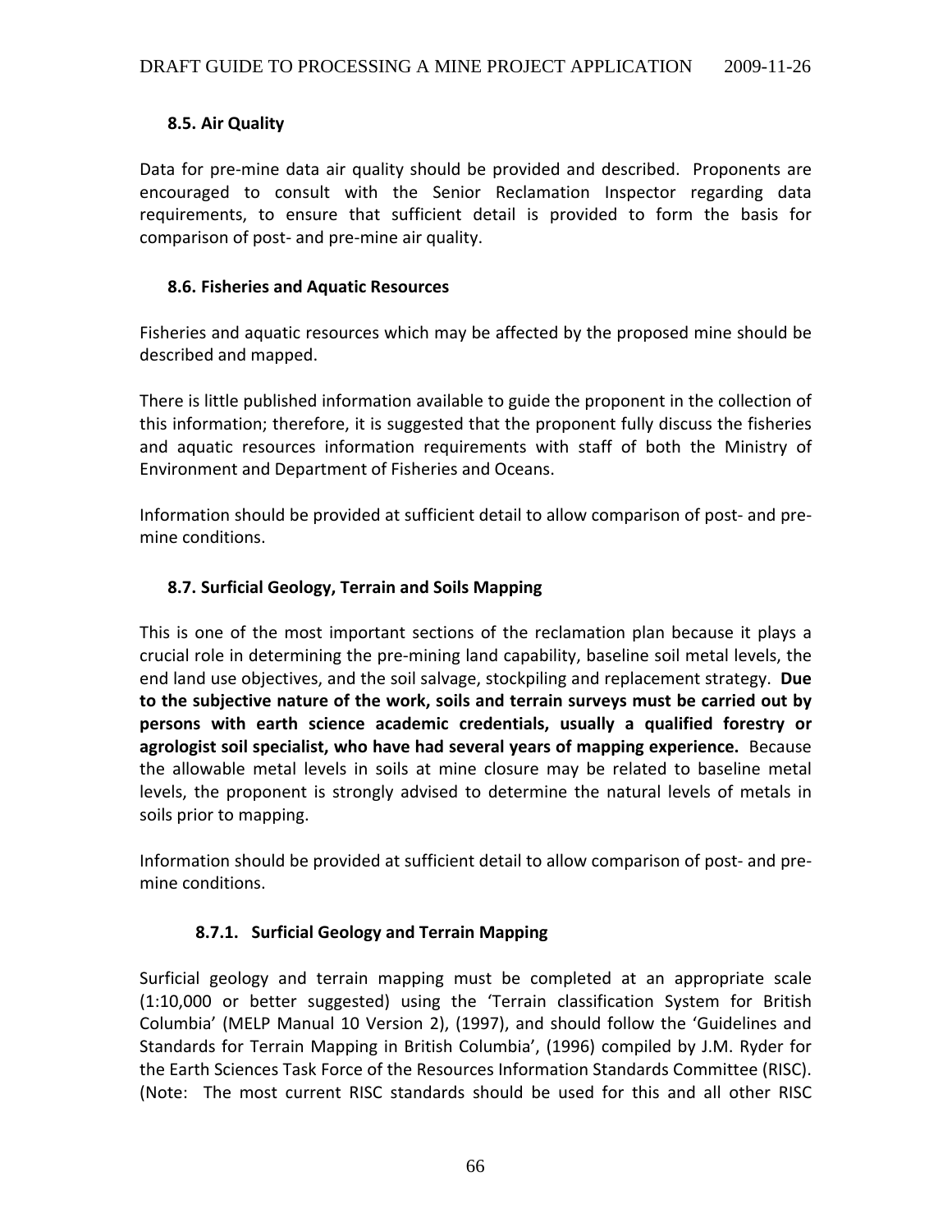## 8.5. Air Quality

Data for pre-mine data air quality should be provided and described. Proponents are encouraged to consult with the Senior Reclamation Inspector regarding data requirements, to ensure that sufficient detail is provided to form the basis for comparison of post- and pre-mine air quality.

## 8.6. Fisheries and Aquatic Resources

Fisheries and aquatic resources which may be affected by the proposed mine should be described and mapped.

There is little published information available to guide the proponent in the collection of this information; therefore, it is suggested that the proponent fully discuss the fisheries and aquatic resources information requirements with staff of both the Ministry of Environment and Department of Fisheries and Oceans.

Information should be provided at sufficient detail to allow comparison of post- and pre-mine conditions.

## 8.7. Surficial Geology, Terrain and Soils Mapping

This is one of the most important sections of the reclamation plan because it plays a crucial role in determining the pre-mining land capability, baseline soil metal levels, the end land use objectives, and the soil salvage, stockpiling and replacement strategy. **Due to the subjective nature of the work, soils and terrain surveys must be carried out by persons with earth science academic credentials, usually a qualified forestry or agrologist soil specialist, who have had several years of mapping experience.** Because the allowable metal levels in soils at mine closure may be related to baseline metal levels, the proponent is strongly advised to determine the natural levels of metals in soils prior to mapping.

Information should be provided at sufficient detail to allow comparison of post- and pre-mine conditions.

### 8.7.1. Surficial Geology and Terrain Mapping

Surficial geology and terrain mapping must be completed at an appropriate scale (1:10,000 or better suggested) using the 'Terrain classification System for British Columbia' (MELP Manual 10 Version 2), (1997), and should follow the 'Guidelines and Standards for Terrain Mapping in British Columbia', (1996) compiled by J.M. Ryder for the Earth Sciences Task Force of the Resources Information Standards Committee (RISC). (Note: The most current RISC standards should be used for this and all other RISC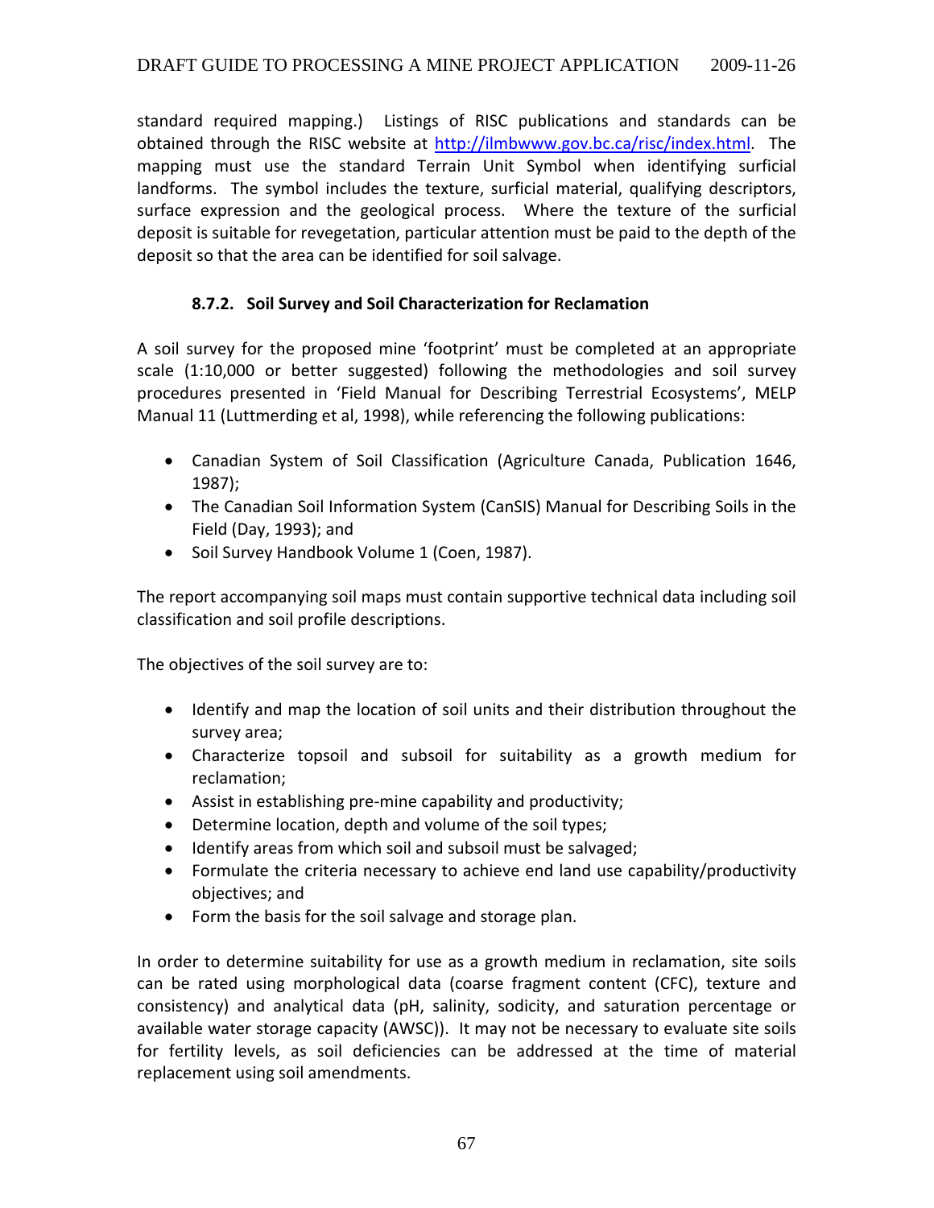standard required mapping.) Listings of RISC publications and standards can be obtained through the RISC website at http://ilmbwww.gov.bc.ca/risc/index.html. The mapping must use the standard Terrain Unit Symbol when identifying surficial landforms. The symbol includes the texture, surficial material, qualifying descriptors, surface expression and the geological process. Where the texture of the surficial deposit is suitable for revegetation, particular attention must be paid to the depth of the deposit so that the area can be identified for soil salvage.

### 8.7.2. Soil Survey and Soil Characterization for Reclamation

A soil survey for the proposed mine 'footprint' must be completed at an appropriate scale (1:10,000 or better suggested) following the methodologies and soil survey procedures presented in 'Field Manual for Describing Terrestrial Ecosystems', MELP Manual 11 (Luttmerding et al, 1998), while referencing the following publications:

- Canadian System of Soil Classification (Agriculture Canada, Publication 1646, 1987);
- The Canadian Soil Information System (CanSIS) Manual for Describing Soils in the Field (Day, 1993); and
- Soil Survey Handbook Volume 1 (Coen, 1987).

The report accompanying soil maps must contain supportive technical data including soil classification and soil profile descriptions.

The objectives of the soil survey are to:

- Identify and map the location of soil units and their distribution throughout the survey area;
- Characterize topsoil and subsoil for suitability as a growth medium for reclamation;
- Assist in establishing pre-mine capability and productivity;
- Determine location, depth and volume of the soil types;
- Identify areas from which soil and subsoil must be salvaged;
- Formulate the criteria necessary to achieve end land use capability/productivity objectives; and
- Form the basis for the soil salvage and storage plan.

In order to determine suitability for use as a growth medium in reclamation, site soils can be rated using morphological data (coarse fragment content (CFC), texture and consistency) and analytical data (pH, salinity, sodicity, and saturation percentage or available water storage capacity (AWSC)). It may not be necessary to evaluate site soils for fertility levels, as soil deficiencies can be addressed at the time of material replacement using soil amendments.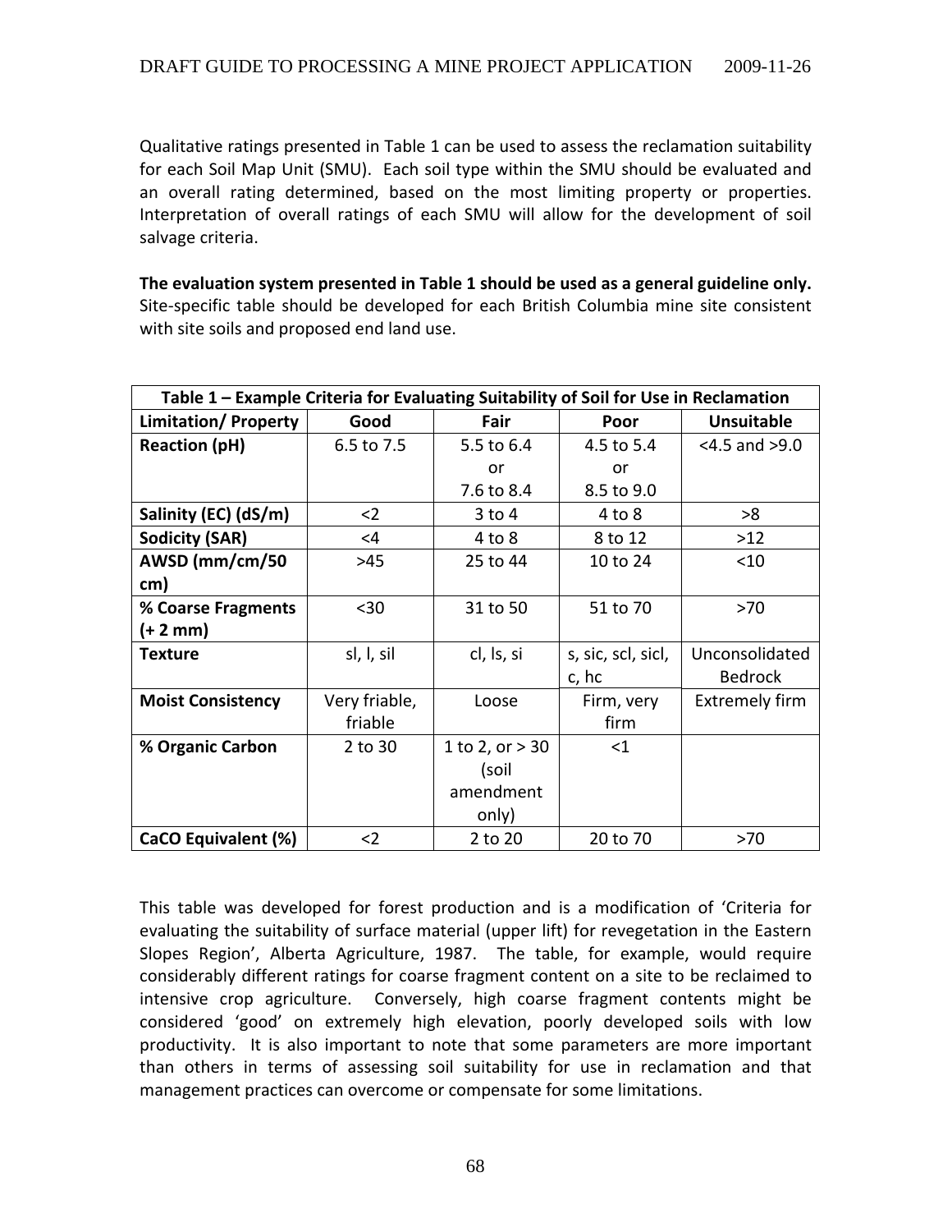Qualitative ratings presented in Table 1 can be used to assess the reclamation suitability for each Soil Map Unit (SMU). Each soil type within the SMU should be evaluated and an overall rating determined, based on the most limiting property or properties. Interpretation of overall ratings of each SMU will allow for the development of soil salvage criteria.

**The evaluation system presented in Table 1 should be used as a general guideline only.** Site-specific table should be developed for each British Columbia mine site consistent with site soils and proposed end land use.

**Table 1 – Example Criteria for Evaluating Suitability of Soil for Use in Reclamation**

| Limitation/ Property | Good | Fair | Poor | Unsuitable |
|---|---|---|---|---|
| **Reaction (pH)** | 6.5 to 7.5 | 5.5 to 6.4 or 7.6 to 8.4 | 4.5 to 5.4 or 8.5 to 9.0 | <4.5 and >9.0 |
| **Salinity (EC) (dS/m)** | <2 | 3 to 4 | 4 to 8 | >8 |
| **Sodicity (SAR)** | <4 | 4 to 8 | 8 to 12 | >12 |
| **AWSD (mm/cm/50 cm)** | >45 | 25 to 44 | 10 to 24 | <10 |
| **% Coarse Fragments (+ 2 mm)** | <30 | 31 to 50 | 51 to 70 | >70 |
| **Texture** | sl, l, sil | cl, ls, si | s, sic, scl, sicl, c, hc | Unconsolidated Bedrock |
| **Moist Consistency** | Very friable, friable | Loose | Firm, very firm | Extremely firm |
| **% Organic Carbon** | 2 to 30 | 1 to 2, or > 30 (soil amendment only) | <1 | |
| **CaCO Equivalent (%)** | <2 | 2 to 20 | 20 to 70 | >70 |

This table was developed for forest production and is a modification of 'Criteria for evaluating the suitability of surface material (upper lift) for revegetation in the Eastern Slopes Region', Alberta Agriculture, 1987. The table, for example, would require considerably different ratings for coarse fragment content on a site to be reclaimed to intensive crop agriculture. Conversely, high coarse fragment contents might be considered 'good' on extremely high elevation, poorly developed soils with low productivity. It is also important to note that some parameters are more important than others in terms of assessing soil suitability for use in reclamation and that management practices can overcome or compensate for some limitations.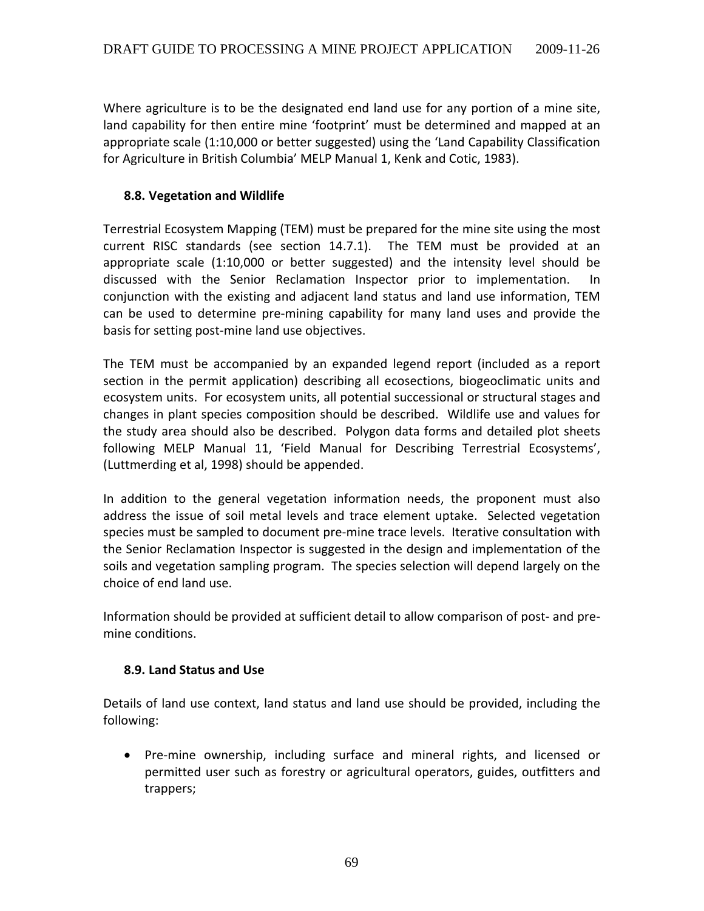Where agriculture is to be the designated end land use for any portion of a mine site, land capability for then entire mine 'footprint' must be determined and mapped at an appropriate scale (1:10,000 or better suggested) using the 'Land Capability Classification for Agriculture in British Columbia' MELP Manual 1, Kenk and Cotic, 1983).

### 8.8. Vegetation and Wildlife

Terrestrial Ecosystem Mapping (TEM) must be prepared for the mine site using the most current RISC standards (see section 14.7.1). The TEM must be provided at an appropriate scale (1:10,000 or better suggested) and the intensity level should be discussed with the Senior Reclamation Inspector prior to implementation. In conjunction with the existing and adjacent land status and land use information, TEM can be used to determine pre-mining capability for many land uses and provide the basis for setting post-mine land use objectives.

The TEM must be accompanied by an expanded legend report (included as a report section in the permit application) describing all ecosections, biogeoclimatic units and ecosystem units. For ecosystem units, all potential successional or structural stages and changes in plant species composition should be described. Wildlife use and values for the study area should also be described. Polygon data forms and detailed plot sheets following MELP Manual 11, 'Field Manual for Describing Terrestrial Ecosystems', (Luttmerding et al, 1998) should be appended.

In addition to the general vegetation information needs, the proponent must also address the issue of soil metal levels and trace element uptake. Selected vegetation species must be sampled to document pre-mine trace levels. Iterative consultation with the Senior Reclamation Inspector is suggested in the design and implementation of the soils and vegetation sampling program. The species selection will depend largely on the choice of end land use.

Information should be provided at sufficient detail to allow comparison of post- and pre-mine conditions.

### 8.9. Land Status and Use

Details of land use context, land status and land use should be provided, including the following:

- Pre-mine ownership, including surface and mineral rights, and licensed or permitted user such as forestry or agricultural operators, guides, outfitters and trappers;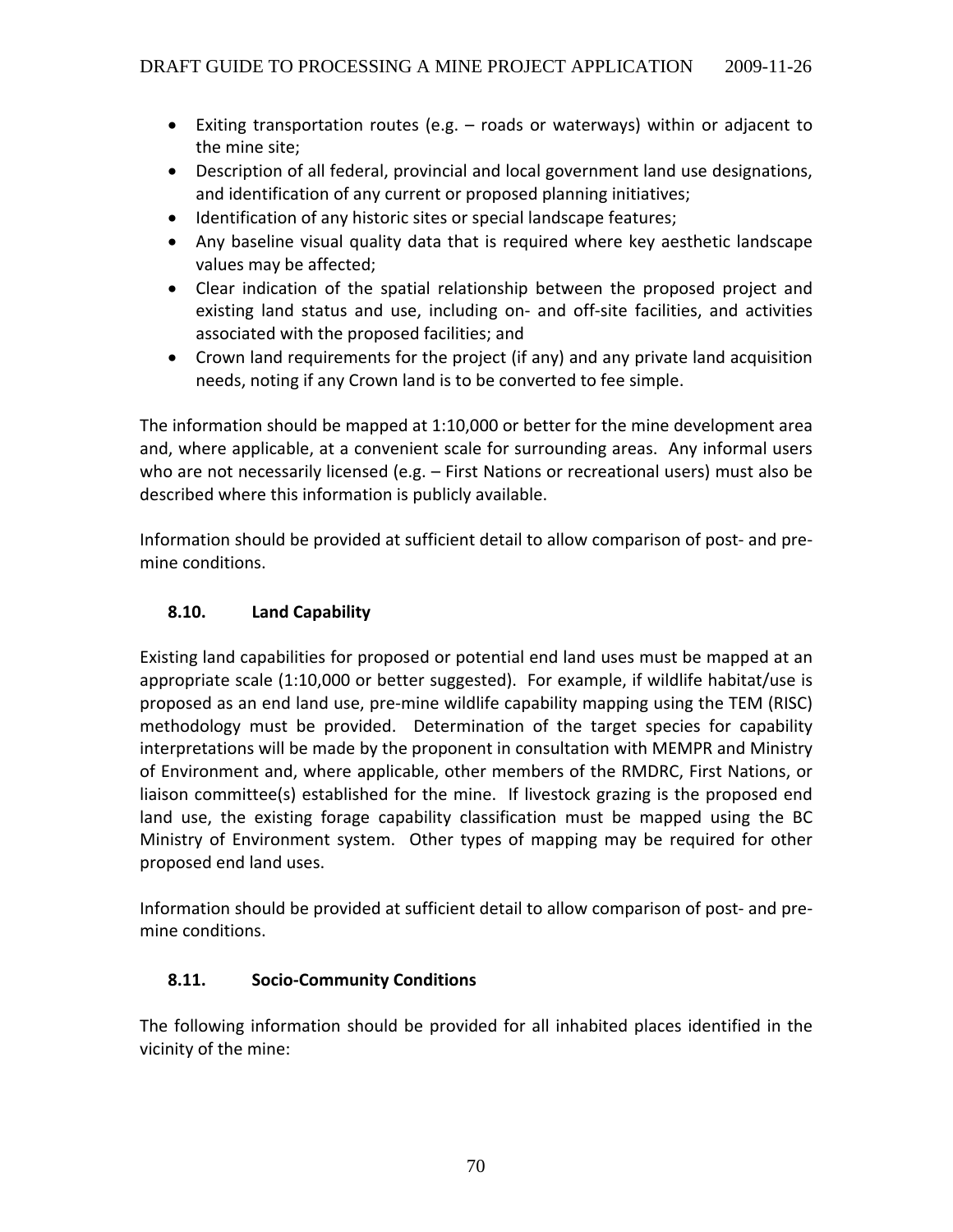- Exiting transportation routes (e.g. – roads or waterways) within or adjacent to the mine site;
- Description of all federal, provincial and local government land use designations, and identification of any current or proposed planning initiatives;
- Identification of any historic sites or special landscape features;
- Any baseline visual quality data that is required where key aesthetic landscape values may be affected;
- Clear indication of the spatial relationship between the proposed project and existing land status and use, including on- and off-site facilities, and activities associated with the proposed facilities; and
- Crown land requirements for the project (if any) and any private land acquisition needs, noting if any Crown land is to be converted to fee simple.

The information should be mapped at 1:10,000 or better for the mine development area and, where applicable, at a convenient scale for surrounding areas. Any informal users who are not necessarily licensed (e.g. – First Nations or recreational users) must also be described where this information is publicly available.

Information should be provided at sufficient detail to allow comparison of post- and pre-mine conditions.

### 8.10. Land Capability

Existing land capabilities for proposed or potential end land uses must be mapped at an appropriate scale (1:10,000 or better suggested). For example, if wildlife habitat/use is proposed as an end land use, pre-mine wildlife capability mapping using the TEM (RISC) methodology must be provided. Determination of the target species for capability interpretations will be made by the proponent in consultation with MEMPR and Ministry of Environment and, where applicable, other members of the RMDRC, First Nations, or liaison committee(s) established for the mine. If livestock grazing is the proposed end land use, the existing forage capability classification must be mapped using the BC Ministry of Environment system. Other types of mapping may be required for other proposed end land uses.

Information should be provided at sufficient detail to allow comparison of post- and pre-mine conditions.

### 8.11. Socio-Community Conditions

The following information should be provided for all inhabited places identified in the vicinity of the mine: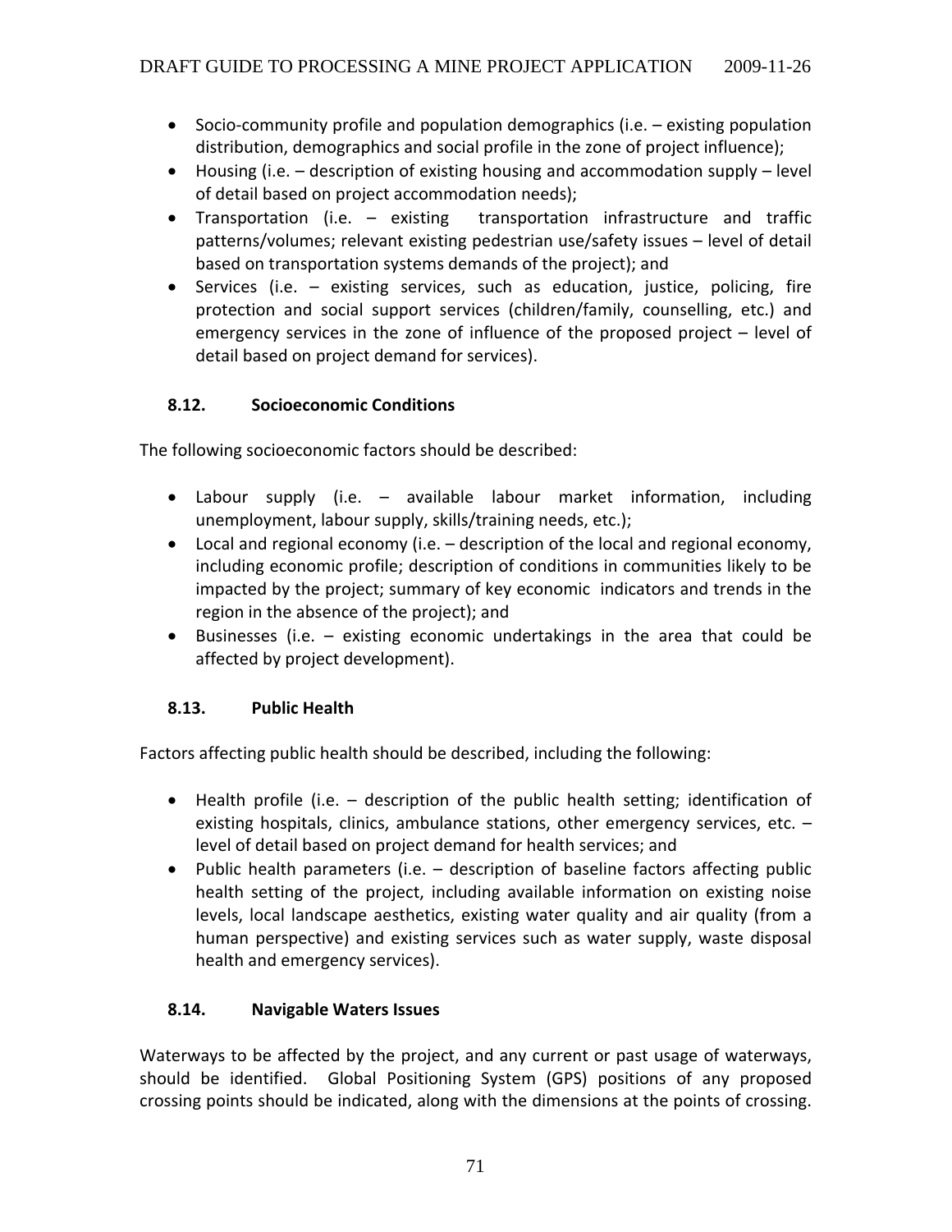- Socio-community profile and population demographics (i.e. – existing population distribution, demographics and social profile in the zone of project influence);
- Housing (i.e. – description of existing housing and accommodation supply – level of detail based on project accommodation needs);
- Transportation (i.e. – existing transportation infrastructure and traffic patterns/volumes; relevant existing pedestrian use/safety issues – level of detail based on transportation systems demands of the project); and
- Services (i.e. – existing services, such as education, justice, policing, fire protection and social support services (children/family, counselling, etc.) and emergency services in the zone of influence of the proposed project – level of detail based on project demand for services).

### 8.12. Socioeconomic Conditions

The following socioeconomic factors should be described:

- Labour supply (i.e. – available labour market information, including unemployment, labour supply, skills/training needs, etc.);
- Local and regional economy (i.e. – description of the local and regional economy, including economic profile; description of conditions in communities likely to be impacted by the project; summary of key economic indicators and trends in the region in the absence of the project); and
- Businesses (i.e. – existing economic undertakings in the area that could be affected by project development).

### 8.13. Public Health

Factors affecting public health should be described, including the following:

- Health profile (i.e. – description of the public health setting; identification of existing hospitals, clinics, ambulance stations, other emergency services, etc. – level of detail based on project demand for health services; and
- Public health parameters (i.e. – description of baseline factors affecting public health setting of the project, including available information on existing noise levels, local landscape aesthetics, existing water quality and air quality (from a human perspective) and existing services such as water supply, waste disposal health and emergency services).

### 8.14. Navigable Waters Issues

Waterways to be affected by the project, and any current or past usage of waterways, should be identified. Global Positioning System (GPS) positions of any proposed crossing points should be indicated, along with the dimensions at the points of crossing.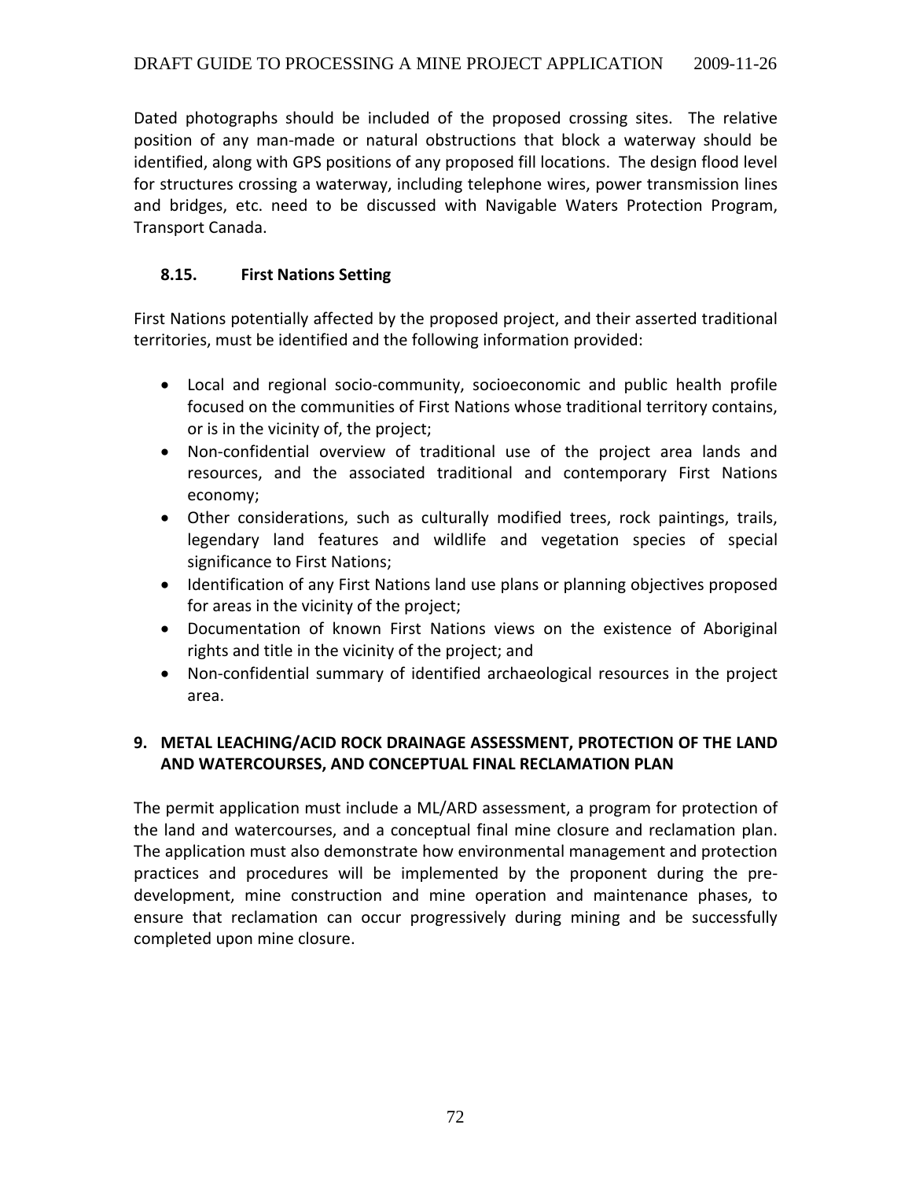Dated photographs should be included of the proposed crossing sites. The relative position of any man-made or natural obstructions that block a waterway should be identified, along with GPS positions of any proposed fill locations. The design flood level for structures crossing a waterway, including telephone wires, power transmission lines and bridges, etc. need to be discussed with Navigable Waters Protection Program, Transport Canada.

### 8.15. First Nations Setting

First Nations potentially affected by the proposed project, and their asserted traditional territories, must be identified and the following information provided:

- Local and regional socio-community, socioeconomic and public health profile focused on the communities of First Nations whose traditional territory contains, or is in the vicinity of, the project;
- Non-confidential overview of traditional use of the project area lands and resources, and the associated traditional and contemporary First Nations economy;
- Other considerations, such as culturally modified trees, rock paintings, trails, legendary land features and wildlife and vegetation species of special significance to First Nations;
- Identification of any First Nations land use plans or planning objectives proposed for areas in the vicinity of the project;
- Documentation of known First Nations views on the existence of Aboriginal rights and title in the vicinity of the project; and
- Non-confidential summary of identified archaeological resources in the project area.

## 9. METAL LEACHING/ACID ROCK DRAINAGE ASSESSMENT, PROTECTION OF THE LAND AND WATERCOURSES, AND CONCEPTUAL FINAL RECLAMATION PLAN

The permit application must include a ML/ARD assessment, a program for protection of the land and watercourses, and a conceptual final mine closure and reclamation plan. The application must also demonstrate how environmental management and protection practices and procedures will be implemented by the proponent during the pre-development, mine construction and mine operation and maintenance phases, to ensure that reclamation can occur progressively during mining and be successfully completed upon mine closure.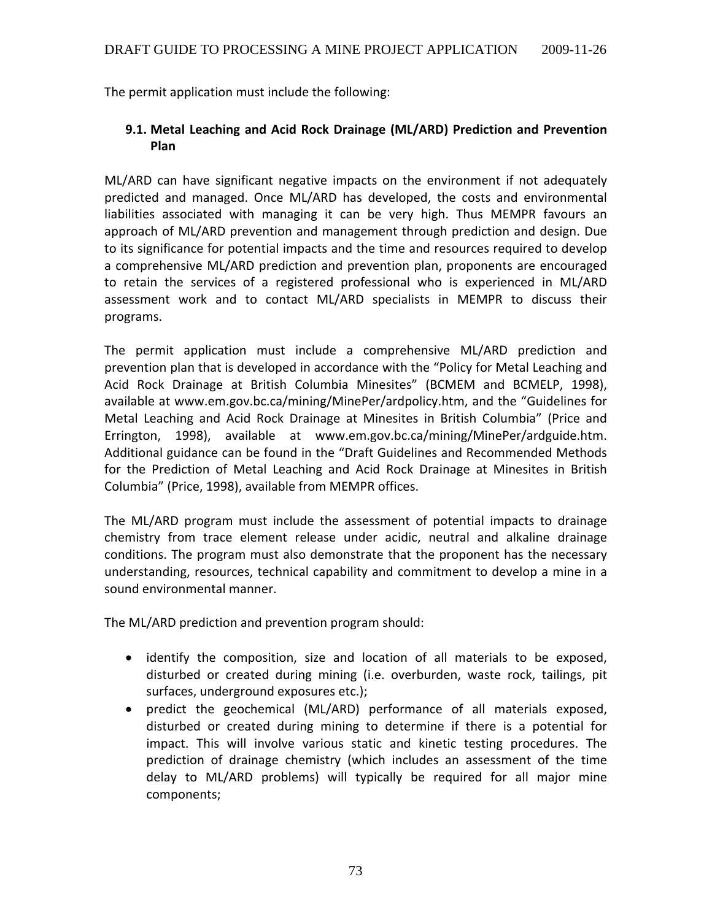The permit application must include the following:

### 9.1. Metal Leaching and Acid Rock Drainage (ML/ARD) Prediction and Prevention Plan

ML/ARD can have significant negative impacts on the environment if not adequately predicted and managed. Once ML/ARD has developed, the costs and environmental liabilities associated with managing it can be very high. Thus MEMPR favours an approach of ML/ARD prevention and management through prediction and design. Due to its significance for potential impacts and the time and resources required to develop a comprehensive ML/ARD prediction and prevention plan, proponents are encouraged to retain the services of a registered professional who is experienced in ML/ARD assessment work and to contact ML/ARD specialists in MEMPR to discuss their programs.

The permit application must include a comprehensive ML/ARD prediction and prevention plan that is developed in accordance with the "Policy for Metal Leaching and Acid Rock Drainage at British Columbia Minesites" (BCMEM and BCMELP, 1998), available at www.em.gov.bc.ca/mining/MinePer/ardpolicy.htm, and the "Guidelines for Metal Leaching and Acid Rock Drainage at Minesites in British Columbia" (Price and Errington, 1998), available at www.em.gov.bc.ca/mining/MinePer/ardguide.htm. Additional guidance can be found in the "Draft Guidelines and Recommended Methods for the Prediction of Metal Leaching and Acid Rock Drainage at Minesites in British Columbia" (Price, 1998), available from MEMPR offices.

The ML/ARD program must include the assessment of potential impacts to drainage chemistry from trace element release under acidic, neutral and alkaline drainage conditions. The program must also demonstrate that the proponent has the necessary understanding, resources, technical capability and commitment to develop a mine in a sound environmental manner.

The ML/ARD prediction and prevention program should:

- identify the composition, size and location of all materials to be exposed, disturbed or created during mining (i.e. overburden, waste rock, tailings, pit surfaces, underground exposures etc.);
- predict the geochemical (ML/ARD) performance of all materials exposed, disturbed or created during mining to determine if there is a potential for impact. This will involve various static and kinetic testing procedures. The prediction of drainage chemistry (which includes an assessment of the time delay to ML/ARD problems) will typically be required for all major mine components;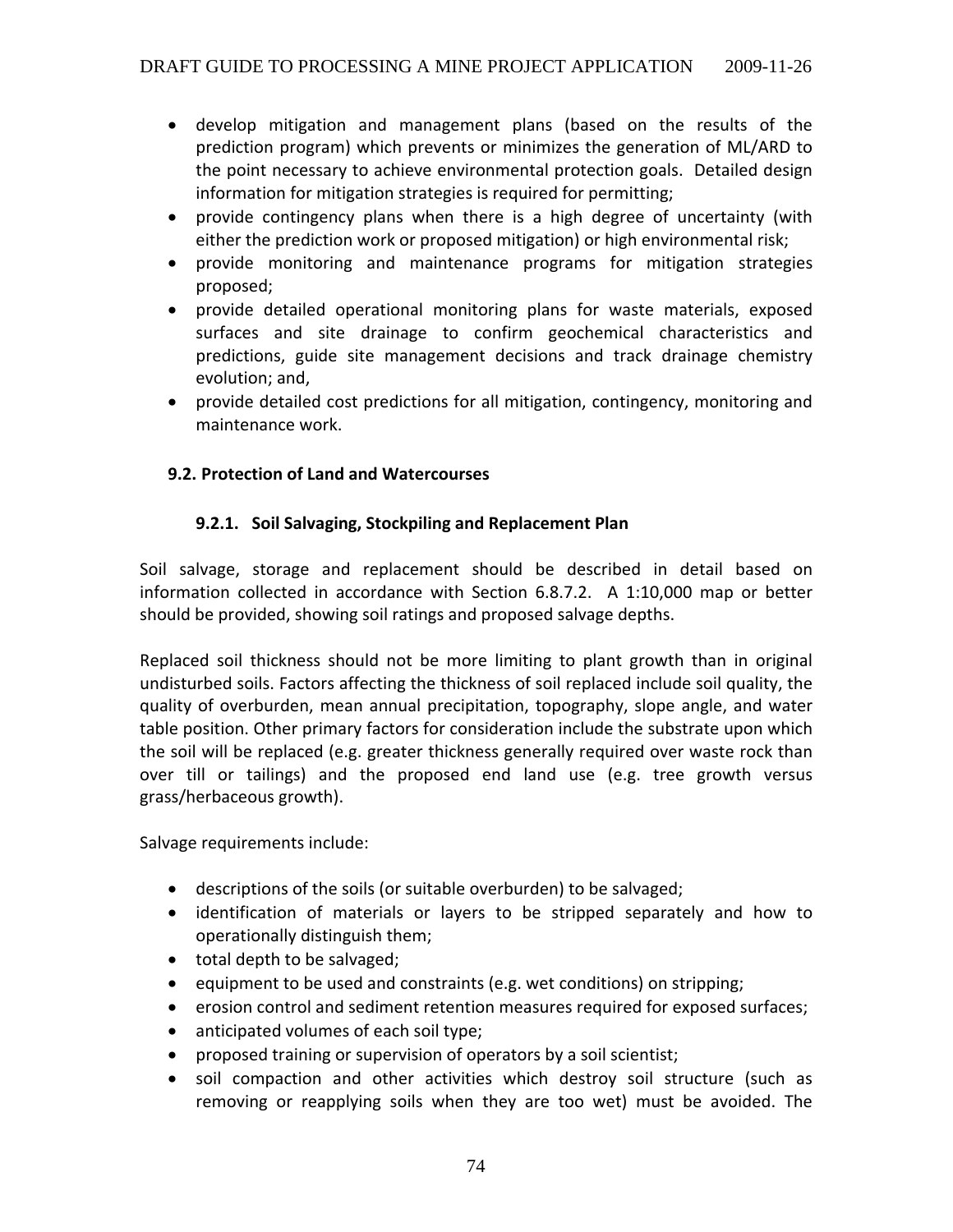- develop mitigation and management plans (based on the results of the prediction program) which prevents or minimizes the generation of ML/ARD to the point necessary to achieve environmental protection goals. Detailed design information for mitigation strategies is required for permitting;
- provide contingency plans when there is a high degree of uncertainty (with either the prediction work or proposed mitigation) or high environmental risk;
- provide monitoring and maintenance programs for mitigation strategies proposed;
- provide detailed operational monitoring plans for waste materials, exposed surfaces and site drainage to confirm geochemical characteristics and predictions, guide site management decisions and track drainage chemistry evolution; and,
- provide detailed cost predictions for all mitigation, contingency, monitoring and maintenance work.

## 9.2. Protection of Land and Watercourses

### 9.2.1. Soil Salvaging, Stockpiling and Replacement Plan

Soil salvage, storage and replacement should be described in detail based on information collected in accordance with Section 6.8.7.2. A 1:10,000 map or better should be provided, showing soil ratings and proposed salvage depths.

Replaced soil thickness should not be more limiting to plant growth than in original undisturbed soils. Factors affecting the thickness of soil replaced include soil quality, the quality of overburden, mean annual precipitation, topography, slope angle, and water table position. Other primary factors for consideration include the substrate upon which the soil will be replaced (e.g. greater thickness generally required over waste rock than over till or tailings) and the proposed end land use (e.g. tree growth versus grass/herbaceous growth).

Salvage requirements include:

- descriptions of the soils (or suitable overburden) to be salvaged;
- identification of materials or layers to be stripped separately and how to operationally distinguish them;
- total depth to be salvaged;
- equipment to be used and constraints (e.g. wet conditions) on stripping;
- erosion control and sediment retention measures required for exposed surfaces;
- anticipated volumes of each soil type;
- proposed training or supervision of operators by a soil scientist;
- soil compaction and other activities which destroy soil structure (such as removing or reapplying soils when they are too wet) must be avoided. The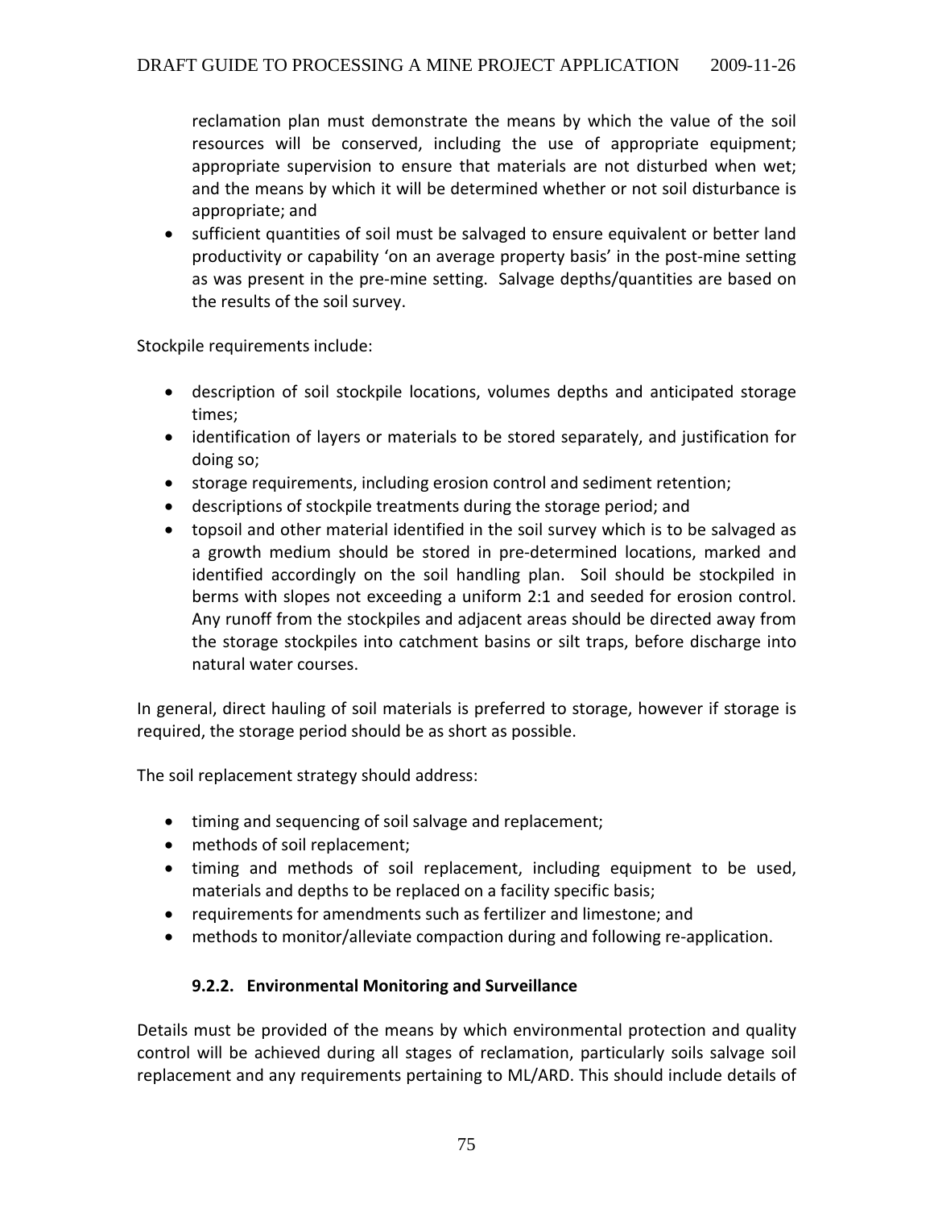reclamation plan must demonstrate the means by which the value of the soil resources will be conserved, including the use of appropriate equipment; appropriate supervision to ensure that materials are not disturbed when wet; and the means by which it will be determined whether or not soil disturbance is appropriate; and

- sufficient quantities of soil must be salvaged to ensure equivalent or better land productivity or capability 'on an average property basis' in the post-mine setting as was present in the pre-mine setting. Salvage depths/quantities are based on the results of the soil survey.

Stockpile requirements include:

- description of soil stockpile locations, volumes depths and anticipated storage times;
- identification of layers or materials to be stored separately, and justification for doing so;
- storage requirements, including erosion control and sediment retention;
- descriptions of stockpile treatments during the storage period; and
- topsoil and other material identified in the soil survey which is to be salvaged as a growth medium should be stored in pre-determined locations, marked and identified accordingly on the soil handling plan. Soil should be stockpiled in berms with slopes not exceeding a uniform 2:1 and seeded for erosion control. Any runoff from the stockpiles and adjacent areas should be directed away from the storage stockpiles into catchment basins or silt traps, before discharge into natural water courses.

In general, direct hauling of soil materials is preferred to storage, however if storage is required, the storage period should be as short as possible.

The soil replacement strategy should address:

- timing and sequencing of soil salvage and replacement;
- methods of soil replacement;
- timing and methods of soil replacement, including equipment to be used, materials and depths to be replaced on a facility specific basis;
- requirements for amendments such as fertilizer and limestone; and
- methods to monitor/alleviate compaction during and following re-application.

#### 9.2.2. Environmental Monitoring and Surveillance

Details must be provided of the means by which environmental protection and quality control will be achieved during all stages of reclamation, particularly soils salvage soil replacement and any requirements pertaining to ML/ARD. This should include details of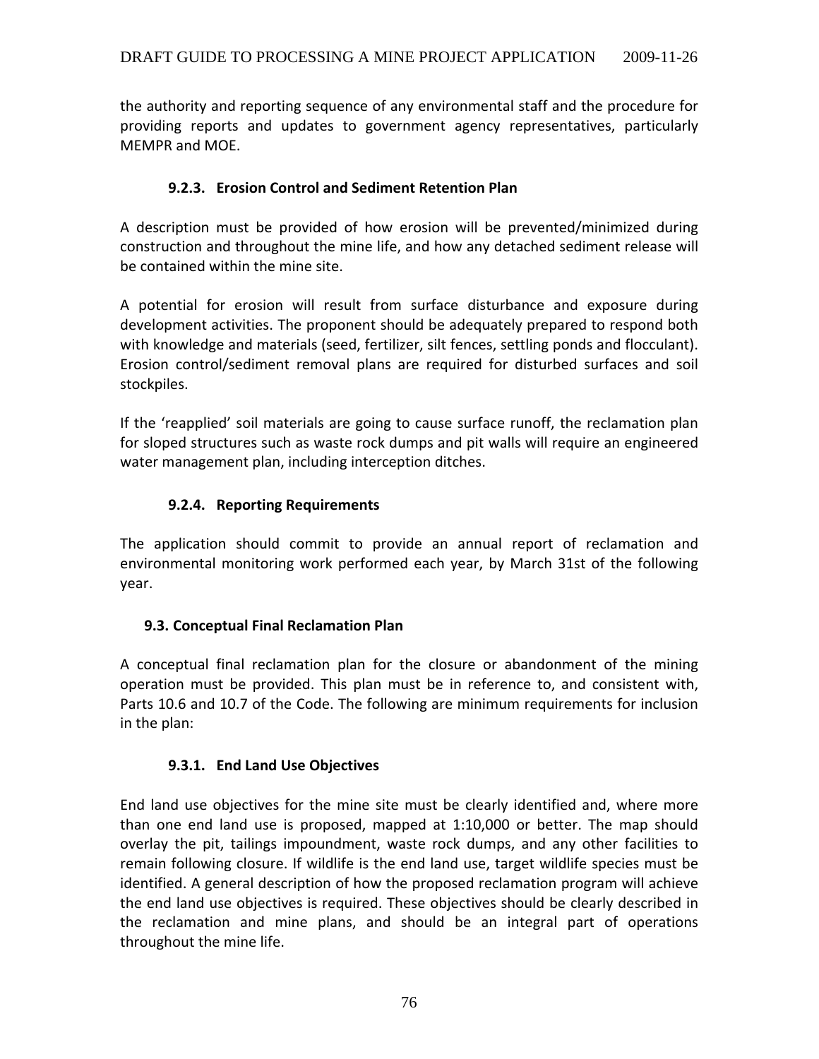the authority and reporting sequence of any environmental staff and the procedure for providing reports and updates to government agency representatives, particularly MEMPR and MOE.

#### 9.2.3. Erosion Control and Sediment Retention Plan

A description must be provided of how erosion will be prevented/minimized during construction and throughout the mine life, and how any detached sediment release will be contained within the mine site.

A potential for erosion will result from surface disturbance and exposure during development activities. The proponent should be adequately prepared to respond both with knowledge and materials (seed, fertilizer, silt fences, settling ponds and flocculant). Erosion control/sediment removal plans are required for disturbed surfaces and soil stockpiles.

If the 'reapplied' soil materials are going to cause surface runoff, the reclamation plan for sloped structures such as waste rock dumps and pit walls will require an engineered water management plan, including interception ditches.

#### 9.2.4. Reporting Requirements

The application should commit to provide an annual report of reclamation and environmental monitoring work performed each year, by March 31st of the following year.

### 9.3. Conceptual Final Reclamation Plan

A conceptual final reclamation plan for the closure or abandonment of the mining operation must be provided. This plan must be in reference to, and consistent with, Parts 10.6 and 10.7 of the Code. The following are minimum requirements for inclusion in the plan:

#### 9.3.1. End Land Use Objectives

End land use objectives for the mine site must be clearly identified and, where more than one end land use is proposed, mapped at 1:10,000 or better. The map should overlay the pit, tailings impoundment, waste rock dumps, and any other facilities to remain following closure. If wildlife is the end land use, target wildlife species must be identified. A general description of how the proposed reclamation program will achieve the end land use objectives is required. These objectives should be clearly described in the reclamation and mine plans, and should be an integral part of operations throughout the mine life.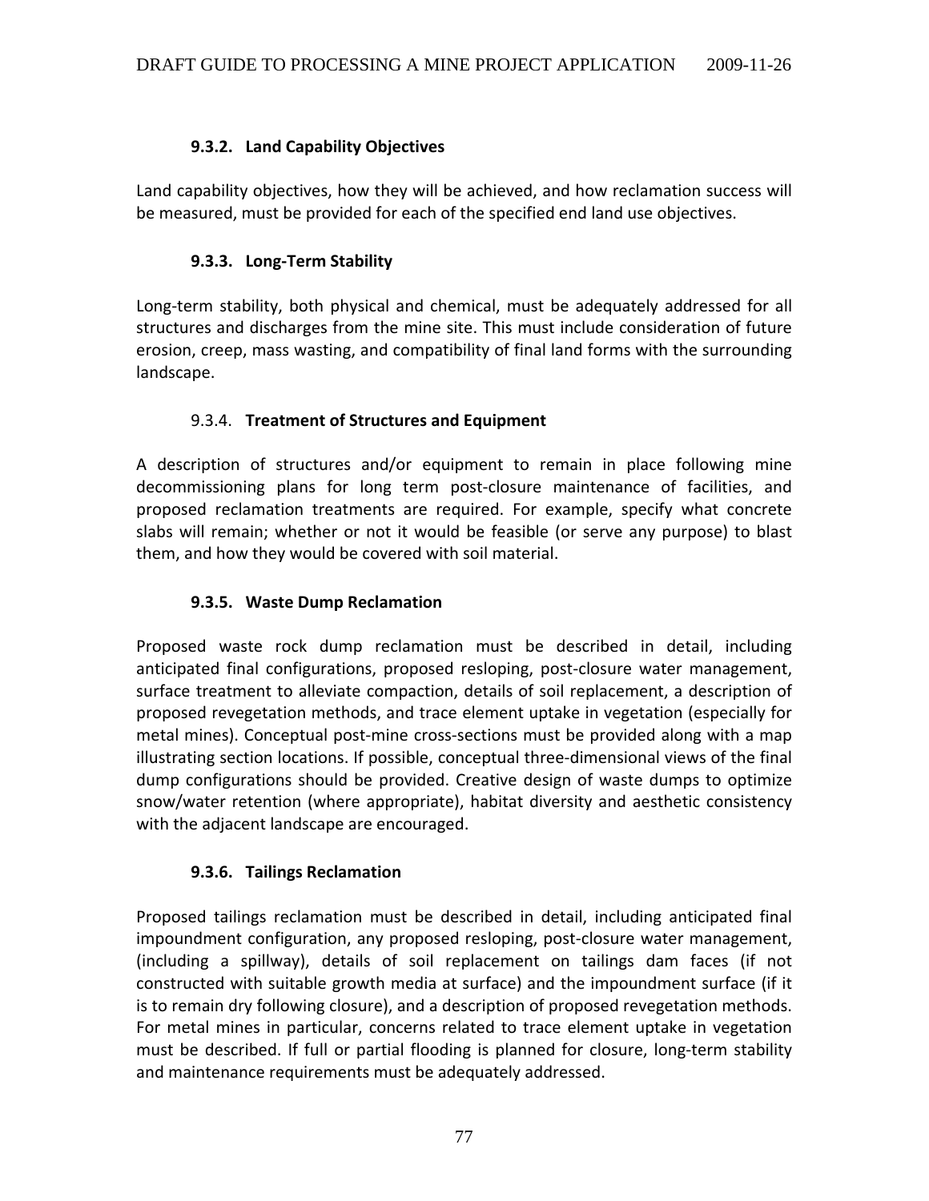### 9.3.2. Land Capability Objectives

Land capability objectives, how they will be achieved, and how reclamation success will be measured, must be provided for each of the specified end land use objectives.

### 9.3.3. Long-Term Stability

Long-term stability, both physical and chemical, must be adequately addressed for all structures and discharges from the mine site. This must include consideration of future erosion, creep, mass wasting, and compatibility of final land forms with the surrounding landscape.

### 9.3.4. Treatment of Structures and Equipment

A description of structures and/or equipment to remain in place following mine decommissioning plans for long term post-closure maintenance of facilities, and proposed reclamation treatments are required. For example, specify what concrete slabs will remain; whether or not it would be feasible (or serve any purpose) to blast them, and how they would be covered with soil material.

### 9.3.5. Waste Dump Reclamation

Proposed waste rock dump reclamation must be described in detail, including anticipated final configurations, proposed resloping, post-closure water management, surface treatment to alleviate compaction, details of soil replacement, a description of proposed revegetation methods, and trace element uptake in vegetation (especially for metal mines). Conceptual post-mine cross-sections must be provided along with a map illustrating section locations. If possible, conceptual three-dimensional views of the final dump configurations should be provided. Creative design of waste dumps to optimize snow/water retention (where appropriate), habitat diversity and aesthetic consistency with the adjacent landscape are encouraged.

### 9.3.6. Tailings Reclamation

Proposed tailings reclamation must be described in detail, including anticipated final impoundment configuration, any proposed resloping, post-closure water management, (including a spillway), details of soil replacement on tailings dam faces (if not constructed with suitable growth media at surface) and the impoundment surface (if it is to remain dry following closure), and a description of proposed revegetation methods. For metal mines in particular, concerns related to trace element uptake in vegetation must be described. If full or partial flooding is planned for closure, long-term stability and maintenance requirements must be adequately addressed.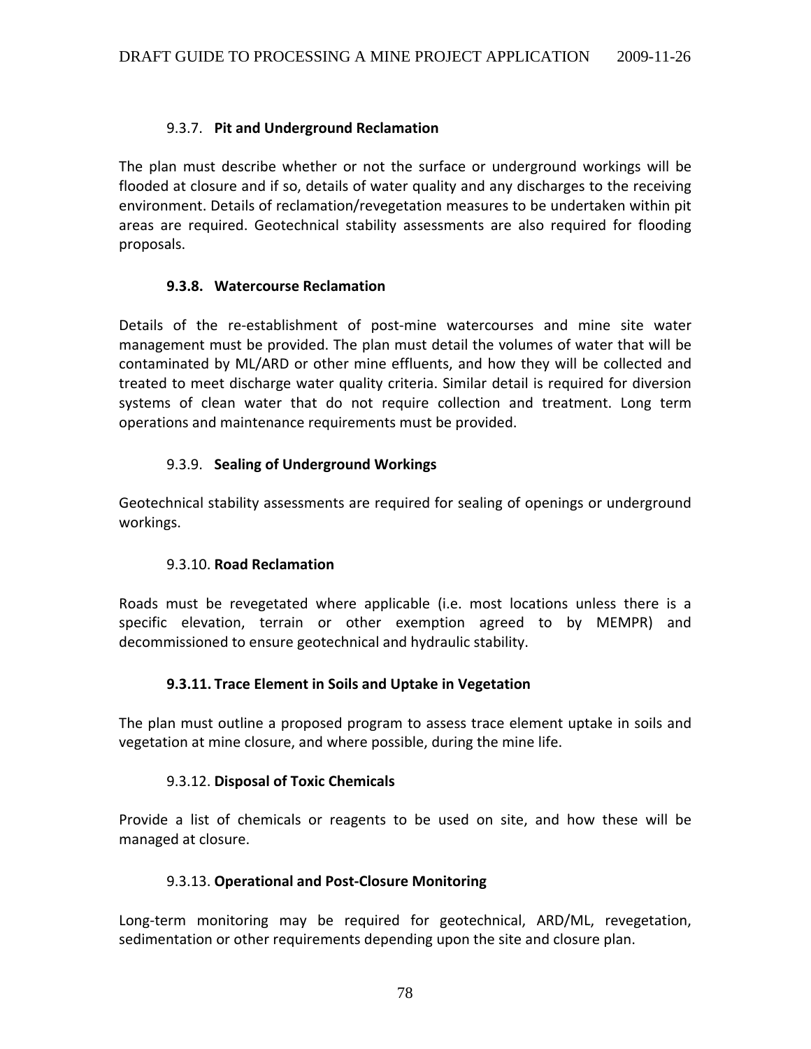#### 9.3.7. **Pit and Underground Reclamation**

The plan must describe whether or not the surface or underground workings will be flooded at closure and if so, details of water quality and any discharges to the receiving environment. Details of reclamation/revegetation measures to be undertaken within pit areas are required. Geotechnical stability assessments are also required for flooding proposals.

#### **9.3.8. Watercourse Reclamation**

Details of the re-establishment of post-mine watercourses and mine site water management must be provided. The plan must detail the volumes of water that will be contaminated by ML/ARD or other mine effluents, and how they will be collected and treated to meet discharge water quality criteria. Similar detail is required for diversion systems of clean water that do not require collection and treatment. Long term operations and maintenance requirements must be provided.

#### 9.3.9. **Sealing of Underground Workings**

Geotechnical stability assessments are required for sealing of openings or underground workings.

#### 9.3.10. **Road Reclamation**

Roads must be revegetated where applicable (i.e. most locations unless there is a specific elevation, terrain or other exemption agreed to by MEMPR) and decommissioned to ensure geotechnical and hydraulic stability.

#### **9.3.11. Trace Element in Soils and Uptake in Vegetation**

The plan must outline a proposed program to assess trace element uptake in soils and vegetation at mine closure, and where possible, during the mine life.

#### 9.3.12. **Disposal of Toxic Chemicals**

Provide a list of chemicals or reagents to be used on site, and how these will be managed at closure.

#### 9.3.13. **Operational and Post-Closure Monitoring**

Long-term monitoring may be required for geotechnical, ARD/ML, revegetation, sedimentation or other requirements depending upon the site and closure plan.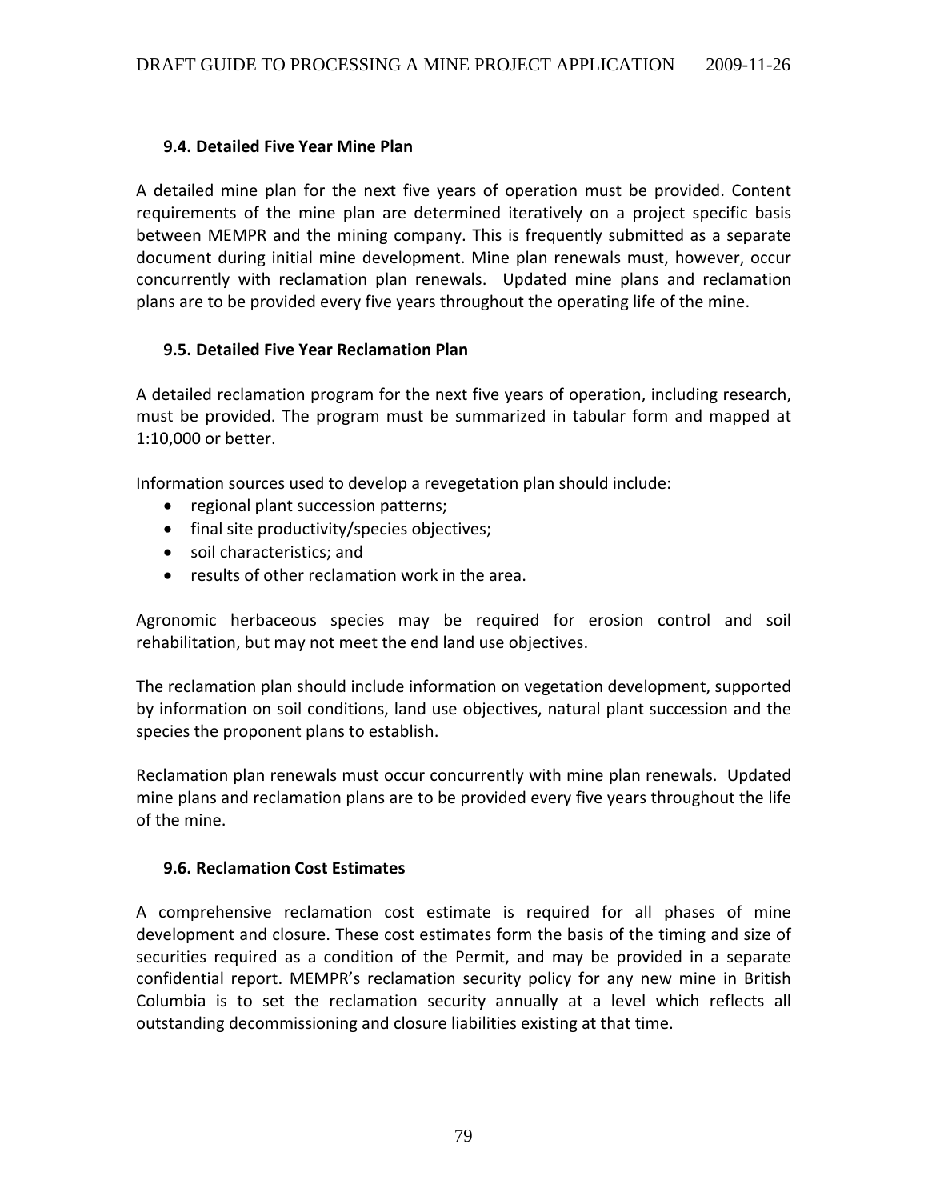### 9.4. Detailed Five Year Mine Plan

A detailed mine plan for the next five years of operation must be provided. Content requirements of the mine plan are determined iteratively on a project specific basis between MEMPR and the mining company. This is frequently submitted as a separate document during initial mine development. Mine plan renewals must, however, occur concurrently with reclamation plan renewals. Updated mine plans and reclamation plans are to be provided every five years throughout the operating life of the mine.

### 9.5. Detailed Five Year Reclamation Plan

A detailed reclamation program for the next five years of operation, including research, must be provided. The program must be summarized in tabular form and mapped at 1:10,000 or better.

Information sources used to develop a revegetation plan should include:

- regional plant succession patterns;
- final site productivity/species objectives;
- soil characteristics; and
- results of other reclamation work in the area.

Agronomic herbaceous species may be required for erosion control and soil rehabilitation, but may not meet the end land use objectives.

The reclamation plan should include information on vegetation development, supported by information on soil conditions, land use objectives, natural plant succession and the species the proponent plans to establish.

Reclamation plan renewals must occur concurrently with mine plan renewals. Updated mine plans and reclamation plans are to be provided every five years throughout the life of the mine.

### 9.6. Reclamation Cost Estimates

A comprehensive reclamation cost estimate is required for all phases of mine development and closure. These cost estimates form the basis of the timing and size of securities required as a condition of the Permit, and may be provided in a separate confidential report. MEMPR's reclamation security policy for any new mine in British Columbia is to set the reclamation security annually at a level which reflects all outstanding decommissioning and closure liabilities existing at that time.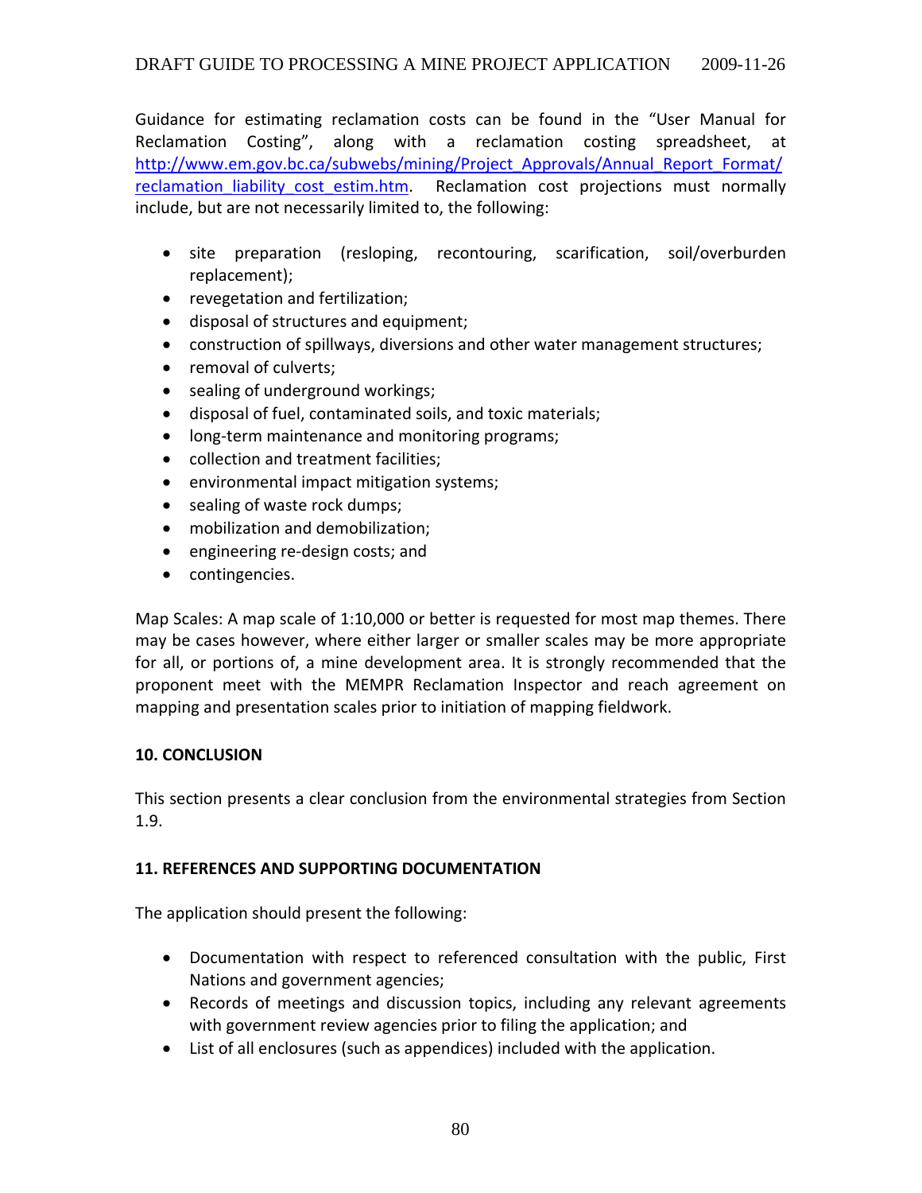Guidance for estimating reclamation costs can be found in the "User Manual for Reclamation Costing", along with a reclamation costing spreadsheet, at http://www.em.gov.bc.ca/subwebs/mining/Project_Approvals/Annual_Report_Format/reclamation_liability_cost_estim.htm. Reclamation cost projections must normally include, but are not necessarily limited to, the following:

- site preparation (resloping, recontouring, scarification, soil/overburden replacement);
- revegetation and fertilization;
- disposal of structures and equipment;
- construction of spillways, diversions and other water management structures;
- removal of culverts;
- sealing of underground workings;
- disposal of fuel, contaminated soils, and toxic materials;
- long-term maintenance and monitoring programs;
- collection and treatment facilities;
- environmental impact mitigation systems;
- sealing of waste rock dumps;
- mobilization and demobilization;
- engineering re-design costs; and
- contingencies.

Map Scales: A map scale of 1:10,000 or better is requested for most map themes. There may be cases however, where either larger or smaller scales may be more appropriate for all, or portions of, a mine development area. It is strongly recommended that the proponent meet with the MEMPR Reclamation Inspector and reach agreement on mapping and presentation scales prior to initiation of mapping fieldwork.

**10. CONCLUSION**

This section presents a clear conclusion from the environmental strategies from Section 1.9.

**11. REFERENCES AND SUPPORTING DOCUMENTATION**

The application should present the following:

- Documentation with respect to referenced consultation with the public, First Nations and government agencies;
- Records of meetings and discussion topics, including any relevant agreements with government review agencies prior to filing the application; and
- List of all enclosures (such as appendices) included with the application.